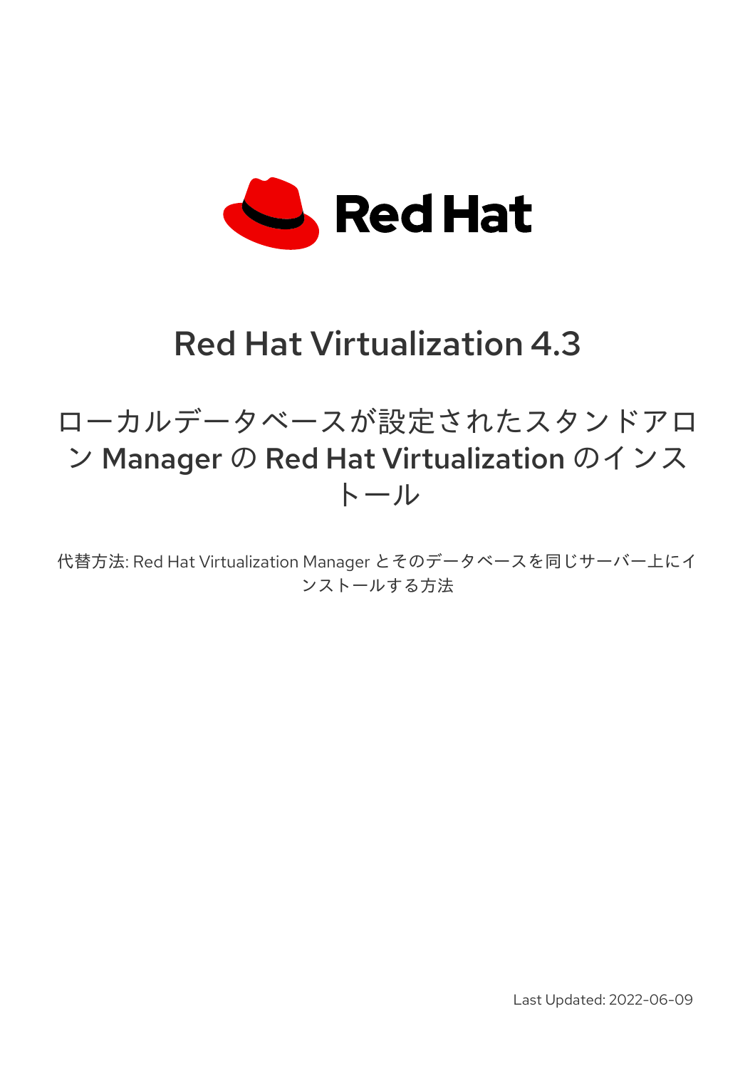Red Hat

# Red Hat Virtualization 4.3

## ローカルデータベースが設定されたスタンドアロン Manager の Red Hat Virtualization のインストール

代替方法: Red Hat Virtualization Manager とそのデータベースを同じサーバー上にインストールする方法

Last Updated: 2022-06-09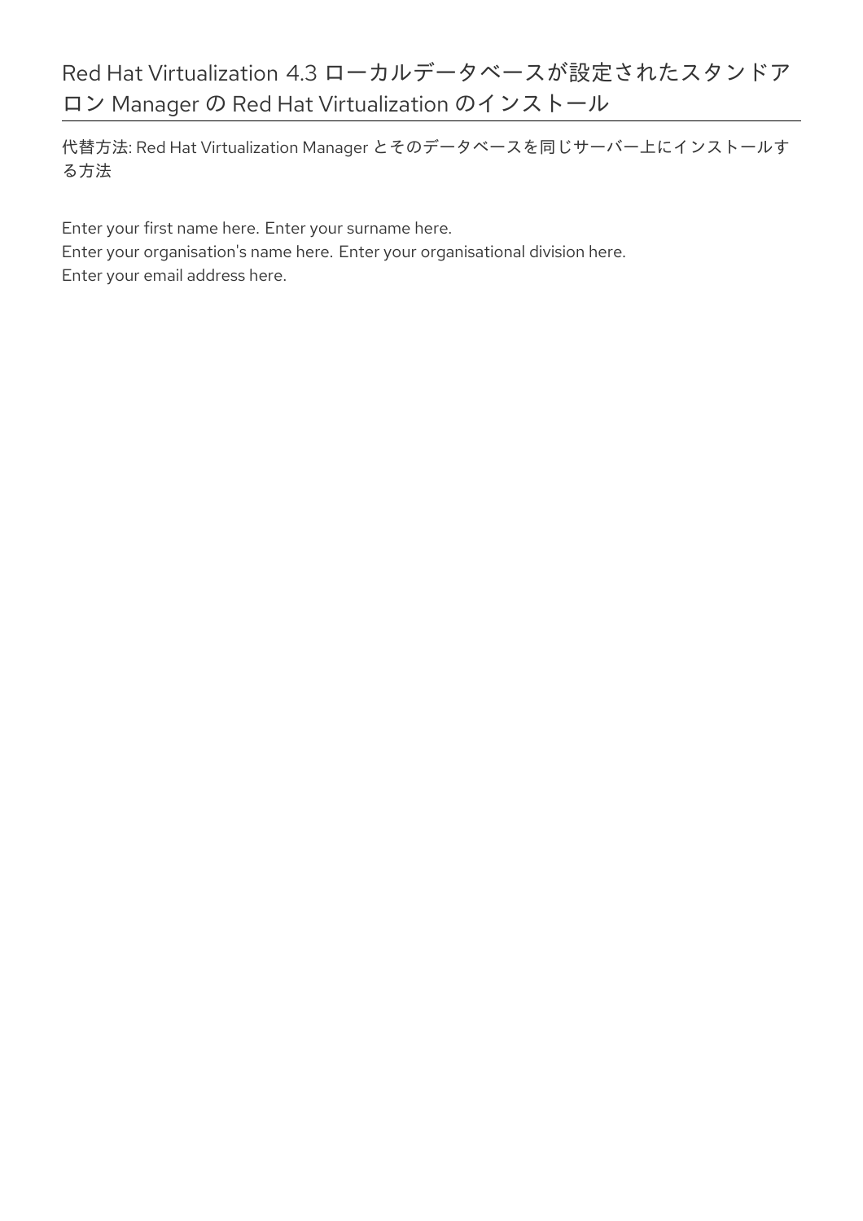# Red Hat Virtualization 4.3 ローカルデータベースが設定されたスタンドアロン Manager の Red Hat Virtualization のインストール

代替方法: Red Hat Virtualization Manager とそのデータベースを同じサーバー上にインストールする方法

Enter your first name here. Enter your surname here.
Enter your organisation's name here. Enter your organisational division here.
Enter your email address here.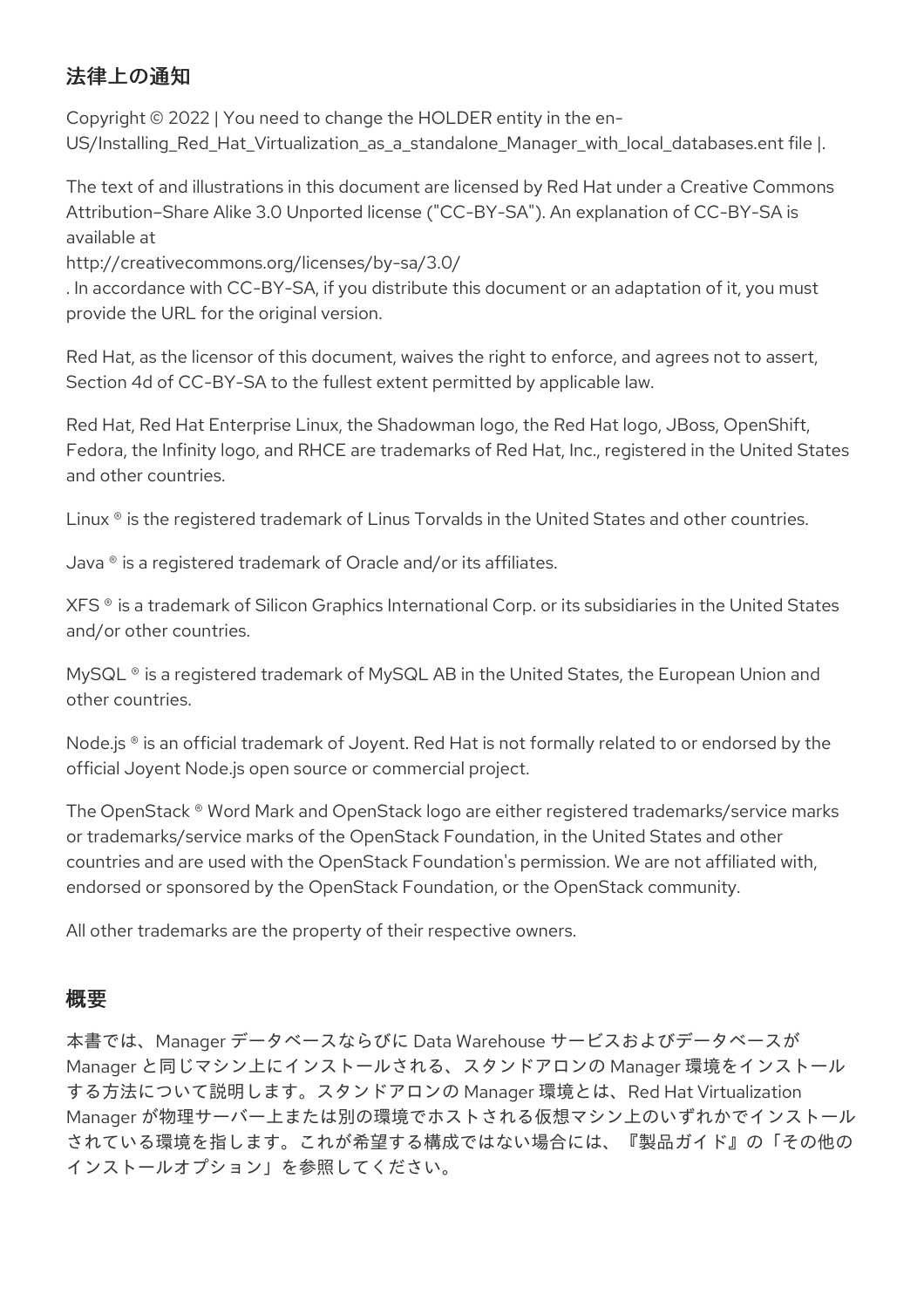## 法律上の通知

Copyright © 2022 | You need to change the HOLDER entity in the en-US/Installing_Red_Hat_Virtualization_as_a_standalone_Manager_with_local_databases.ent file |.

The text of and illustrations in this document are licensed by Red Hat under a Creative Commons Attribution–Share Alike 3.0 Unported license ("CC-BY-SA"). An explanation of CC-BY-SA is available at
http://creativecommons.org/licenses/by-sa/3.0/
. In accordance with CC-BY-SA, if you distribute this document or an adaptation of it, you must provide the URL for the original version.

Red Hat, as the licensor of this document, waives the right to enforce, and agrees not to assert, Section 4d of CC-BY-SA to the fullest extent permitted by applicable law.

Red Hat, Red Hat Enterprise Linux, the Shadowman logo, the Red Hat logo, JBoss, OpenShift, Fedora, the Infinity logo, and RHCE are trademarks of Red Hat, Inc., registered in the United States and other countries.

Linux ® is the registered trademark of Linus Torvalds in the United States and other countries.

Java ® is a registered trademark of Oracle and/or its affiliates.

XFS ® is a trademark of Silicon Graphics International Corp. or its subsidiaries in the United States and/or other countries.

MySQL ® is a registered trademark of MySQL AB in the United States, the European Union and other countries.

Node.js ® is an official trademark of Joyent. Red Hat is not formally related to or endorsed by the official Joyent Node.js open source or commercial project.

The OpenStack ® Word Mark and OpenStack logo are either registered trademarks/service marks or trademarks/service marks of the OpenStack Foundation, in the United States and other countries and are used with the OpenStack Foundation's permission. We are not affiliated with, endorsed or sponsored by the OpenStack Foundation, or the OpenStack community.

All other trademarks are the property of their respective owners.

## 概要

本書では、Manager データベースならびに Data Warehouse サービスおよびデータベースが Manager と同じマシン上にインストールされる、スタンドアロンの Manager 環境をインストールする方法について説明します。スタンドアロンの Manager 環境とは、Red Hat Virtualization Manager が物理サーバー上または別の環境でホストされる仮想マシン上のいずれかでインストールされている環境を指します。これが希望する構成ではない場合には、『製品ガイド』の「その他のインストールオプション」を参照してください。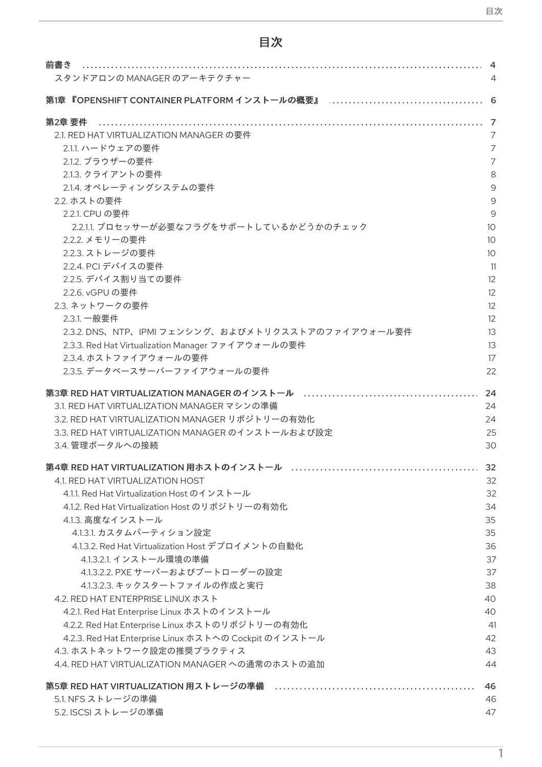# 目次

- 前書き ..... 4
  - スタンドアロンの MANAGER のアーキテクチャー ..... 4
- 第1章 『OPENSHIFT CONTAINER PLATFORM インストールの概要』 ..... 6
- 第2章 要件 ..... 7
  - 2.1. RED HAT VIRTUALIZATION MANAGER の要件 ..... 7
    - 2.1.1. ハードウェアの要件 ..... 7
    - 2.1.2. ブラウザーの要件 ..... 7
    - 2.1.3. クライアントの要件 ..... 8
    - 2.1.4. オペレーティングシステムの要件 ..... 9
  - 2.2. ホストの要件 ..... 9
    - 2.2.1. CPU の要件 ..... 9
      - 2.2.1.1. プロセッサーが必要なフラグをサポートしているかどうかのチェック ..... 10
    - 2.2.2. メモリーの要件 ..... 10
    - 2.2.3. ストレージの要件 ..... 10
    - 2.2.4. PCI デバイスの要件 ..... 11
    - 2.2.5. デバイス割り当ての要件 ..... 12
    - 2.2.6. vGPU の要件 ..... 12
  - 2.3. ネットワークの要件 ..... 12
    - 2.3.1. 一般要件 ..... 12
    - 2.3.2. DNS、NTP、IPMI フェンシング、およびメトリクスストアのファイアウォール要件 ..... 13
    - 2.3.3. Red Hat Virtualization Manager ファイアウォールの要件 ..... 13
    - 2.3.4. ホストファイアウォールの要件 ..... 17
    - 2.3.5. データベースサーバーファイアウォールの要件 ..... 22
- 第3章 RED HAT VIRTUALIZATION MANAGER のインストール ..... 24
  - 3.1. RED HAT VIRTUALIZATION MANAGER マシンの準備 ..... 24
  - 3.2. RED HAT VIRTUALIZATION MANAGER リポジトリーの有効化 ..... 24
  - 3.3. RED HAT VIRTUALIZATION MANAGER のインストールおよび設定 ..... 25
  - 3.4. 管理ポータルへの接続 ..... 30
- 第4章 RED HAT VIRTUALIZATION 用ホストのインストール ..... 32
  - 4.1. RED HAT VIRTUALIZATION HOST ..... 32
    - 4.1.1. Red Hat Virtualization Host のインストール ..... 32
    - 4.1.2. Red Hat Virtualization Host のリポジトリーの有効化 ..... 34
    - 4.1.3. 高度なインストール ..... 35
      - 4.1.3.1. カスタムパーティション設定 ..... 35
      - 4.1.3.2. Red Hat Virtualization Host デプロイメントの自動化 ..... 36
        - 4.1.3.2.1. インストール環境の準備 ..... 37
        - 4.1.3.2.2. PXE サーバーおよびブートローダーの設定 ..... 37
        - 4.1.3.2.3. キックスタートファイルの作成と実行 ..... 38
  - 4.2. RED HAT ENTERPRISE LINUX ホスト ..... 40
    - 4.2.1. Red Hat Enterprise Linux ホストのインストール ..... 40
    - 4.2.2. Red Hat Enterprise Linux ホストのリポジトリーの有効化 ..... 41
    - 4.2.3. Red Hat Enterprise Linux ホストへの Cockpit のインストール ..... 42
  - 4.3. ホストネットワーク設定の推奨プラクティス ..... 43
  - 4.4. RED HAT VIRTUALIZATION MANAGER への通常のホストの追加 ..... 44
- 第5章 RED HAT VIRTUALIZATION 用ストレージの準備 ..... 46
  - 5.1. NFS ストレージの準備 ..... 46
  - 5.2. ISCSI ストレージの準備 ..... 47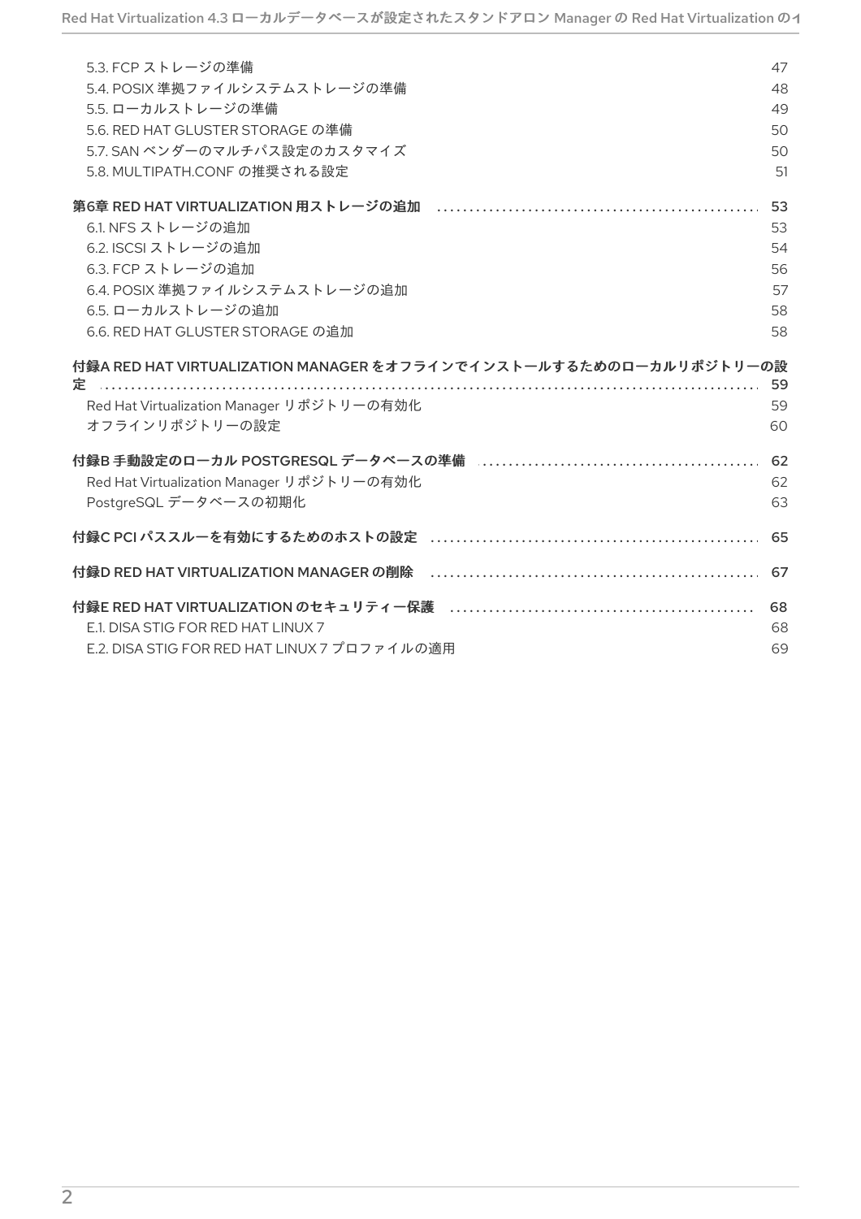5.3. FCP ストレージの準備 47
5.4. POSIX 準拠ファイルシステムストレージの準備 48
5.5. ローカルストレージの準備 49
5.6. RED HAT GLUSTER STORAGE の準備 50
5.7. SAN ベンダーのマルチパス設定のカスタマイズ 50
5.8. MULTIPATH.CONF の推奨される設定 51

**第6章 RED HAT VIRTUALIZATION 用ストレージの追加 53**
6.1. NFS ストレージの追加 53
6.2. ISCSI ストレージの追加 54
6.3. FCP ストレージの追加 56
6.4. POSIX 準拠ファイルシステムストレージの追加 57
6.5. ローカルストレージの追加 58
6.6. RED HAT GLUSTER STORAGE の追加 58

**付録A RED HAT VIRTUALIZATION MANAGER をオフラインでインストールするためのローカルリポジトリーの設定 59**
Red Hat Virtualization Manager リポジトリーの有効化 59
オフラインリポジトリーの設定 60

**付録B 手動設定のローカル POSTGRESQL データベースの準備 62**
Red Hat Virtualization Manager リポジトリーの有効化 62
PostgreSQL データベースの初期化 63

**付録C PCI パススルーを有効にするためのホストの設定 65**

**付録D RED HAT VIRTUALIZATION MANAGER の削除 67**

**付録E RED HAT VIRTUALIZATION のセキュリティー保護 68**
E.1. DISA STIG FOR RED HAT LINUX 7 68
E.2. DISA STIG FOR RED HAT LINUX 7 プロファイルの適用 69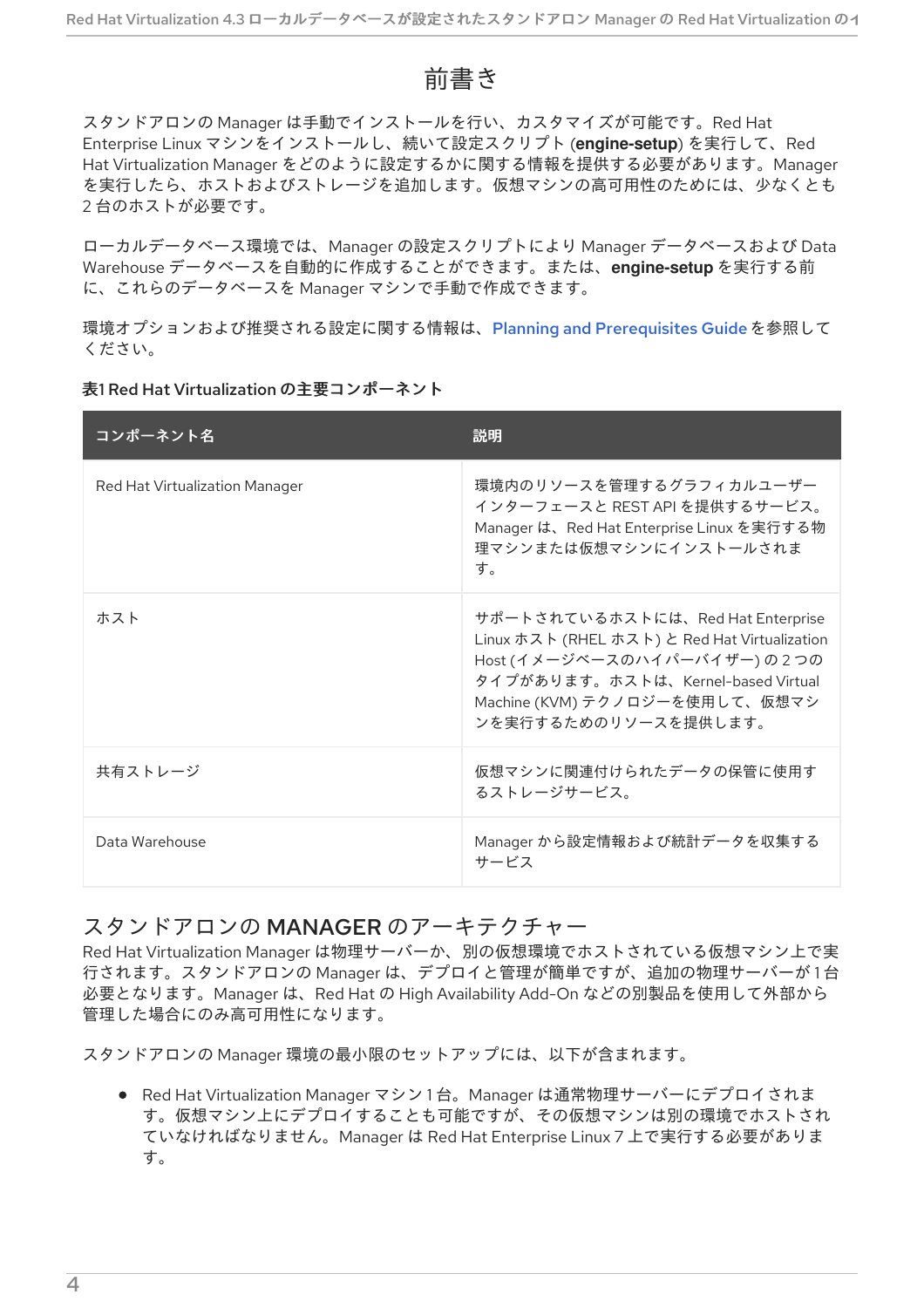# 前書き

スタンドアロンの Manager は手動でインストールを行い、カスタマイズが可能です。Red Hat Enterprise Linux マシンをインストールし、続いて設定スクリプト (**engine-setup**) を実行して、Red Hat Virtualization Manager をどのように設定するかに関する情報を提供する必要があります。Manager を実行したら、ホストおよびストレージを追加します。仮想マシンの高可用性のためには、少なくとも 2 台のホストが必要です。

ローカルデータベース環境では、Manager の設定スクリプトにより Manager データベースおよび Data Warehouse データベースを自動的に作成することができます。または、**engine-setup** を実行する前に、これらのデータベースを Manager マシンで手動で作成できます。

環境オプションおよび推奨される設定に関する情報は、Planning and Prerequisites Guide を参照してください。

**表1 Red Hat Virtualization の主要コンポーネント**

| コンポーネント名 | 説明 |
| --- | --- |
| Red Hat Virtualization Manager | 環境内のリソースを管理するグラフィカルユーザーインターフェースと REST API を提供するサービス。Manager は、Red Hat Enterprise Linux を実行する物理マシンまたは仮想マシンにインストールされます。 |
| ホスト | サポートされているホストには、Red Hat Enterprise Linux ホスト (RHEL ホスト) と Red Hat Virtualization Host (イメージベースのハイパーバイザー) の 2 つのタイプがあります。ホストは、Kernel-based Virtual Machine (KVM) テクノロジーを使用して、仮想マシンを実行するためのリソースを提供します。 |
| 共有ストレージ | 仮想マシンに関連付けられたデータの保管に使用するストレージサービス。 |
| Data Warehouse | Manager から設定情報および統計データを収集するサービス |

## スタンドアロンの MANAGER のアーキテクチャー

Red Hat Virtualization Manager は物理サーバーか、別の仮想環境でホストされている仮想マシン上で実行されます。スタンドアロンの Manager は、デプロイと管理が簡単ですが、追加の物理サーバーが 1 台必要となります。Manager は、Red Hat の High Availability Add-On などの別製品を使用して外部から管理した場合にのみ高可用性になります。

スタンドアロンの Manager 環境の最小限のセットアップには、以下が含まれます。

- Red Hat Virtualization Manager マシン 1 台。Manager は通常物理サーバーにデプロイされます。仮想マシン上にデプロイすることも可能ですが、その仮想マシンは別の環境でホストされていなければなりません。Manager は Red Hat Enterprise Linux 7 上で実行する必要があります。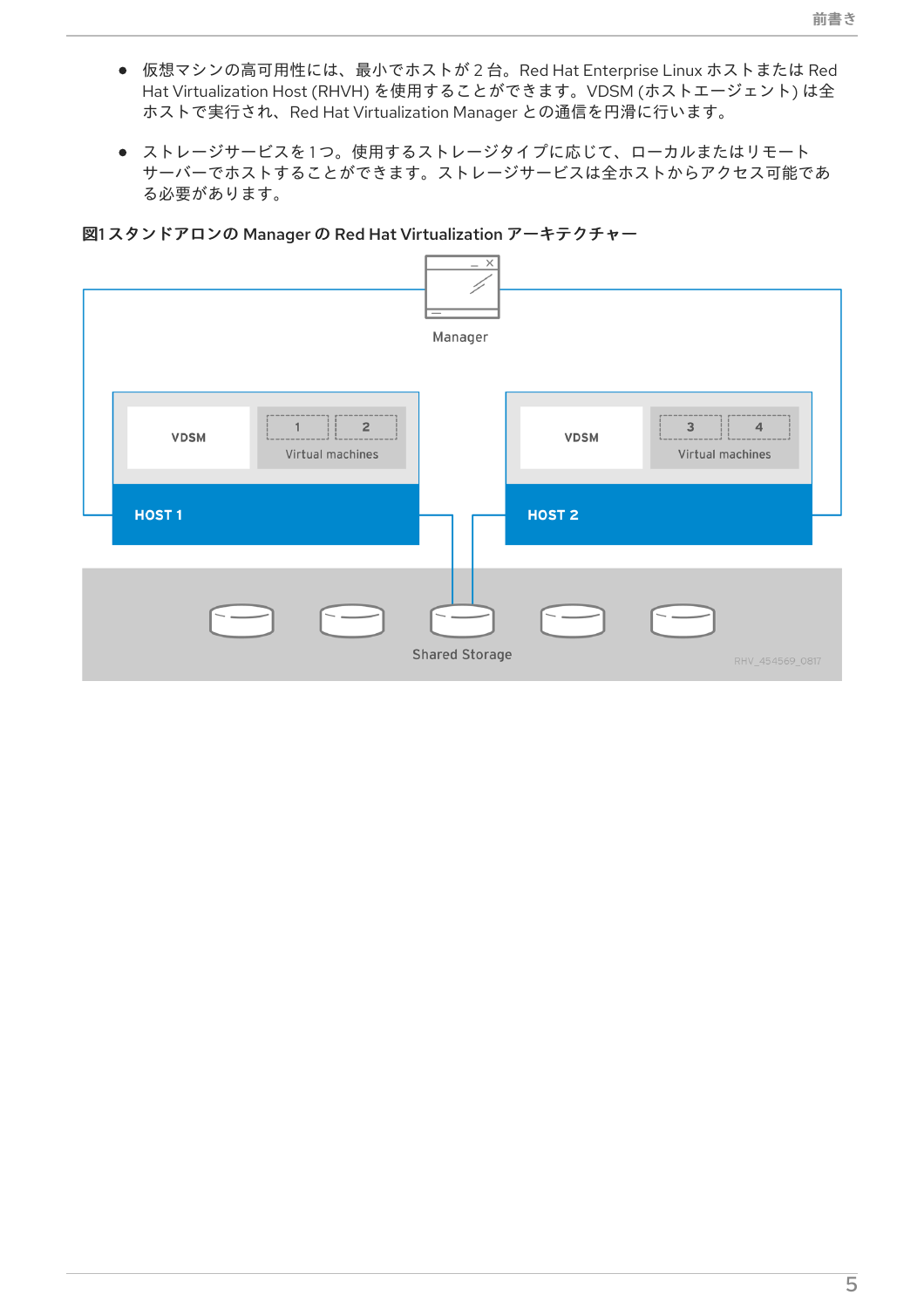- 仮想マシンの高可用性には、最小でホストが 2 台。Red Hat Enterprise Linux ホストまたは Red Hat Virtualization Host (RHVH) を使用することができます。VDSM (ホストエージェント) は全ホストで実行され、Red Hat Virtualization Manager との通信を円滑に行います。

- ストレージサービスを 1 つ。使用するストレージタイプに応じて、ローカルまたはリモートサーバーでホストすることができます。ストレージサービスは全ホストからアクセス可能である必要があります。

**図1 スタンドアロンの Manager の Red Hat Virtualization アーキテクチャー**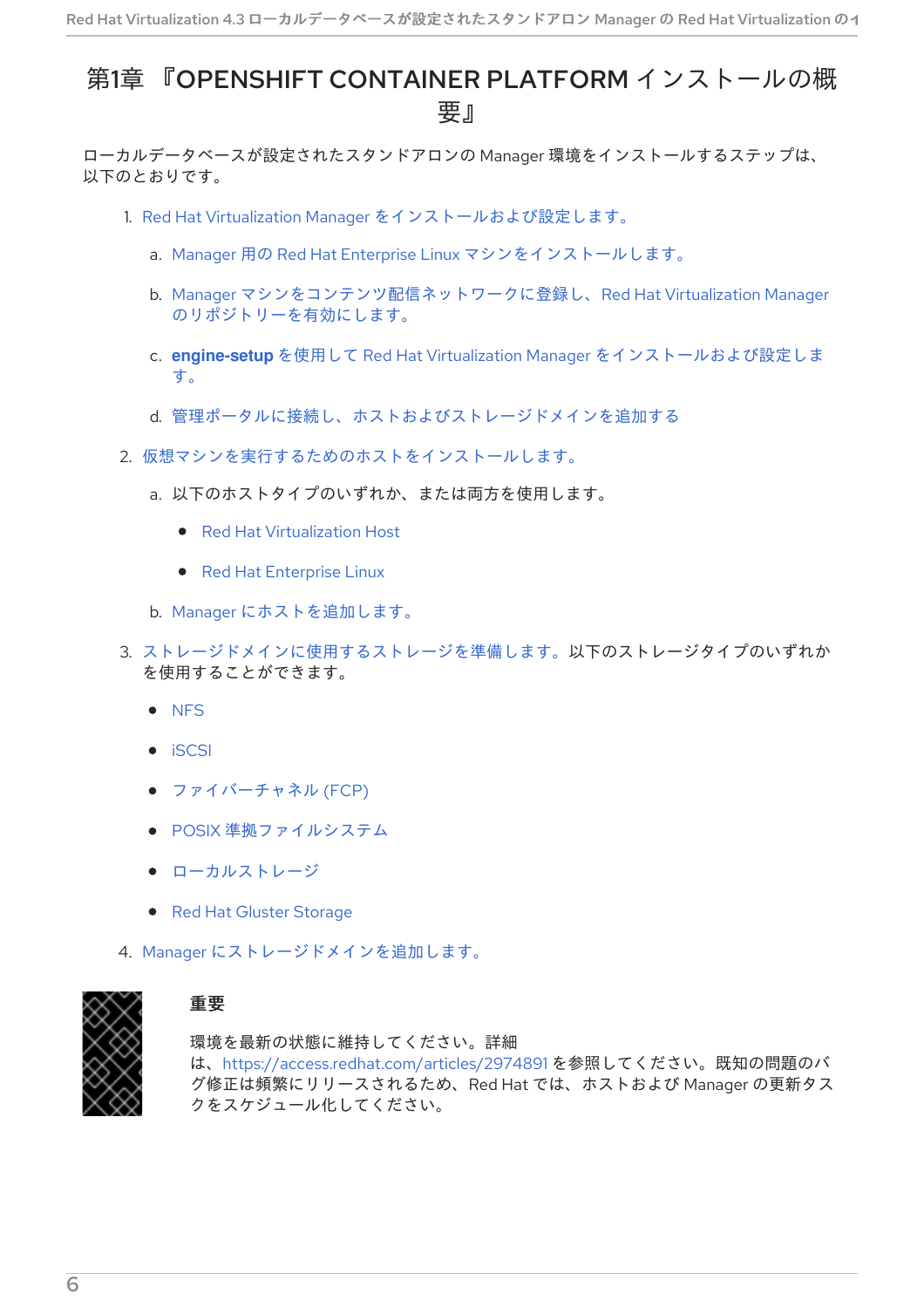# 第1章 『OPENSHIFT CONTAINER PLATFORM インストールの概要』

ローカルデータベースが設定されたスタンドアロンの Manager 環境をインストールするステップは、以下のとおりです。

1. Red Hat Virtualization Manager をインストールおよび設定します。
   a. Manager 用の Red Hat Enterprise Linux マシンをインストールします。
   b. Manager マシンをコンテンツ配信ネットワークに登録し、Red Hat Virtualization Manager のリポジトリーを有効にします。
   c. **engine-setup** を使用して Red Hat Virtualization Manager をインストールおよび設定します。
   d. 管理ポータルに接続し、ホストおよびストレージドメインを追加する
2. 仮想マシンを実行するためのホストをインストールします。
   a. 以下のホストタイプのいずれか、または両方を使用します。
      - Red Hat Virtualization Host
      - Red Hat Enterprise Linux
   b. Manager にホストを追加します。
3. ストレージドメインに使用するストレージを準備します。以下のストレージタイプのいずれかを使用することができます。
   - NFS
   - iSCSI
   - ファイバーチャネル (FCP)
   - POSIX 準拠ファイルシステム
   - ローカルストレージ
   - Red Hat Gluster Storage
4. Manager にストレージドメインを追加します。

**重要**

環境を最新の状態に維持してください。詳細は、https://access.redhat.com/articles/2974891 を参照してください。既知の問題のバグ修正は頻繁にリリースされるため、Red Hat では、ホストおよび Manager の更新タスクをスケジュール化してください。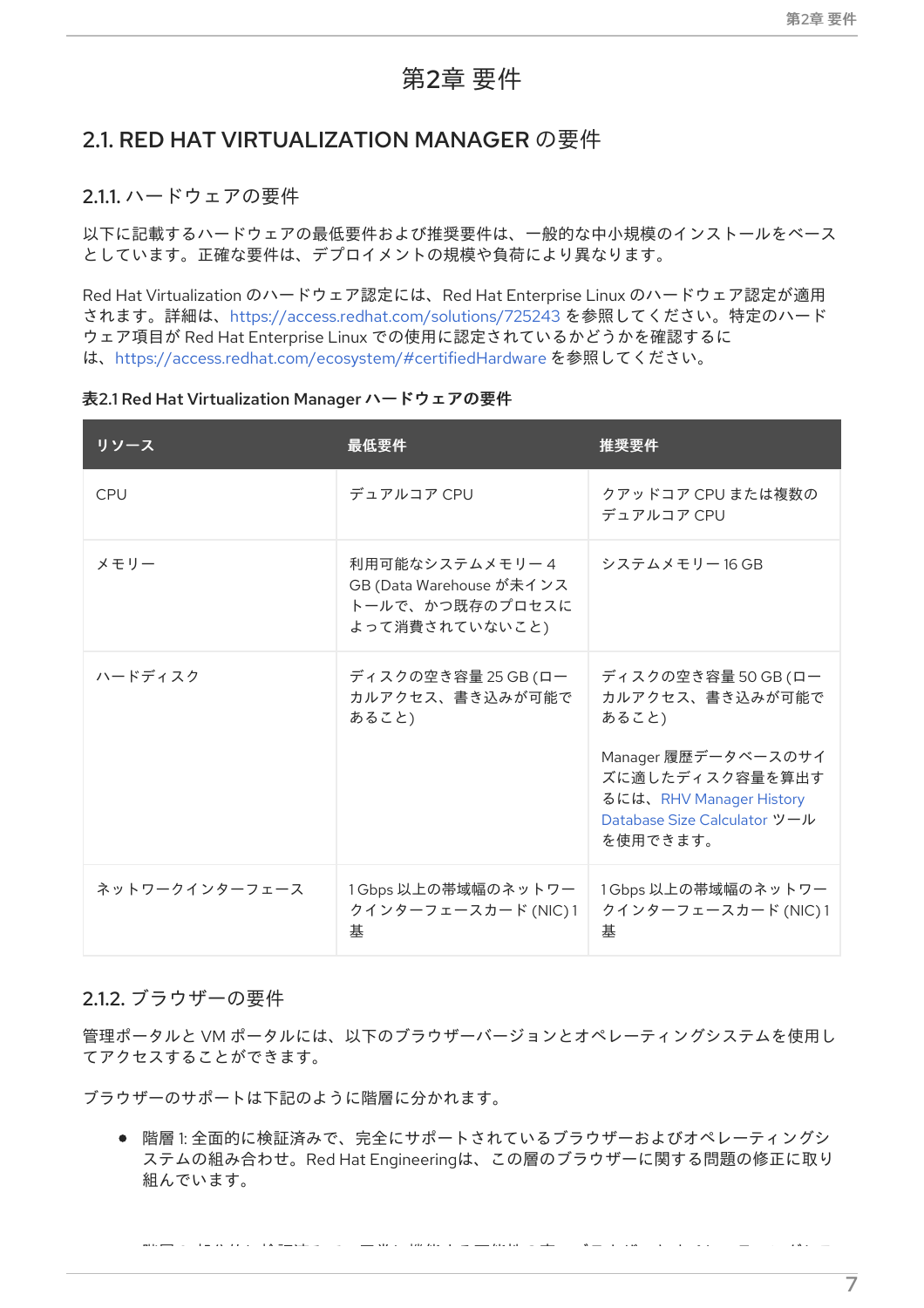# 第2章 要件

## 2.1. RED HAT VIRTUALIZATION MANAGER の要件

### 2.1.1. ハードウェアの要件

以下に記載するハードウェアの最低要件および推奨要件は、一般的な中小規模のインストールをベースとしています。正確な要件は、デプロイメントの規模や負荷により異なります。

Red Hat Virtualization のハードウェア認定には、Red Hat Enterprise Linux のハードウェア認定が適用されます。詳細は、https://access.redhat.com/solutions/725243 を参照してください。特定のハードウェア項目が Red Hat Enterprise Linux での使用に認定されているかどうかを確認するには、https://access.redhat.com/ecosystem/#certifiedHardware を参照してください。

**表2.1 Red Hat Virtualization Manager ハードウェアの要件**

| リソース | 最低要件 | 推奨要件 |
|---|---|---|
| CPU | デュアルコア CPU | クアッドコア CPU または複数のデュアルコア CPU |
| メモリー | 利用可能なシステムメモリー 4 GB (Data Warehouse が未インストールで、かつ既存のプロセスによって消費されていないこと) | システムメモリー 16 GB |
| ハードディスク | ディスクの空き容量 25 GB (ローカルアクセス、書き込みが可能であること) | ディスクの空き容量 50 GB (ローカルアクセス、書き込みが可能であること)<br><br>Manager 履歴データベースのサイズに適したディスク容量を算出するには、RHV Manager History Database Size Calculator ツールを使用できます。 |
| ネットワークインターフェース | 1 Gbps 以上の帯域幅のネットワークインターフェースカード (NIC) 1 基 | 1 Gbps 以上の帯域幅のネットワークインターフェースカード (NIC) 1 基 |

### 2.1.2. ブラウザーの要件

管理ポータルと VM ポータルには、以下のブラウザーバージョンとオペレーティングシステムを使用してアクセスすることができます。

ブラウザーのサポートは下記のように階層に分かれます。

- 階層 1: 全面的に検証済みで、完全にサポートされているブラウザーおよびオペレーティングシステムの組み合わせ。Red Hat Engineeringは、この層のブラウザーに関する問題の修正に取り組んでいます。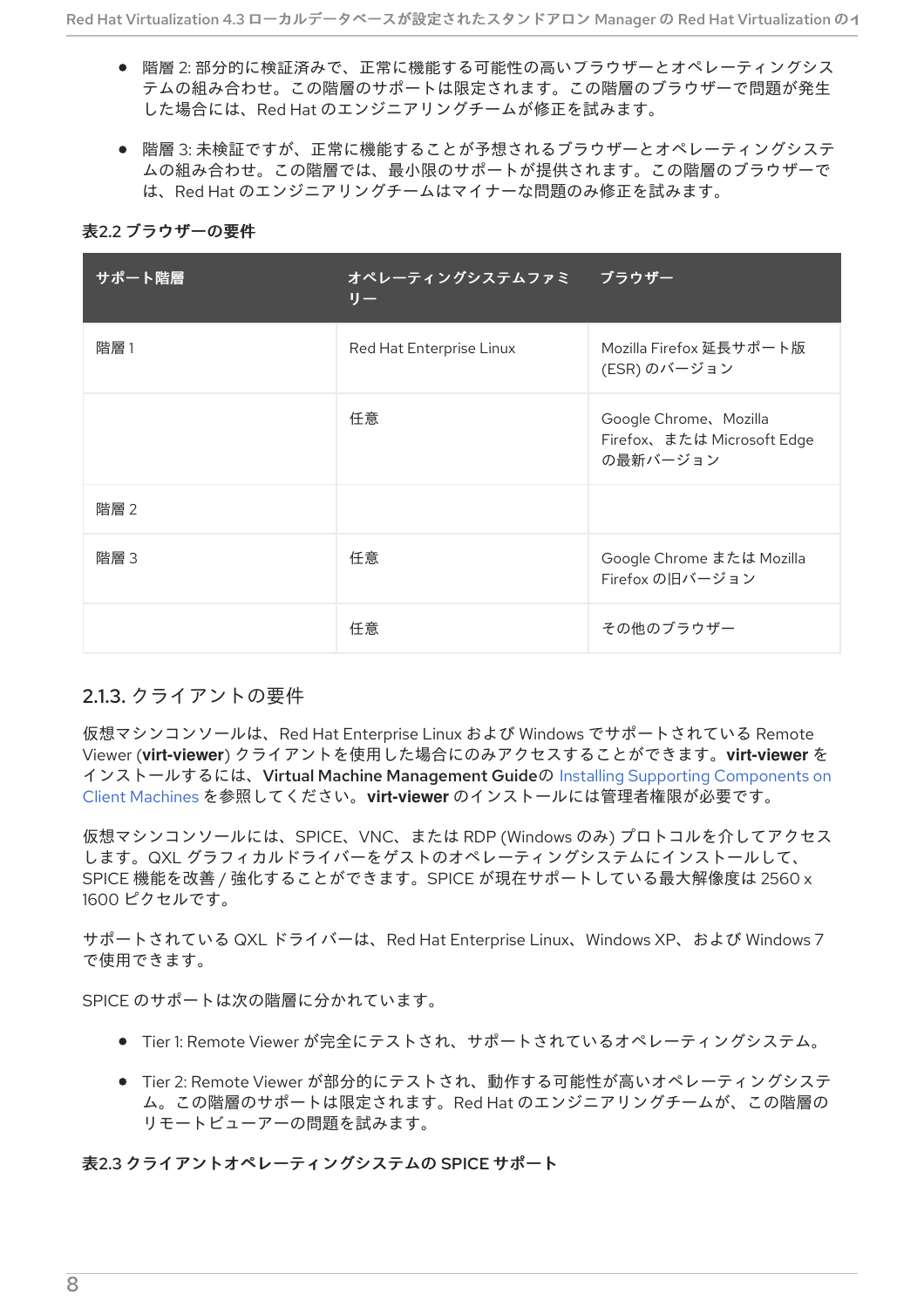- 階層 2: 部分的に検証済みで、正常に機能する可能性の高いブラウザーとオペレーティングシステムの組み合わせ。この階層のサポートは限定されます。この階層のブラウザーで問題が発生した場合には、Red Hat のエンジニアリングチームが修正を試みます。

- 階層 3: 未検証ですが、正常に機能することが予想されるブラウザーとオペレーティングシステムの組み合わせ。この階層では、最小限のサポートが提供されます。この階層のブラウザーでは、Red Hat のエンジニアリングチームはマイナーな問題のみ修正を試みます。

**表2.2 ブラウザーの要件**

| サポート階層 | オペレーティングシステムファミリー | ブラウザー |
| --- | --- | --- |
| 階層 1 | Red Hat Enterprise Linux | Mozilla Firefox 延長サポート版 (ESR) のバージョン |
| | 任意 | Google Chrome、Mozilla Firefox、または Microsoft Edge の最新バージョン |
| 階層 2 | | |
| 階層 3 | 任意 | Google Chrome または Mozilla Firefox の旧バージョン |
| | 任意 | その他のブラウザー |

### 2.1.3. クライアントの要件

仮想マシンコンソールは、Red Hat Enterprise Linux および Windows でサポートされている Remote Viewer (**virt-viewer**) クライアントを使用した場合にのみアクセスすることができます。**virt-viewer** をインストールするには、**Virtual Machine Management Guide**の Installing Supporting Components on Client Machines を参照してください。**virt-viewer** のインストールには管理者権限が必要です。

仮想マシンコンソールには、SPICE、VNC、または RDP (Windows のみ) プロトコルを介してアクセスします。QXL グラフィカルドライバーをゲストのオペレーティングシステムにインストールして、SPICE 機能を改善 / 強化することができます。SPICE が現在サポートしている最大解像度は 2560 x 1600 ピクセルです。

サポートされている QXL ドライバーは、Red Hat Enterprise Linux、Windows XP、および Windows 7 で使用できます。

SPICE のサポートは次の階層に分かれています。

- Tier 1: Remote Viewer が完全にテストされ、サポートされているオペレーティングシステム。

- Tier 2: Remote Viewer が部分的にテストされ、動作する可能性が高いオペレーティングシステム。この階層のサポートは限定されます。Red Hat のエンジニアリングチームが、この階層のリモートビューアーの問題を試みます。

**表2.3 クライアントオペレーティングシステムの SPICE サポート**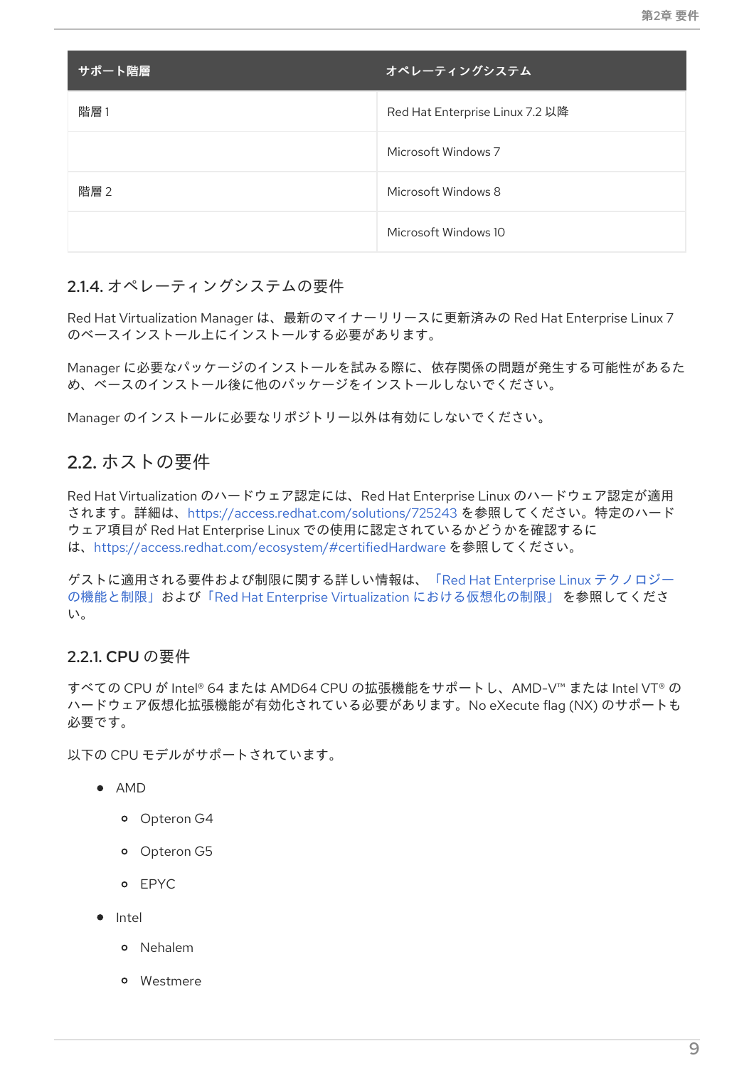| サポート階層 | オペレーティングシステム |
| --- | --- |
| 階層 1 | Red Hat Enterprise Linux 7.2 以降 |
| | Microsoft Windows 7 |
| 階層 2 | Microsoft Windows 8 |
| | Microsoft Windows 10 |

### 2.1.4. オペレーティングシステムの要件

Red Hat Virtualization Manager は、最新のマイナーリリースに更新済みの Red Hat Enterprise Linux 7 のベースインストール上にインストールする必要があります。

Manager に必要なパッケージのインストールを試みる際に、依存関係の問題が発生する可能性があるため、ベースのインストール後に他のパッケージをインストールしないでください。

Manager のインストールに必要なリポジトリー以外は有効にしないでください。

## 2.2. ホストの要件

Red Hat Virtualization のハードウェア認定には、Red Hat Enterprise Linux のハードウェア認定が適用されます。詳細は、https://access.redhat.com/solutions/725243 を参照してください。特定のハードウェア項目が Red Hat Enterprise Linux での使用に認定されているかどうかを確認するには、https://access.redhat.com/ecosystem/#certifiedHardware を参照してください。

ゲストに適用される要件および制限に関する詳しい情報は、「Red Hat Enterprise Linux テクノロジーの機能と制限」および「Red Hat Enterprise Virtualization における仮想化の制限」を参照してください。

### 2.2.1. CPU の要件

すべての CPU が Intel® 64 または AMD64 CPU の拡張機能をサポートし、AMD-V™ または Intel VT® のハードウェア仮想化拡張機能が有効化されている必要があります。No eXecute flag (NX) のサポートも必要です。

以下の CPU モデルがサポートされています。

- AMD
  - Opteron G4
  - Opteron G5
  - EPYC
- Intel
  - Nehalem
  - Westmere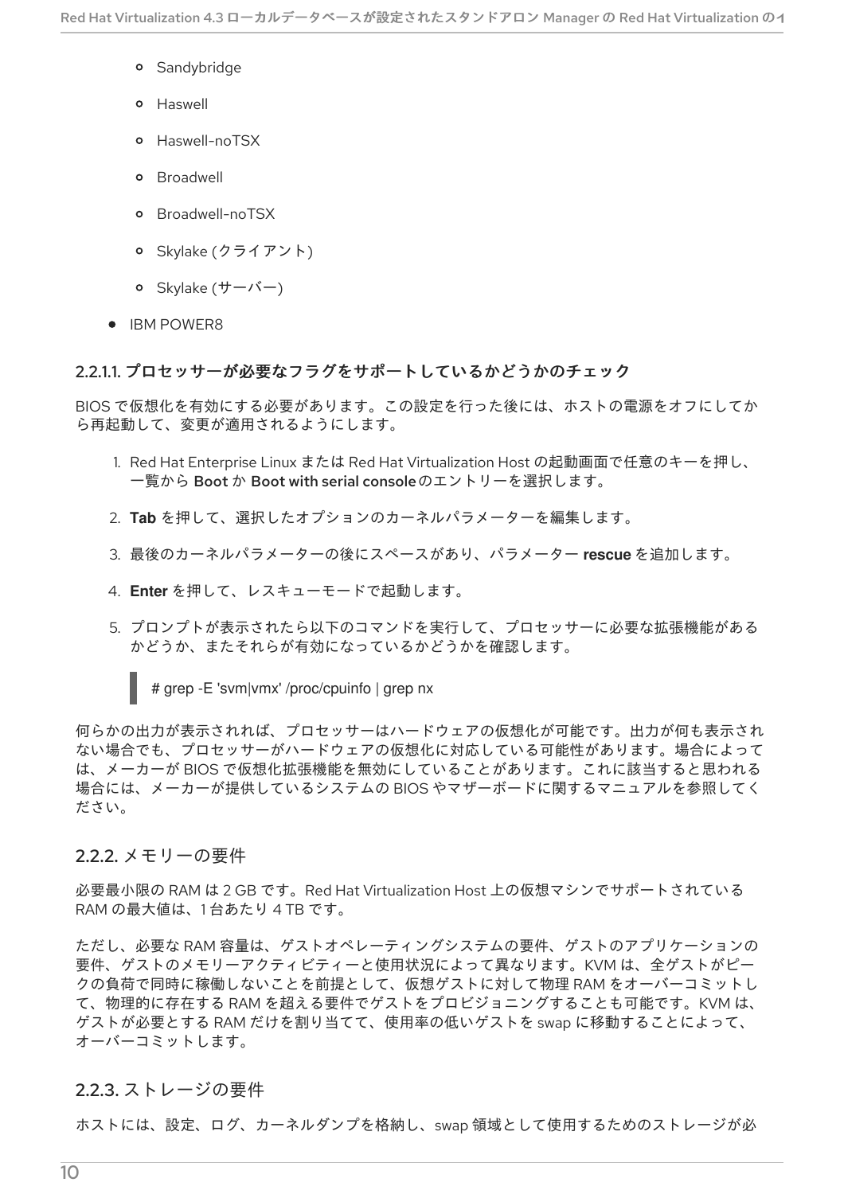- Sandybridge
- Haswell
- Haswell-noTSX
- Broadwell
- Broadwell-noTSX
- Skylake (クライアント)
- Skylake (サーバー)

- IBM POWER8

#### 2.2.1.1. プロセッサーが必要なフラグをサポートしているかどうかのチェック

BIOS で仮想化を有効にする必要があります。この設定を行った後には、ホストの電源をオフにしてから再起動して、変更が適用されるようにします。

1. Red Hat Enterprise Linux または Red Hat Virtualization Host の起動画面で任意のキーを押し、一覧から **Boot** か **Boot with serial console** のエントリーを選択します。
2. **Tab** を押して、選択したオプションのカーネルパラメーターを編集します。
3. 最後のカーネルパラメーターの後にスペースがあり、パラメーター **rescue** を追加します。
4. **Enter** を押して、レスキューモードで起動します。
5. プロンプトが表示されたら以下のコマンドを実行して、プロセッサーに必要な拡張機能があるかどうか、またそれらが有効になっているかどうかを確認します。

```
# grep -E 'svm|vmx' /proc/cpuinfo | grep nx
```

何らかの出力が表示されれば、プロセッサーはハードウェアの仮想化が可能です。出力が何も表示されない場合でも、プロセッサーがハードウェアの仮想化に対応している可能性があります。場合によっては、メーカーが BIOS で仮想化拡張機能を無効にしていることがあります。これに該当すると思われる場合には、メーカーが提供しているシステムの BIOS やマザーボードに関するマニュアルを参照してください。

### 2.2.2. メモリーの要件

必要最小限の RAM は 2 GB です。Red Hat Virtualization Host 上の仮想マシンでサポートされている RAM の最大値は、1 台あたり 4 TB です。

ただし、必要な RAM 容量は、ゲストオペレーティングシステムの要件、ゲストのアプリケーションの要件、ゲストのメモリーアクティビティーと使用状況によって異なります。KVM は、全ゲストがピークの負荷で同時に稼働しないことを前提として、仮想ゲストに対して物理 RAM をオーバーコミットして、物理的に存在する RAM を超える要件でゲストをプロビジョニングすることも可能です。KVM は、ゲストが必要とする RAM だけを割り当てて、使用率の低いゲストを swap に移動することによって、オーバーコミットします。

### 2.2.3. ストレージの要件

ホストには、設定、ログ、カーネルダンプを格納し、swap 領域として使用するためのストレージが必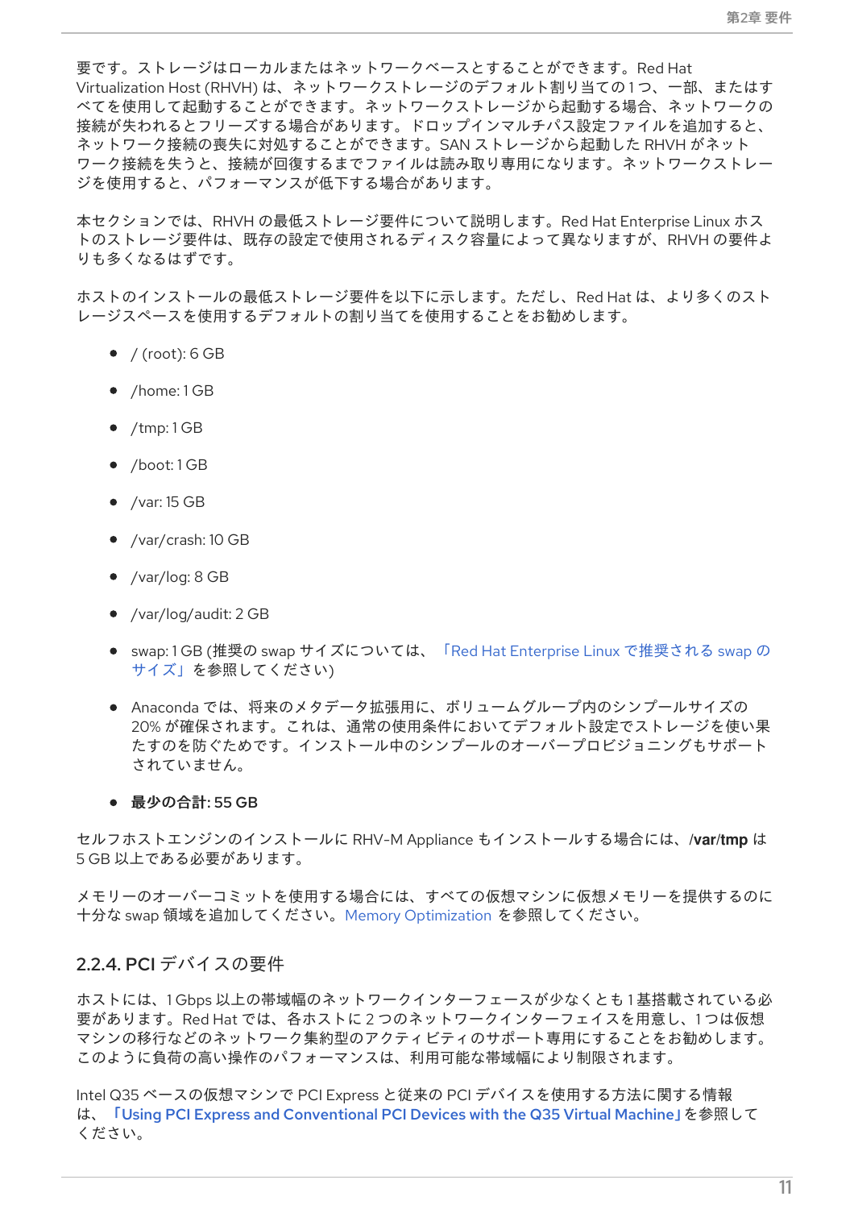要です。ストレージはローカルまたはネットワークベースとすることができます。Red Hat Virtualization Host (RHVH) は、ネットワークストレージのデフォルト割り当ての 1 つ、一部、またはすべてを使用して起動することができます。ネットワークストレージから起動する場合、ネットワークの接続が失われるとフリーズする場合があります。ドロップインマルチパス設定ファイルを追加すると、ネットワーク接続の喪失に対処することができます。SAN ストレージから起動した RHVH がネットワーク接続を失うと、接続が回復するまでファイルは読み取り専用になります。ネットワークストレージを使用すると、パフォーマンスが低下する場合があります。

本セクションでは、RHVH の最低ストレージ要件について説明します。Red Hat Enterprise Linux ホストのストレージ要件は、既存の設定で使用されるディスク容量によって異なりますが、RHVH の要件よりも多くなるはずです。

ホストのインストールの最低ストレージ要件を以下に示します。ただし、Red Hat は、より多くのストレージスペースを使用するデフォルトの割り当てを使用することをお勧めします。

- / (root): 6 GB
- /home: 1 GB
- /tmp: 1 GB
- /boot: 1 GB
- /var: 15 GB
- /var/crash: 10 GB
- /var/log: 8 GB
- /var/log/audit: 2 GB
- swap: 1 GB (推奨の swap サイズについては、「Red Hat Enterprise Linux で推奨される swap のサイズ」を参照してください)
- Anaconda では、将来のメタデータ拡張用に、ボリュームグループ内のシンプールサイズの 20% が確保されます。これは、通常の使用条件においてデフォルト設定でストレージを使い果たすのを防ぐためです。インストール中のシンプールのオーバープロビジョニングもサポートされていません。
- **最少の合計: 55 GB**

セルフホストエンジンのインストールに RHV-M Appliance もインストールする場合には、**/var/tmp** は 5 GB 以上である必要があります。

メモリーのオーバーコミットを使用する場合には、すべての仮想マシンに仮想メモリーを提供するのに十分な swap 領域を追加してください。Memory Optimization を参照してください。

### 2.2.4. PCI デバイスの要件

ホストには、1 Gbps 以上の帯域幅のネットワークインターフェースが少なくとも 1 基搭載されている必要があります。Red Hat では、各ホストに 2 つのネットワークインターフェイスを用意し、1 つは仮想マシンの移行などのネットワーク集約型のアクティビティのサポート専用にすることをお勧めします。このように負荷の高い操作のパフォーマンスは、利用可能な帯域幅により制限されます。

Intel Q35 ベースの仮想マシンで PCI Express と従来の PCI デバイスを使用する方法に関する情報は、**「Using PCI Express and Conventional PCI Devices with the Q35 Virtual Machine」**を参照してください。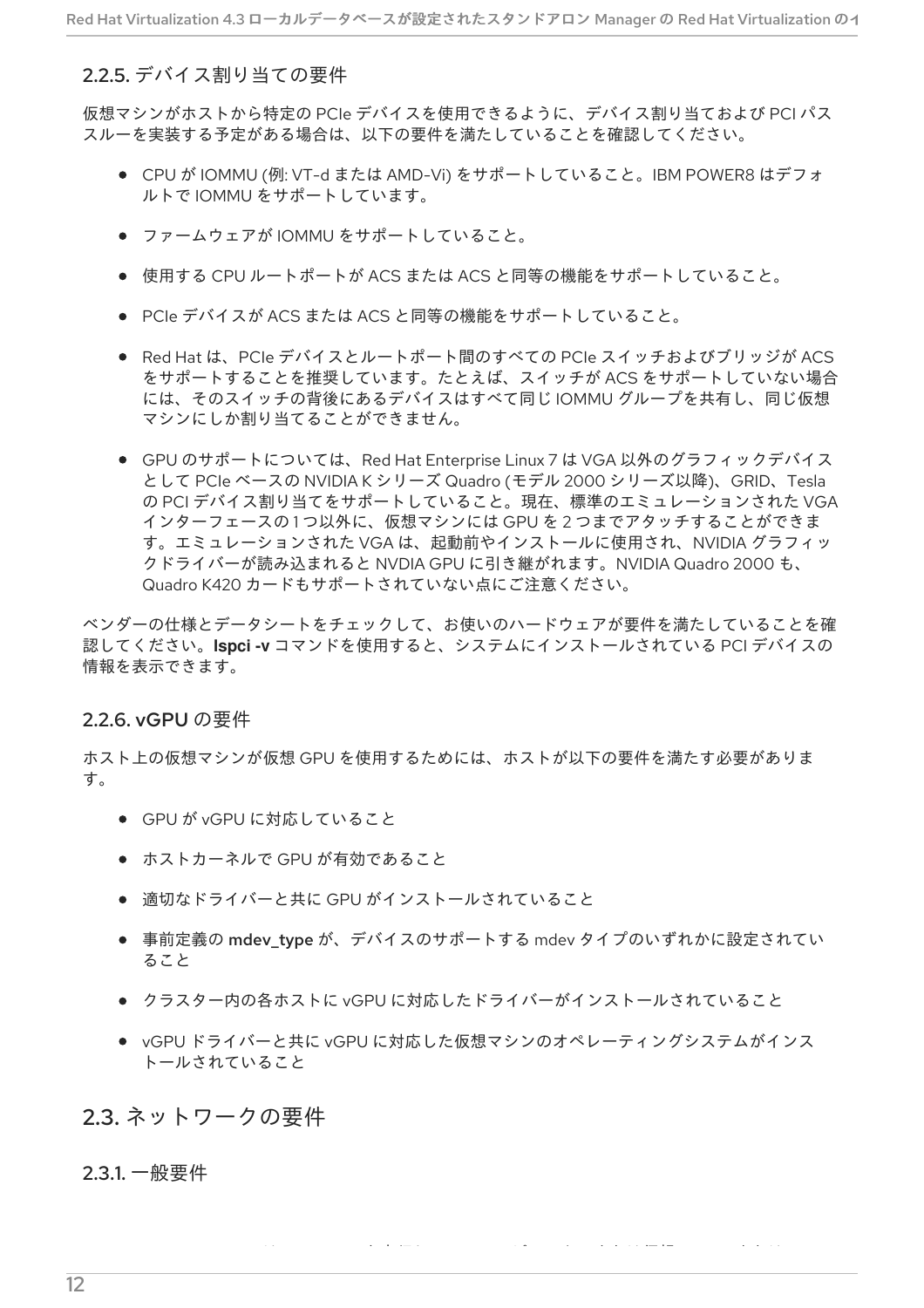### 2.2.5. デバイス割り当ての要件

仮想マシンがホストから特定の PCIe デバイスを使用できるように、デバイス割り当ておよび PCI パススルーを実装する予定がある場合は、以下の要件を満たしていることを確認してください。

- CPU が IOMMU (例: VT-d または AMD-Vi) をサポートしていること。IBM POWER8 はデフォルトで IOMMU をサポートしています。
- ファームウェアが IOMMU をサポートしていること。
- 使用する CPU ルートポートが ACS または ACS と同等の機能をサポートしていること。
- PCIe デバイスが ACS または ACS と同等の機能をサポートしていること。
- Red Hat は、PCIe デバイスとルートポート間のすべての PCIe スイッチおよびブリッジが ACS をサポートすることを推奨しています。たとえば、スイッチが ACS をサポートしていない場合には、そのスイッチの背後にあるデバイスはすべて同じ IOMMU グループを共有し、同じ仮想マシンにしか割り当てることができません。
- GPU のサポートについては、Red Hat Enterprise Linux 7 は VGA 以外のグラフィックデバイスとして PCIe ベースの NVIDIA K シリーズ Quadro (モデル 2000 シリーズ以降)、GRID、Tesla の PCI デバイス割り当てをサポートしていること。現在、標準のエミュレーションされた VGA インターフェースの 1 つ以外に、仮想マシンには GPU を 2 つまでアタッチすることができます。エミュレーションされた VGA は、起動前やインストールに使用され、NVIDIA グラフィックドライバーが読み込まれると NVDIA GPU に引き継がれます。NVIDIA Quadro 2000 も、Quadro K420 カードもサポートされていない点にご注意ください。

ベンダーの仕様とデータシートをチェックして、お使いのハードウェアが要件を満たしていることを確認してください。**lspci -v** コマンドを使用すると、システムにインストールされている PCI デバイスの情報を表示できます。

### 2.2.6. vGPU の要件

ホスト上の仮想マシンが仮想 GPU を使用するためには、ホストが以下の要件を満たす必要があります。

- GPU が vGPU に対応していること
- ホストカーネルで GPU が有効であること
- 適切なドライバーと共に GPU がインストールされていること
- 事前定義の **mdev_type** が、デバイスのサポートする mdev タイプのいずれかに設定されていること
- クラスター内の各ホストに vGPU に対応したドライバーがインストールされていること
- vGPU ドライバーと共に vGPU に対応した仮想マシンのオペレーティングシステムがインストールされていること

## 2.3. ネットワークの要件

### 2.3.1. 一般要件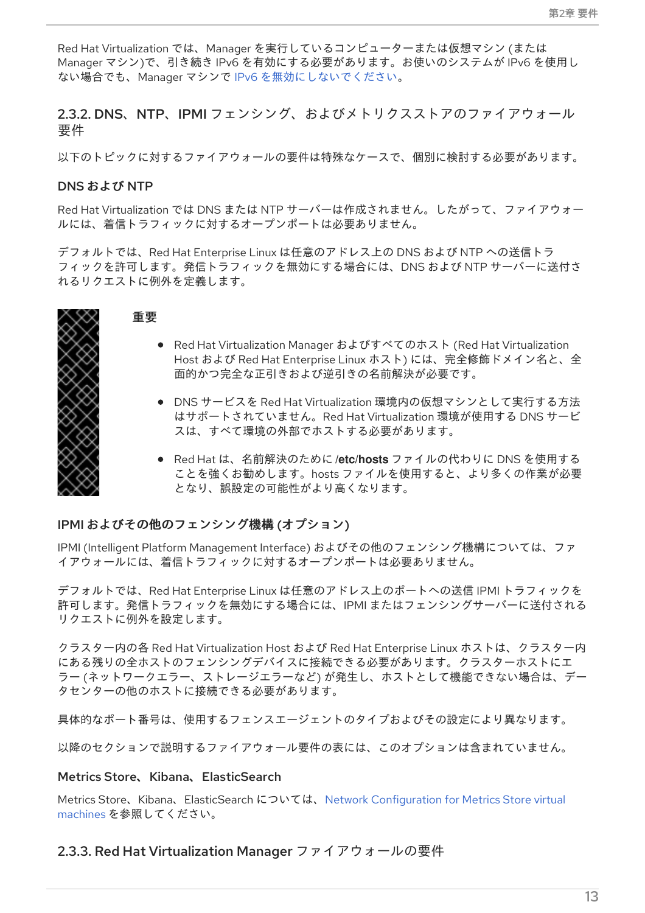Red Hat Virtualization では、Manager を実行しているコンピューターまたは仮想マシン (または Manager マシン)で、引き続き IPv6 を有効にする必要があります。お使いのシステムが IPv6 を使用しない場合でも、Manager マシンで IPv6 を無効にしないでください。

### 2.3.2. DNS、NTP、IPMI フェンシング、およびメトリクスストアのファイアウォール要件

以下のトピックに対するファイアウォールの要件は特殊なケースで、個別に検討する必要があります。

#### DNS および NTP

Red Hat Virtualization では DNS または NTP サーバーは作成されません。したがって、ファイアウォールには、着信トラフィックに対するオープンポートは必要ありません。

デフォルトでは、Red Hat Enterprise Linux は任意のアドレス上の DNS および NTP への送信トラフィックを許可します。発信トラフィックを無効にする場合には、DNS および NTP サーバーに送付されるリクエストに例外を定義します。

> **重要**
>
> - Red Hat Virtualization Manager およびすべてのホスト (Red Hat Virtualization Host および Red Hat Enterprise Linux ホスト) には、完全修飾ドメイン名と、全面的かつ完全な正引きおよび逆引きの名前解決が必要です。
> - DNS サービスを Red Hat Virtualization 環境内の仮想マシンとして実行する方法はサポートされていません。Red Hat Virtualization 環境が使用する DNS サービスは、すべて環境の外部でホストする必要があります。
> - Red Hat は、名前解決のために **/etc/hosts** ファイルの代わりに DNS を使用することを強くお勧めします。hosts ファイルを使用すると、より多くの作業が必要となり、誤設定の可能性がより高くなります。

#### IPMI およびその他のフェンシング機構 (オプション)

IPMI (Intelligent Platform Management Interface) およびその他のフェンシング機構については、ファイアウォールには、着信トラフィックに対するオープンポートは必要ありません。

デフォルトでは、Red Hat Enterprise Linux は任意のアドレス上のポートへの送信 IPMI トラフィックを許可します。発信トラフィックを無効にする場合には、IPMI またはフェンシングサーバーに送付されるリクエストに例外を設定します。

クラスター内の各 Red Hat Virtualization Host および Red Hat Enterprise Linux ホストは、クラスター内にある残りの全ホストのフェンシングデバイスに接続できる必要があります。クラスターホストにエラー (ネットワークエラー、ストレージエラーなど) が発生し、ホストとして機能できない場合は、データセンターの他のホストに接続できる必要があります。

具体的なポート番号は、使用するフェンスエージェントのタイプおよびその設定により異なります。

以降のセクションで説明するファイアウォール要件の表には、このオプションは含まれていません。

#### Metrics Store、Kibana、ElasticSearch

Metrics Store、Kibana、ElasticSearch については、Network Configuration for Metrics Store virtual machines を参照してください。

### 2.3.3. Red Hat Virtualization Manager ファイアウォールの要件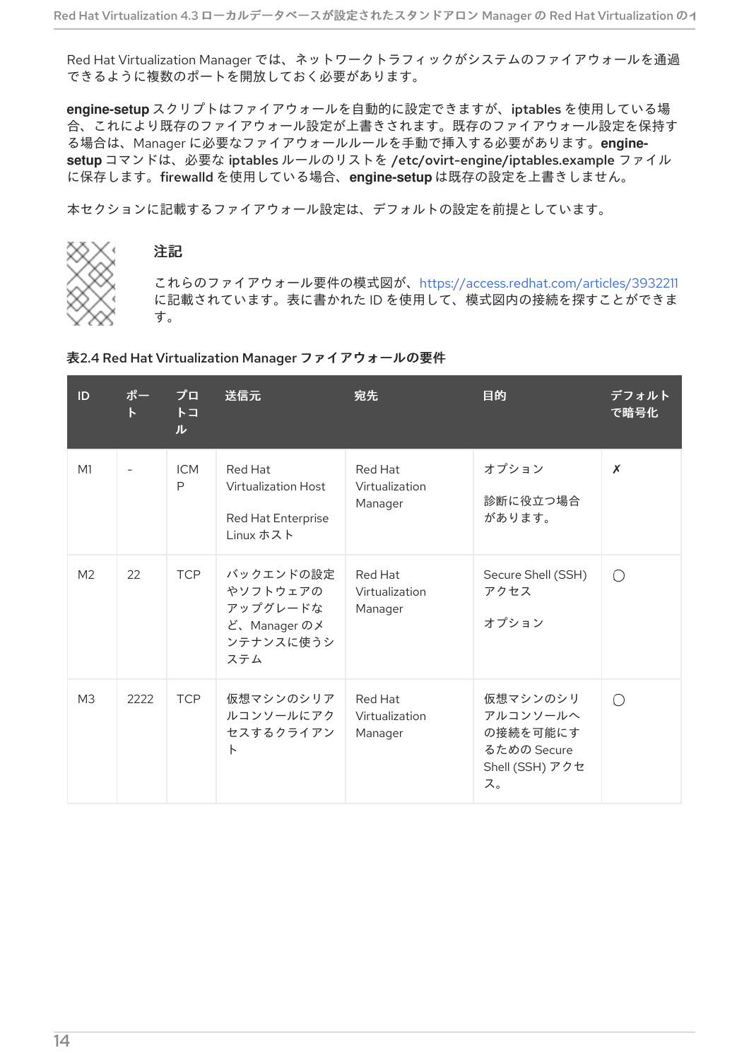Red Hat Virtualization Manager では、ネットワークトラフィックがシステムのファイアウォールを通過できるように複数のポートを開放しておく必要があります。

**engine-setup** スクリプトはファイアウォールを自動的に設定できますが、**iptables** を使用している場合、これにより既存のファイアウォール設定が上書きされます。既存のファイアウォール設定を保持する場合は、Manager に必要なファイアウォールルールを手動で挿入する必要があります。**engine-setup** コマンドは、必要な **iptables** ルールのリストを **/etc/ovirt-engine/iptables.example** ファイルに保存します。**firewalld** を使用している場合、**engine-setup** は既存の設定を上書きしません。

本セクションに記載するファイアウォール設定は、デフォルトの設定を前提としています。

**注記**

これらのファイアウォール要件の模式図が、https://access.redhat.com/articles/3932211 に記載されています。表に書かれた ID を使用して、模式図内の接続を探すことができます。

**表2.4 Red Hat Virtualization Manager ファイアウォールの要件**

| ID | ポート | プロトコル | 送信元 | 宛先 | 目的 | デフォルトで暗号化 |
|---|---|---|---|---|---|---|
| M1 | - | ICMP | Red Hat Virtualization Host<br><br>Red Hat Enterprise Linux ホスト | Red Hat Virtualization Manager | オプション<br><br>診断に役立つ場合があります。 | ✗ |
| M2 | 22 | TCP | バックエンドの設定やソフトウェアのアップグレードなど、Manager のメンテナンスに使うシステム | Red Hat Virtualization Manager | Secure Shell (SSH) アクセス<br><br>オプション | ○ |
| M3 | 2222 | TCP | 仮想マシンのシリアルコンソールにアクセスするクライアント | Red Hat Virtualization Manager | 仮想マシンのシリアルコンソールへの接続を可能にするための Secure Shell (SSH) アクセス。 | ○ |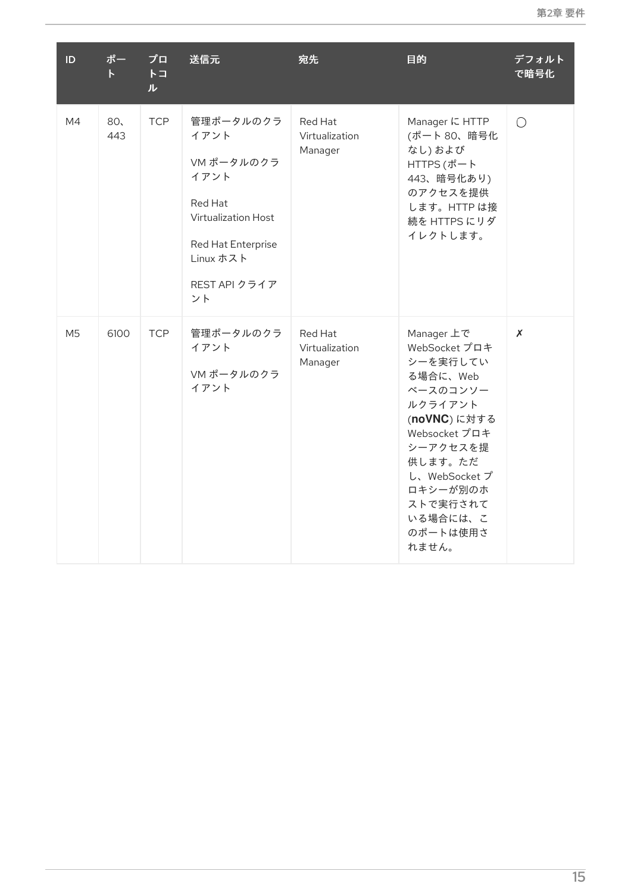| ID | ポート | プロトコル | 送信元 | 宛先 | 目的 | デフォルトで暗号化 |
|---|---|---|---|---|---|---|
| M4 | 80、443 | TCP | 管理ポータルのクライアント<br><br>VM ポータルのクライアント<br><br>Red Hat Virtualization Host<br><br>Red Hat Enterprise Linux ホスト<br><br>REST API クライアント | Red Hat Virtualization Manager | Manager に HTTP (ポート 80、暗号化なし) および HTTPS (ポート 443、暗号化あり) のアクセスを提供します。HTTP は接続を HTTPS にリダイレクトします。 | ◯ |
| M5 | 6100 | TCP | 管理ポータルのクライアント<br><br>VM ポータルのクライアント | Red Hat Virtualization Manager | Manager 上で WebSocket プロキシーを実行している場合に、Web ベースのコンソールクライアント (**noVNC**) に対する Websocket プロキシーアクセスを提供します。ただし、WebSocket プロキシーが別のホストで実行されている場合には、このポートは使用されません。 | ✗ |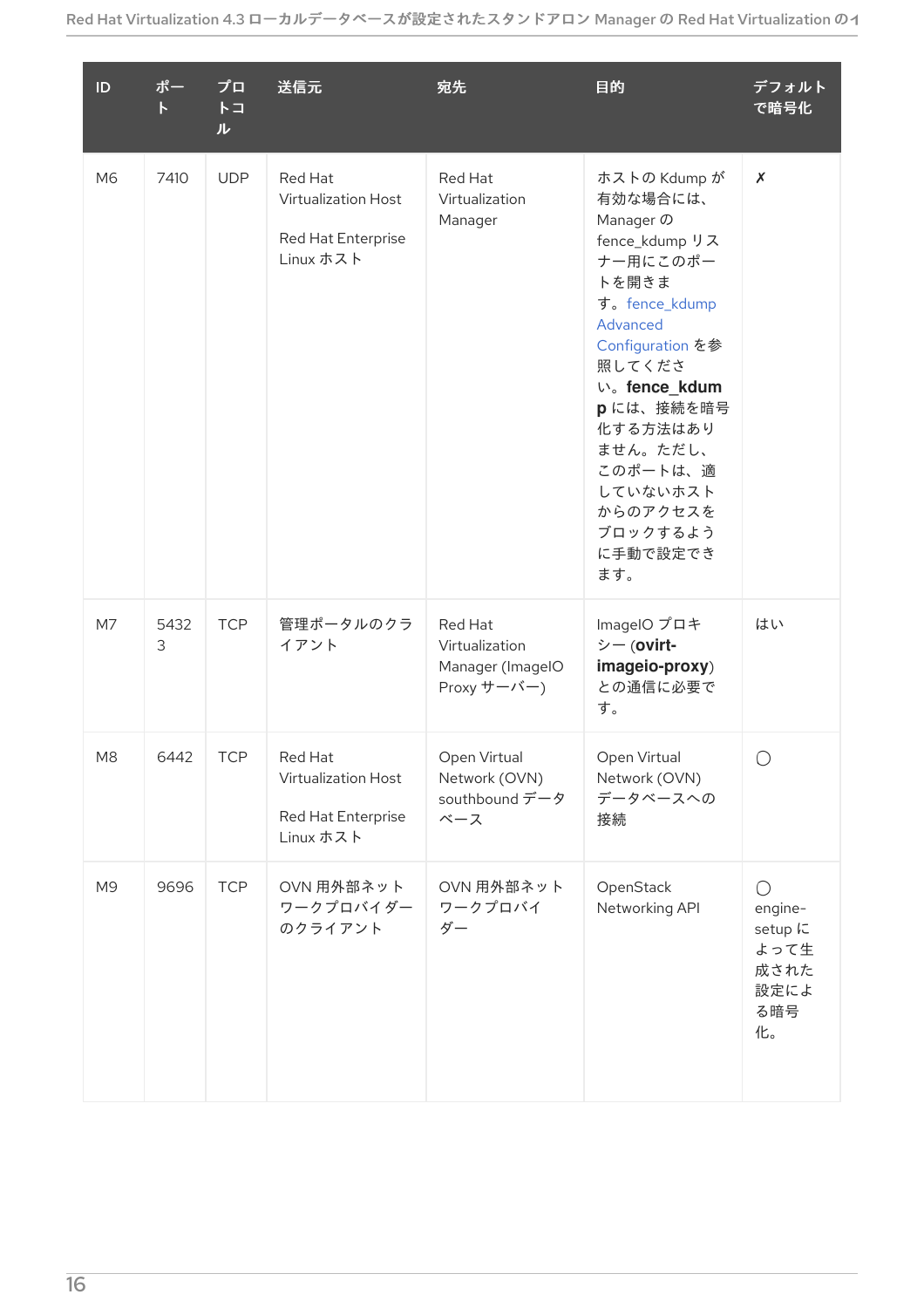| ID | ポート | プロトコル | 送信元 | 宛先 | 目的 | デフォルトで暗号化 |
|---|---|---|---|---|---|---|
| M6 | 7410 | UDP | Red Hat Virtualization Host<br><br>Red Hat Enterprise Linux ホスト | Red Hat Virtualization Manager | ホストの Kdump が有効な場合には、Manager の fence_kdump リスナー用にこのポートを開きます。fence_kdump Advanced Configuration を参照してください。**fence_kdump** には、接続を暗号化する方法はありません。ただし、このポートは、適していないホストからのアクセスをブロックするように手動で設定できます。 | ✗ |
| M7 | 54323 | TCP | 管理ポータルのクライアント | Red Hat Virtualization Manager (ImageIO Proxy サーバー) | ImageIO プロキシー (**ovirt-imageio-proxy**) との通信に必要です。 | はい |
| M8 | 6442 | TCP | Red Hat Virtualization Host<br><br>Red Hat Enterprise Linux ホスト | Open Virtual Network (OVN) southbound データベース | Open Virtual Network (OVN) データベースへの接続 | ○ |
| M9 | 9696 | TCP | OVN 用外部ネットワークプロバイダーのクライアント | OVN 用外部ネットワークプロバイダー | OpenStack Networking API | ○<br>engine-setup によって生成された設定による暗号化。 |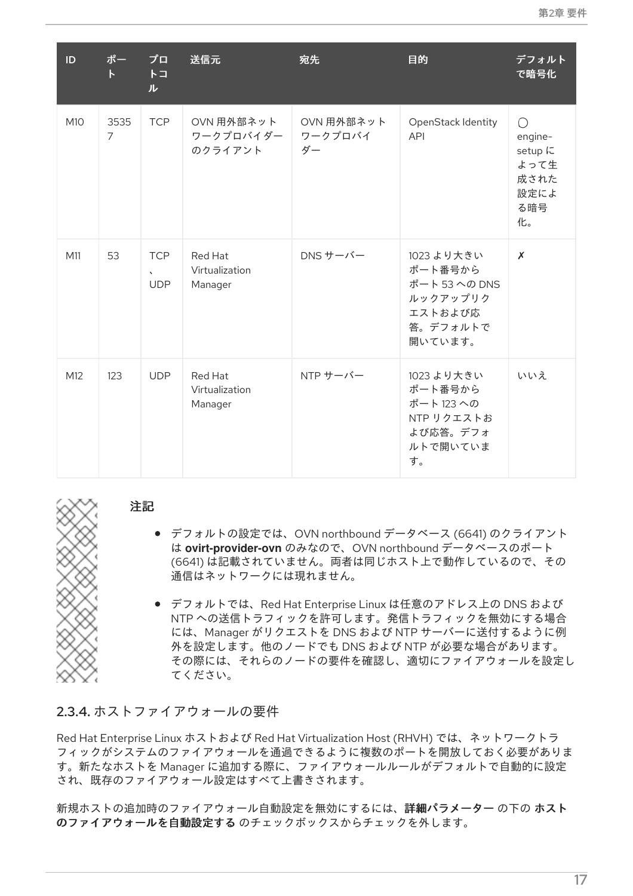| ID | ポート | プロトコル | 送信元 | 宛先 | 目的 | デフォルトで暗号化 |
| --- | --- | --- | --- | --- | --- | --- |
| M10 | 35357 | TCP | OVN 用外部ネットワークプロバイダーのクライアント | OVN 用外部ネットワークプロバイダー | OpenStack Identity API | ○ engine-setup によって生成された設定による暗号化。 |
| M11 | 53 | TCP、UDP | Red Hat Virtualization Manager | DNS サーバー | 1023 より大きいポート番号からポート 53 への DNS ルックアップリクエストおよび応答。デフォルトで開いています。 | ✗ |
| M12 | 123 | UDP | Red Hat Virtualization Manager | NTP サーバー | 1023 より大きいポート番号からポート 123 への NTP リクエストおよび応答。デフォルトで開いています。 | いいえ |

**注記**

- デフォルトの設定では、OVN northbound データベース (6641) のクライアントは **ovirt-provider-ovn** のみなので、OVN northbound データベースのポート (6641) は記載されていません。両者は同じホスト上で動作しているので、その通信はネットワークには現れません。
- デフォルトでは、Red Hat Enterprise Linux は任意のアドレス上の DNS および NTP への送信トラフィックを許可します。発信トラフィックを無効にする場合には、Manager がリクエストを DNS および NTP サーバーに送付するように例外を設定します。他のノードでも DNS および NTP が必要な場合があります。その際には、それらのノードの要件を確認し、適切にファイアウォールを設定してください。

### 2.3.4. ホストファイアウォールの要件

Red Hat Enterprise Linux ホストおよび Red Hat Virtualization Host (RHVH) では、ネットワークトラフィックがシステムのファイアウォールを通過できるように複数のポートを開放しておく必要があります。新たなホストを Manager に追加する際に、ファイアウォールルールがデフォルトで自動的に設定され、既存のファイアウォール設定はすべて上書きされます。

新規ホストの追加時のファイアウォール自動設定を無効にするには、**詳細パラメーター** の下の **ホストのファイアウォールを自動設定する** のチェックボックスからチェックを外します。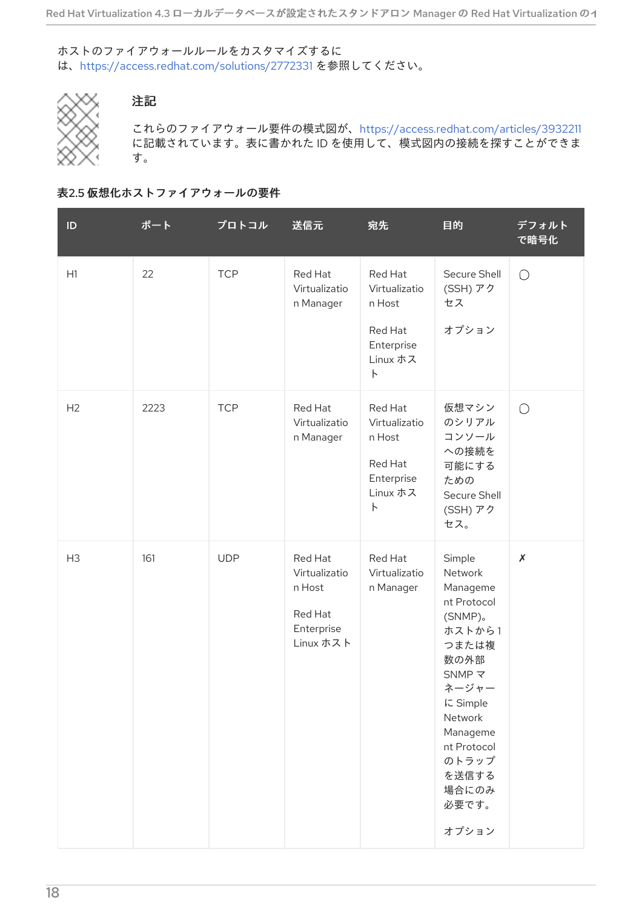ホストのファイアウォールルールをカスタマイズするには、https://access.redhat.com/solutions/2772331 を参照してください。

**注記**

これらのファイアウォール要件の模式図が、https://access.redhat.com/articles/3932211 に記載されています。表に書かれた ID を使用して、模式図内の接続を探すことができます。

**表2.5 仮想化ホストファイアウォールの要件**

| ID | ポート | プロトコル | 送信元 | 宛先 | 目的 | デフォルトで暗号化 |
| --- | --- | --- | --- | --- | --- | --- |
| H1 | 22 | TCP | Red Hat Virtualization Manager | Red Hat Virtualization Host<br><br>Red Hat Enterprise Linux ホスト | Secure Shell (SSH) アクセス<br><br>オプション | ○ |
| H2 | 2223 | TCP | Red Hat Virtualization Manager | Red Hat Virtualization Host<br><br>Red Hat Enterprise Linux ホスト | 仮想マシンのシリアルコンソールへの接続を可能にするための Secure Shell (SSH) アクセス。 | ○ |
| H3 | 161 | UDP | Red Hat Virtualization Host<br><br>Red Hat Enterprise Linux ホスト | Red Hat Virtualization Manager | Simple Network Management Protocol (SNMP)。ホストから 1 つまたは複数の外部 SNMP マネージャーに Simple Network Management Protocol のトラップを送信する場合にのみ必要です。<br><br>オプション | ✗ |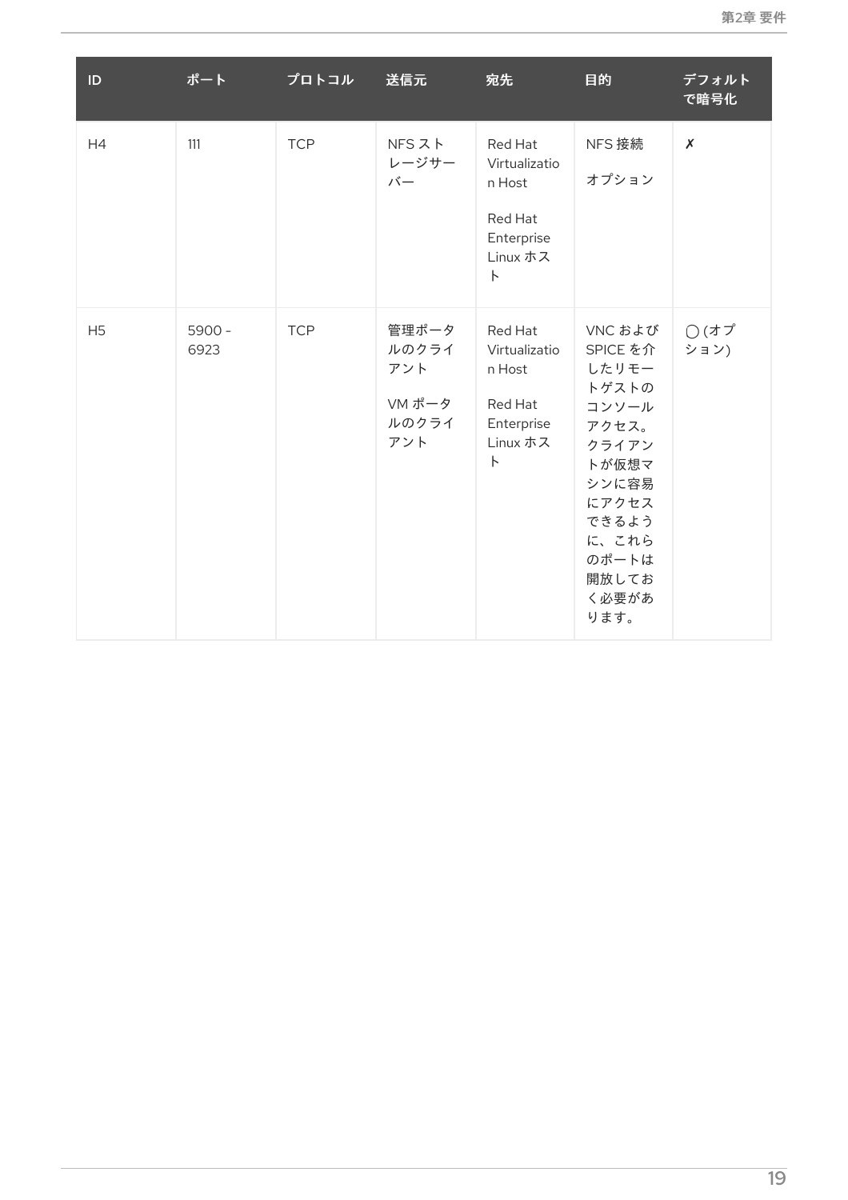| ID | ポート | プロトコル | 送信元 | 宛先 | 目的 | デフォルトで暗号化 |
| --- | --- | --- | --- | --- | --- | --- |
| H4 | 111 | TCP | NFS ストレージサーバー | Red Hat Virtualization Host<br><br>Red Hat Enterprise Linux ホスト | NFS 接続<br><br>オプション | ✗ |
| H5 | 5900 - 6923 | TCP | 管理ポータルのクライアント<br><br>VM ポータルのクライアント | Red Hat Virtualization Host<br><br>Red Hat Enterprise Linux ホスト | VNC および SPICE を介したリモートゲストのコンソールアクセス。クライアントが仮想マシンに容易にアクセスできるように、これらのポートは開放しておく必要があります。 | ◯ (オプション) |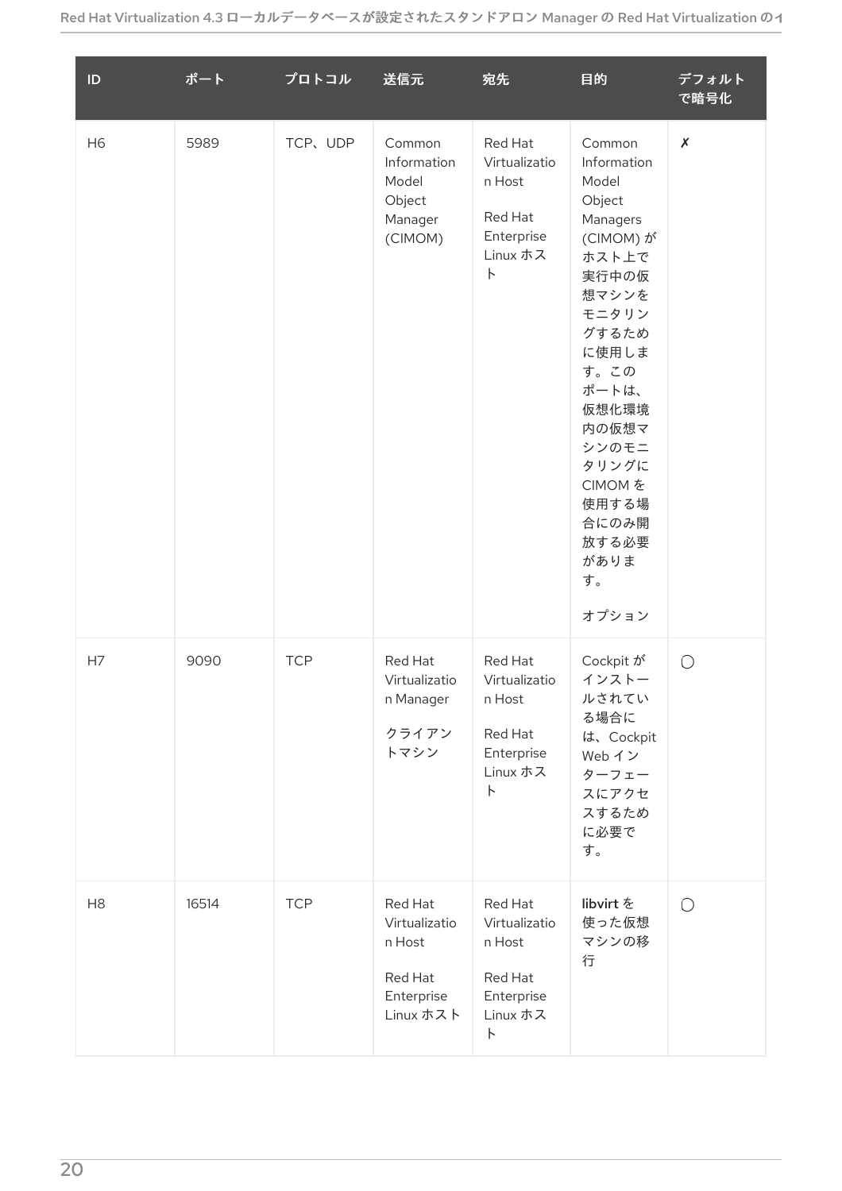| ID | ポート | プロトコル | 送信元 | 宛先 | 目的 | デフォルトで暗号化 |
| --- | --- | --- | --- | --- | --- | --- |
| H6 | 5989 | TCP、UDP | Common Information Model Object Manager (CIMOM) | Red Hat Virtualization Host<br><br>Red Hat Enterprise Linux ホスト | Common Information Model Object Managers (CIMOM) がホスト上で実行中の仮想マシンをモニタリングするために使用します。このポートは、仮想化環境内の仮想マシンのモニタリングに CIMOM を使用する場合にのみ開放する必要があります。<br><br>オプション | ✗ |
| H7 | 9090 | TCP | Red Hat Virtualization Manager<br><br>クライアントマシン | Red Hat Virtualization Host<br><br>Red Hat Enterprise Linux ホスト | Cockpit がインストールされている場合には、Cockpit Web インターフェースにアクセスするために必要です。 | ◯ |
| H8 | 16514 | TCP | Red Hat Virtualization Host<br><br>Red Hat Enterprise Linux ホスト | Red Hat Virtualization Host<br><br>Red Hat Enterprise Linux ホスト | libvirt を使った仮想マシンの移行 | ◯ |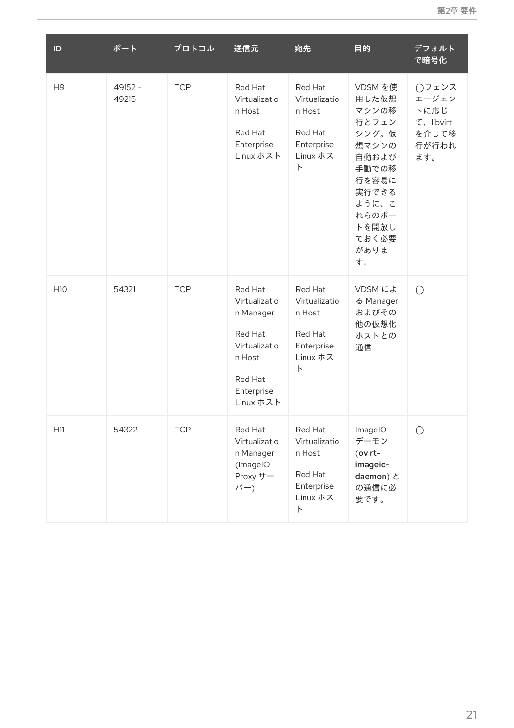| ID | ポート | プロトコル | 送信元 | 宛先 | 目的 | デフォルトで暗号化 |
| --- | --- | --- | --- | --- | --- | --- |
| H9 | 49152 - 49215 | TCP | Red Hat Virtualization Host<br><br>Red Hat Enterprise Linux ホスト | Red Hat Virtualization Host<br><br>Red Hat Enterprise Linux ホスト | VDSM を使用した仮想マシンの移行とフェンシング。仮想マシンの自動および手動での移行を容易に実行できるように、これらのポートを開放しておく必要があります。 | ◯フェンスエージェントに応じて、libvirt を介して移行が行われます。 |
| H10 | 54321 | TCP | Red Hat Virtualization Manager<br><br>Red Hat Virtualization Host<br><br>Red Hat Enterprise Linux ホスト | Red Hat Virtualization Host<br><br>Red Hat Enterprise Linux ホスト | VDSM による Manager およびその他の仮想化ホストとの通信 | ◯ |
| H11 | 54322 | TCP | Red Hat Virtualization Manager (ImageIO Proxy サーバー) | Red Hat Virtualization Host<br><br>Red Hat Enterprise Linux ホスト | ImageIO デーモン (**ovirt-imageio-daemon**) との通信に必要です。 | ◯ |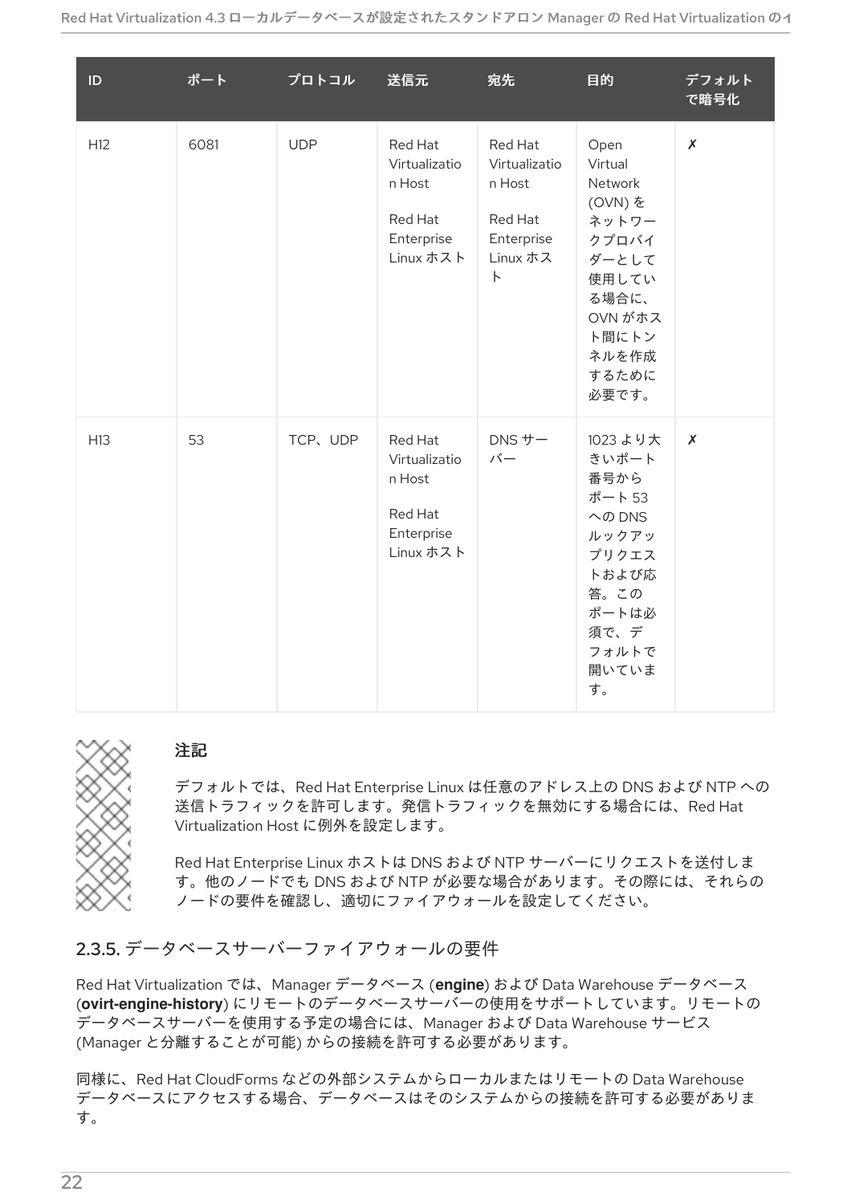| ID | ポート | プロトコル | 送信元 | 宛先 | 目的 | デフォルトで暗号化 |
|---|---|---|---|---|---|---|
| H12 | 6081 | UDP | Red Hat Virtualization Host<br><br>Red Hat Enterprise Linux ホスト | Red Hat Virtualization Host<br><br>Red Hat Enterprise Linux ホスト | Open Virtual Network (OVN) をネットワークプロバイダーとして使用している場合に、OVN がホスト間にトンネルを作成するために必要です。 | ✗ |
| H13 | 53 | TCP、UDP | Red Hat Virtualization Host<br><br>Red Hat Enterprise Linux ホスト | DNS サーバー | 1023 より大きいポート番号からポート 53 への DNS ルックアップリクエストおよび応答。このポートは必須で、デフォルトで開いています。 | ✗ |

**注記**

デフォルトでは、Red Hat Enterprise Linux は任意のアドレス上の DNS および NTP への送信トラフィックを許可します。発信トラフィックを無効にする場合には、Red Hat Virtualization Host に例外を設定します。

Red Hat Enterprise Linux ホストは DNS および NTP サーバーにリクエストを送付します。他のノードでも DNS および NTP が必要な場合があります。その際には、それらのノードの要件を確認し、適切にファイアウォールを設定してください。

### 2.3.5. データベースサーバーファイアウォールの要件

Red Hat Virtualization では、Manager データベース (**engine**) および Data Warehouse データベース (**ovirt-engine-history**) にリモートのデータベースサーバーの使用をサポートしています。リモートのデータベースサーバーを使用する予定の場合には、Manager および Data Warehouse サービス (Manager と分離することが可能) からの接続を許可する必要があります。

同様に、Red Hat CloudForms などの外部システムからローカルまたはリモートの Data Warehouse データベースにアクセスする場合、データベースはそのシステムからの接続を許可する必要があります。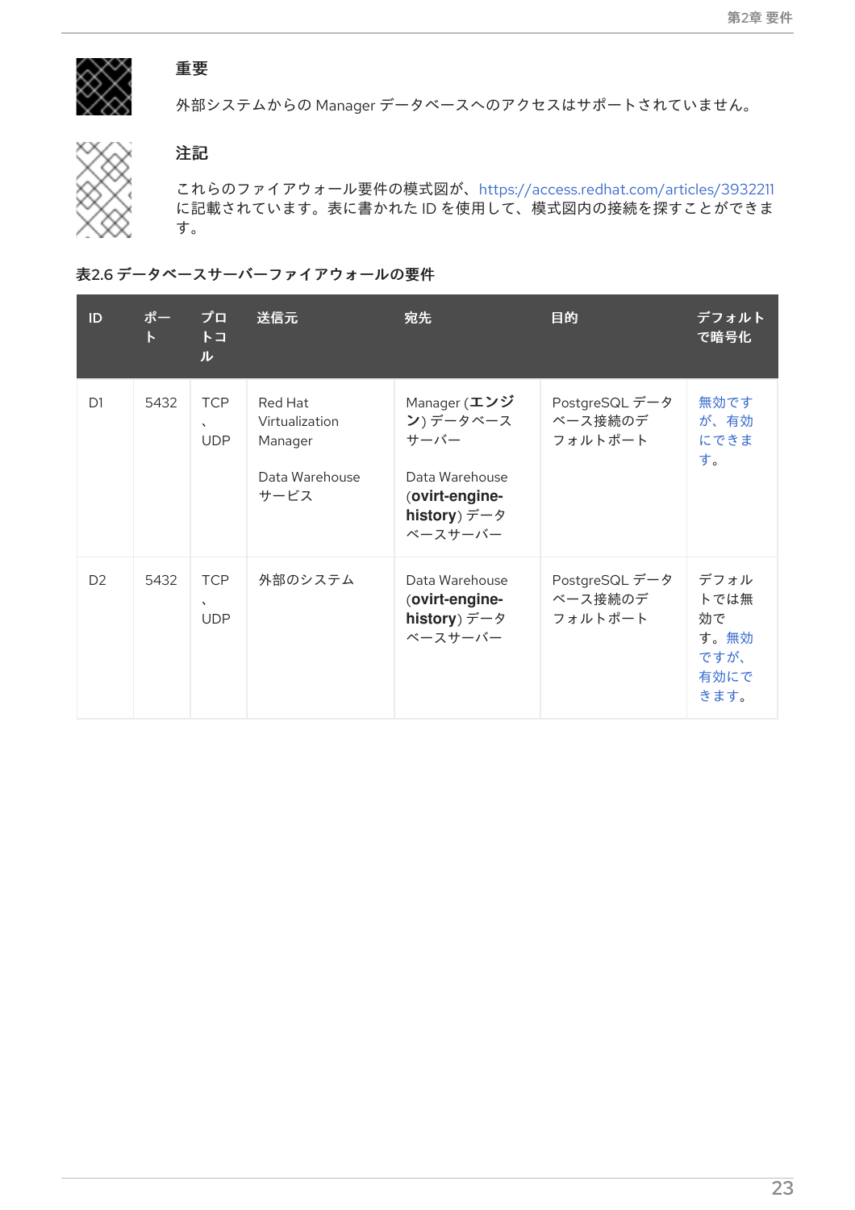**重要**

外部システムからの Manager データベースへのアクセスはサポートされていません。

**注記**

これらのファイアウォール要件の模式図が、https://access.redhat.com/articles/3932211 に記載されています。表に書かれた ID を使用して、模式図内の接続を探すことができます。

**表2.6 データベースサーバーファイアウォールの要件**

| ID | ポート | プロトコル | 送信元 | 宛先 | 目的 | デフォルトで暗号化 |
|---|---|---|---|---|---|---|
| D1 | 5432 | TCP、UDP | Red Hat Virtualization Manager<br><br>Data Warehouse サービス | Manager (**エンジン**) データベースサーバー<br><br>Data Warehouse (**ovirt-engine-history**) データベースサーバー | PostgreSQL データベース接続のデフォルトポート | 無効ですが、有効にできます。 |
| D2 | 5432 | TCP、UDP | 外部のシステム | Data Warehouse (**ovirt-engine-history**) データベースサーバー | PostgreSQL データベース接続のデフォルトポート | デフォルトでは無効です。無効ですが、有効にできます。 |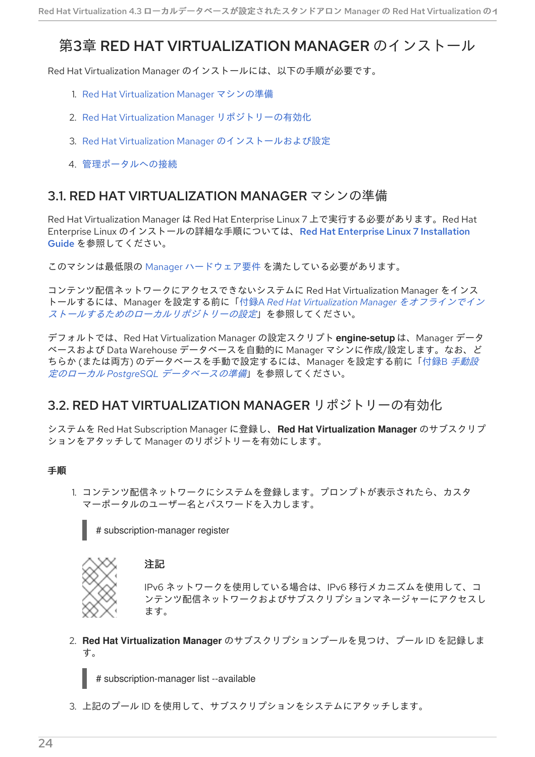# 第3章 RED HAT VIRTUALIZATION MANAGER のインストール

Red Hat Virtualization Manager のインストールには、以下の手順が必要です。

1. Red Hat Virtualization Manager マシンの準備
2. Red Hat Virtualization Manager リポジトリーの有効化
3. Red Hat Virtualization Manager のインストールおよび設定
4. 管理ポータルへの接続

## 3.1. RED HAT VIRTUALIZATION MANAGER マシンの準備

Red Hat Virtualization Manager は Red Hat Enterprise Linux 7 上で実行する必要があります。Red Hat Enterprise Linux のインストールの詳細な手順については、**Red Hat Enterprise Linux 7 Installation Guide** を参照してください。

このマシンは最低限の Manager ハードウェア要件 を満たしている必要があります。

コンテンツ配信ネットワークにアクセスできないシステムに Red Hat Virtualization Manager をインストールするには、Manager を設定する前に「付録A *Red Hat Virtualization Manager をオフラインでインストールするためのローカルリポジトリーの設定*」を参照してください。

デフォルトでは、Red Hat Virtualization Manager の設定スクリプト **engine-setup** は、Manager データベースおよび Data Warehouse データベースを自動的に Manager マシンに作成/設定します。なお、どちらか (または両方) のデータベースを手動で設定するには、Manager を設定する前に「付録B *手動設定のローカル PostgreSQL データベースの準備*」を参照してください。

## 3.2. RED HAT VIRTUALIZATION MANAGER リポジトリーの有効化

システムを Red Hat Subscription Manager に登録し、**Red Hat Virtualization Manager** のサブスクリプションをアタッチして Manager のリポジトリーを有効にします。

**手順**

1. コンテンツ配信ネットワークにシステムを登録します。プロンプトが表示されたら、カスタマーポータルのユーザー名とパスワードを入力します。

```
# subscription-manager register
```

**注記**

IPv6 ネットワークを使用している場合は、IPv6 移行メカニズムを使用して、コンテンツ配信ネットワークおよびサブスクリプションマネージャーにアクセスします。

2. **Red Hat Virtualization Manager** のサブスクリプションプールを見つけ、プール ID を記録します。

```
# subscription-manager list --available
```

3. 上記のプール ID を使用して、サブスクリプションをシステムにアタッチします。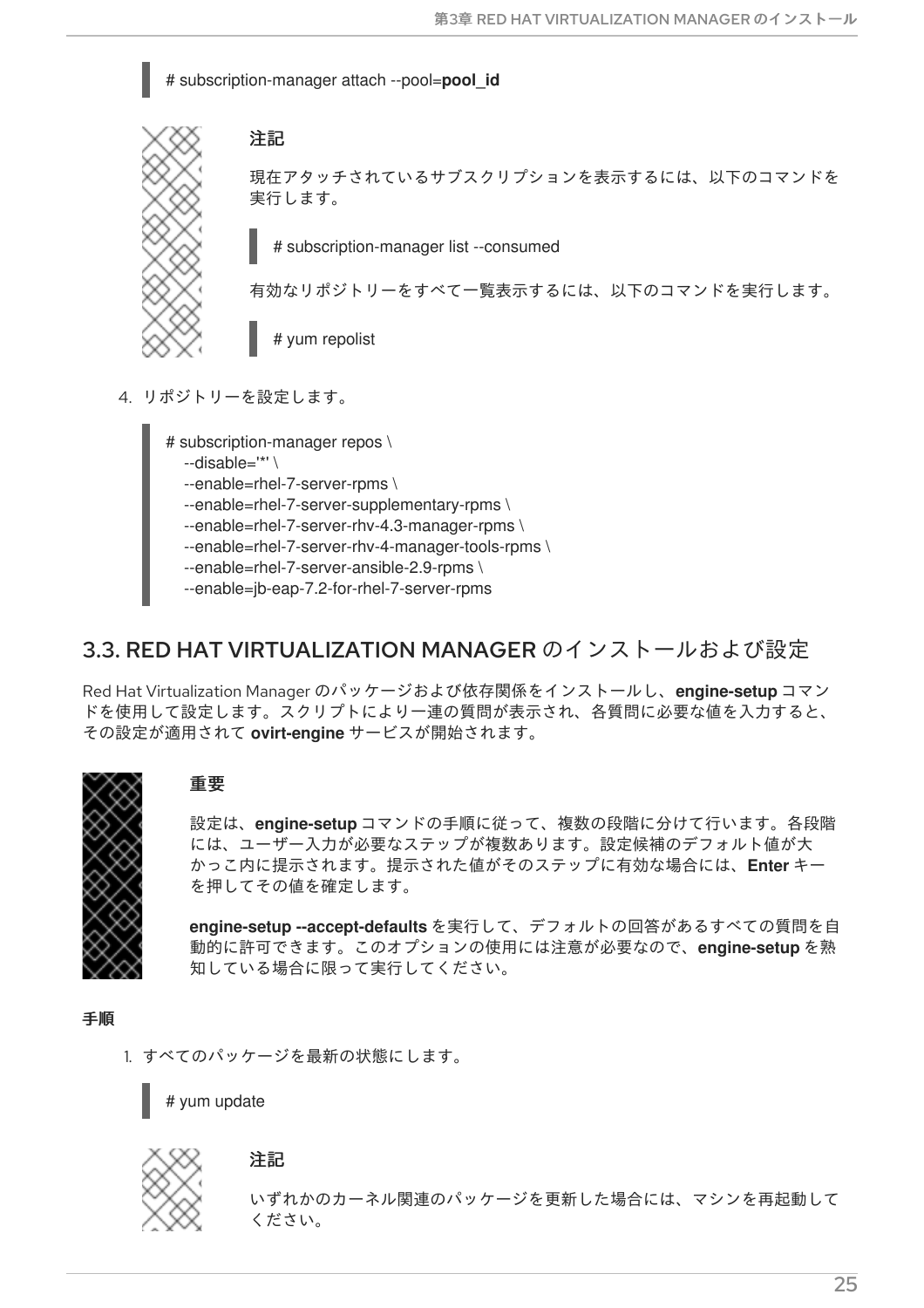```
# subscription-manager attach --pool=pool_id
```

> **注記**
>
> 現在アタッチされているサブスクリプションを表示するには、以下のコマンドを実行します。
>
> ```
> # subscription-manager list --consumed
> ```
>
> 有効なリポジトリーをすべて一覧表示するには、以下のコマンドを実行します。
>
> ```
> # yum repolist
> ```

4. リポジトリーを設定します。

```
# subscription-manager repos \
    --disable='*' \
    --enable=rhel-7-server-rpms \
    --enable=rhel-7-server-supplementary-rpms \
    --enable=rhel-7-server-rhv-4.3-manager-rpms \
    --enable=rhel-7-server-rhv-4-manager-tools-rpms \
    --enable=rhel-7-server-ansible-2.9-rpms \
    --enable=jb-eap-7.2-for-rhel-7-server-rpms
```

## 3.3. RED HAT VIRTUALIZATION MANAGER のインストールおよび設定

Red Hat Virtualization Manager のパッケージおよび依存関係をインストールし、**engine-setup** コマンドを使用して設定します。スクリプトにより一連の質問が表示され、各質問に必要な値を入力すると、その設定が適用されて **ovirt-engine** サービスが開始されます。

> **重要**
>
> 設定は、**engine-setup** コマンドの手順に従って、複数の段階に分けて行います。各段階には、ユーザー入力が必要なステップが複数あります。設定候補のデフォルト値が大かっこ内に提示されます。提示された値がそのステップに有効な場合には、**Enter** キーを押してその値を確定します。
>
> **engine-setup --accept-defaults** を実行して、デフォルトの回答があるすべての質問を自動的に許可できます。このオプションの使用には注意が必要なので、**engine-setup** を熟知している場合に限って実行してください。

**手順**

1. すべてのパッケージを最新の状態にします。

```
# yum update
```

> **注記**
>
> いずれかのカーネル関連のパッケージを更新した場合には、マシンを再起動してください。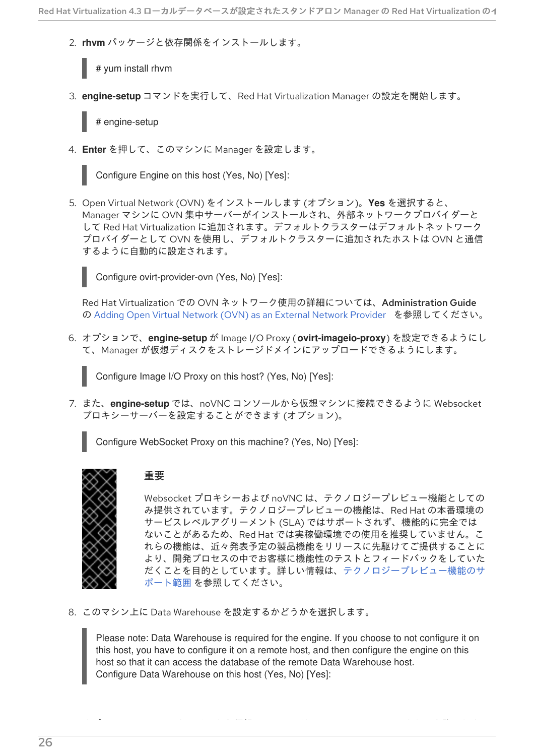2. **rhvm** パッケージと依存関係をインストールします。

```
# yum install rhvm
```

3. **engine-setup** コマンドを実行して、Red Hat Virtualization Manager の設定を開始します。

```
# engine-setup
```

4. **Enter** を押して、このマシンに Manager を設定します。

```
Configure Engine on this host (Yes, No) [Yes]:
```

5. Open Virtual Network (OVN) をインストールします (オプション)。**Yes** を選択すると、Manager マシンに OVN 集中サーバーがインストールされ、外部ネットワークプロバイダーとして Red Hat Virtualization に追加されます。デフォルトクラスターはデフォルトネットワークプロバイダーとして OVN を使用し、デフォルトクラスターに追加されたホストは OVN と通信するように自動的に設定されます。

```
Configure ovirt-provider-ovn (Yes, No) [Yes]:
```

Red Hat Virtualization での OVN ネットワーク使用の詳細については、**Administration Guide** の Adding Open Virtual Network (OVN) as an External Network Provider を参照してください。

6. オプションで、**engine-setup** が Image I/O Proxy (**ovirt-imageio-proxy**) を設定できるようにして、Manager が仮想ディスクをストレージドメインにアップロードできるようにします。

```
Configure Image I/O Proxy on this host? (Yes, No) [Yes]:
```

7. また、**engine-setup** では、noVNC コンソールから仮想マシンに接続できるように Websocket プロキシーサーバーを設定することができます (オプション)。

```
Configure WebSocket Proxy on this machine? (Yes, No) [Yes]:
```

> **重要**
>
> Websocket プロキシーおよび noVNC は、テクノロジープレビュー機能としてのみ提供されています。テクノロジープレビューの機能は、Red Hat の本番環境のサービスレベルアグリーメント (SLA) ではサポートされず、機能的に完全ではないことがあるため、Red Hat では実稼働環境での使用を推奨していません。これらの機能は、近々発表予定の製品機能をリリースに先駆けてご提供することにより、開発プロセスの中でお客様に機能性のテストとフィードバックをしていただくことを目的としています。詳しい情報は、テクノロジープレビュー機能のサポート範囲 を参照してください。

8. このマシン上に Data Warehouse を設定するかどうかを選択します。

```
Please note: Data Warehouse is required for the engine. If you choose to not configure it on this host, you have to configure it on a remote host, and then configure the engine on this host so that it can access the database of the remote Data Warehouse host.
Configure Data Warehouse on this host (Yes, No) [Yes]:
```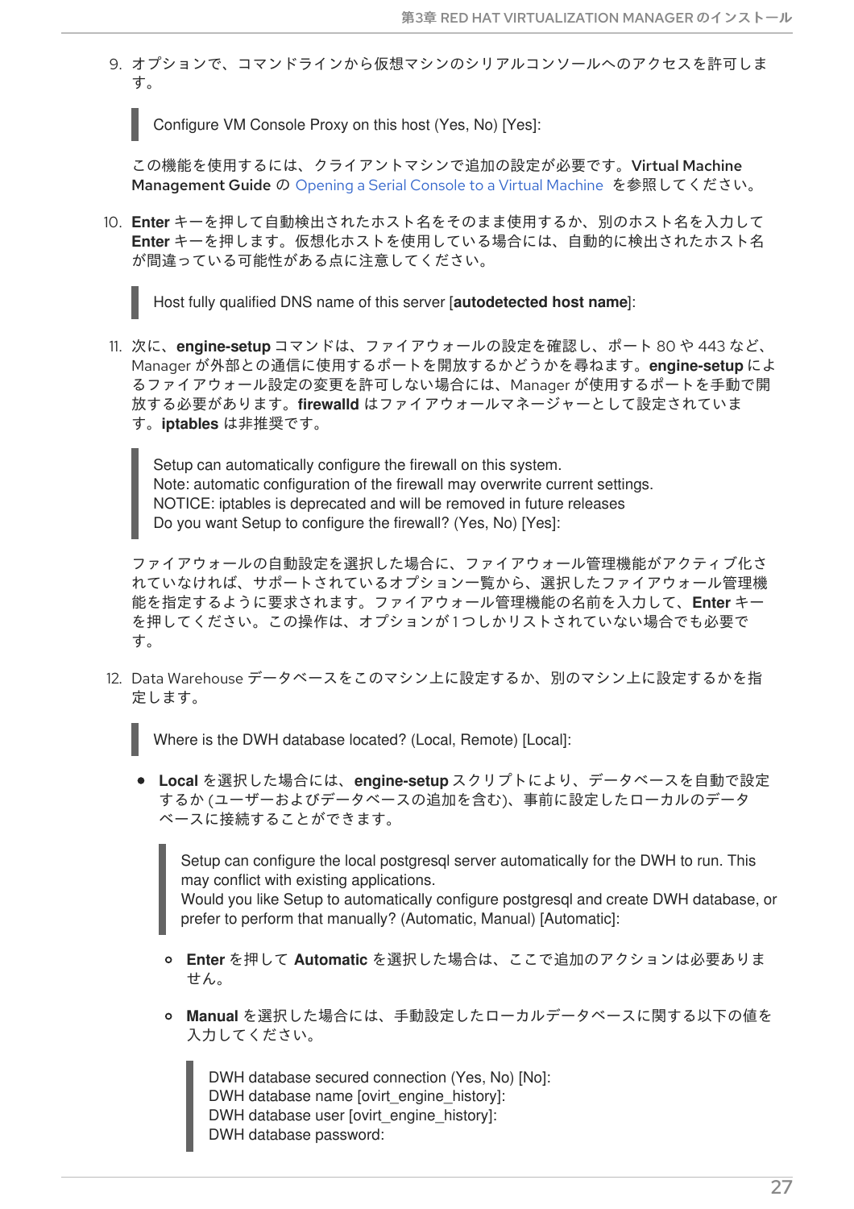9. オプションで、コマンドラインから仮想マシンのシリアルコンソールへのアクセスを許可します。

   ```
   Configure VM Console Proxy on this host (Yes, No) [Yes]:
   ```

   この機能を使用するには、クライアントマシンで追加の設定が必要です。**Virtual Machine Management Guide** の Opening a Serial Console to a Virtual Machine を参照してください。

10. **Enter** キーを押して自動検出されたホスト名をそのまま使用するか、別のホスト名を入力して **Enter** キーを押します。仮想化ホストを使用している場合には、自動的に検出されたホスト名が間違っている可能性がある点に注意してください。

    ```
    Host fully qualified DNS name of this server [autodetected host name]:
    ```

11. 次に、**engine-setup** コマンドは、ファイアウォールの設定を確認し、ポート 80 や 443 など、Manager が外部との通信に使用するポートを開放するかどうかを尋ねます。**engine-setup** によるファイアウォール設定の変更を許可しない場合には、Manager が使用するポートを手動で開放する必要があります。**firewalld** はファイアウォールマネージャーとして設定されています。**iptables** は非推奨です。

    ```
    Setup can automatically configure the firewall on this system.
    Note: automatic configuration of the firewall may overwrite current settings.
    NOTICE: iptables is deprecated and will be removed in future releases
    Do you want Setup to configure the firewall? (Yes, No) [Yes]:
    ```

    ファイアウォールの自動設定を選択した場合に、ファイアウォール管理機能がアクティブ化されていなければ、サポートされているオプション一覧から、選択したファイアウォール管理機能を指定するように要求されます。ファイアウォール管理機能の名前を入力して、**Enter** キーを押してください。この操作は、オプションが 1 つしかリストされていない場合でも必要です。

12. Data Warehouse データベースをこのマシン上に設定するか、別のマシン上に設定するかを指定します。

    ```
    Where is the DWH database located? (Local, Remote) [Local]:
    ```

    - **Local** を選択した場合には、**engine-setup** スクリプトにより、データベースを自動で設定するか (ユーザーおよびデータベースの追加を含む)、事前に設定したローカルのデータベースに接続することができます。

      ```
      Setup can configure the local postgresql server automatically for the DWH to run. This may conflict with existing applications.
      Would you like Setup to automatically configure postgresql and create DWH database, or prefer to perform that manually? (Automatic, Manual) [Automatic]:
      ```

      - **Enter** を押して **Automatic** を選択した場合は、ここで追加のアクションは必要ありません。
      - **Manual** を選択した場合には、手動設定したローカルデータベースに関する以下の値を入力してください。

        ```
        DWH database secured connection (Yes, No) [No]:
        DWH database name [ovirt_engine_history]:
        DWH database user [ovirt_engine_history]:
        DWH database password:
        ```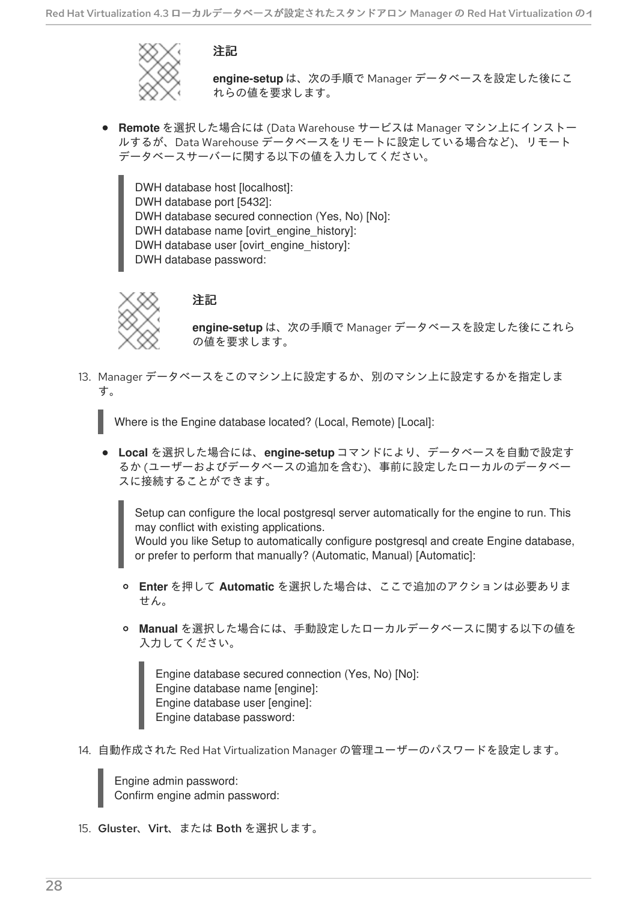**注記**

**engine-setup** は、次の手順で Manager データベースを設定した後にこれらの値を要求します。

- **Remote** を選択した場合には (Data Warehouse サービスは Manager マシン上にインストールするが、Data Warehouse データベースをリモートに設定している場合など)、リモートデータベースサーバーに関する以下の値を入力してください。

```
DWH database host [localhost]:
DWH database port [5432]:
DWH database secured connection (Yes, No) [No]:
DWH database name [ovirt_engine_history]:
DWH database user [ovirt_engine_history]:
DWH database password:
```

**注記**

**engine-setup** は、次の手順で Manager データベースを設定した後にこれらの値を要求します。

13. Manager データベースをこのマシン上に設定するか、別のマシン上に設定するかを指定します。

```
Where is the Engine database located? (Local, Remote) [Local]:
```

- **Local** を選択した場合には、**engine-setup** コマンドにより、データベースを自動で設定するか (ユーザーおよびデータベースの追加を含む)、事前に設定したローカルのデータベースに接続することができます。

```
Setup can configure the local postgresql server automatically for the engine to run. This may conflict with existing applications.
Would you like Setup to automatically configure postgresql and create Engine database, or prefer to perform that manually? (Automatic, Manual) [Automatic]:
```

  - **Enter** を押して **Automatic** を選択した場合は、ここで追加のアクションは必要ありません。
  - **Manual** を選択した場合には、手動設定したローカルデータベースに関する以下の値を入力してください。

```
Engine database secured connection (Yes, No) [No]:
Engine database name [engine]:
Engine database user [engine]:
Engine database password:
```

14. 自動作成された Red Hat Virtualization Manager の管理ユーザーのパスワードを設定します。

```
Engine admin password:
Confirm engine admin password:
```

15. **Gluster**、**Virt**、または **Both** を選択します。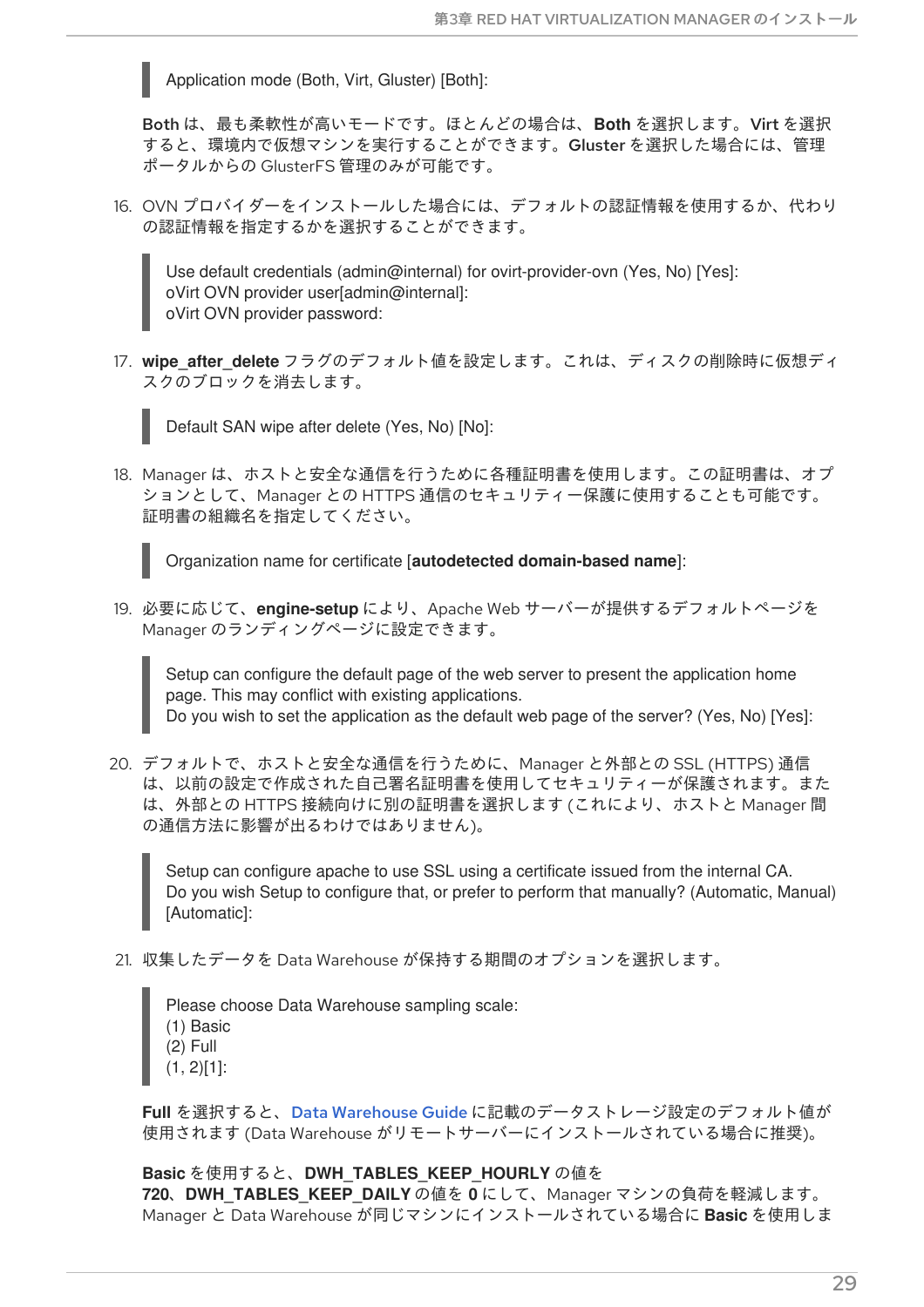```
Application mode (Both, Virt, Gluster) [Both]:
```

**Both** は、最も柔軟性が高いモードです。ほとんどの場合は、**Both** を選択します。**Virt** を選択すると、環境内で仮想マシンを実行することができます。**Gluster** を選択した場合には、管理ポータルからの GlusterFS 管理のみが可能です。

16. OVN プロバイダーをインストールした場合には、デフォルトの認証情報を使用するか、代わりの認証情報を指定するかを選択することができます。

```
Use default credentials (admin@internal) for ovirt-provider-ovn (Yes, No) [Yes]:
oVirt OVN provider user[admin@internal]:
oVirt OVN provider password:
```

17. **wipe_after_delete** フラグのデフォルト値を設定します。これは、ディスクの削除時に仮想ディスクのブロックを消去します。

```
Default SAN wipe after delete (Yes, No) [No]:
```

18. Manager は、ホストと安全な通信を行うために各種証明書を使用します。この証明書は、オプションとして、Manager との HTTPS 通信のセキュリティー保護に使用することも可能です。証明書の組織名を指定してください。

```
Organization name for certificate [autodetected domain-based name]:
```

19. 必要に応じて、**engine-setup** により、Apache Web サーバーが提供するデフォルトページを Manager のランディングページに設定できます。

```
Setup can configure the default page of the web server to present the application home
page. This may conflict with existing applications.
Do you wish to set the application as the default web page of the server? (Yes, No) [Yes]:
```

20. デフォルトで、ホストと安全な通信を行うために、Manager と外部との SSL (HTTPS) 通信は、以前の設定で作成された自己署名証明書を使用してセキュリティーが保護されます。または、外部との HTTPS 接続向けに別の証明書を選択します (これにより、ホストと Manager 間の通信方法に影響が出るわけではありません)。

```
Setup can configure apache to use SSL using a certificate issued from the internal CA.
Do you wish Setup to configure that, or prefer to perform that manually? (Automatic, Manual)
[Automatic]:
```

21. 収集したデータを Data Warehouse が保持する期間のオプションを選択します。

```
Please choose Data Warehouse sampling scale:
(1) Basic
(2) Full
(1, 2)[1]:
```

**Full** を選択すると、Data Warehouse Guide に記載のデータストレージ設定のデフォルト値が使用されます (Data Warehouse がリモートサーバーにインストールされている場合に推奨)。

**Basic** を使用すると、**DWH_TABLES_KEEP_HOURLY** の値を **720**、**DWH_TABLES_KEEP_DAILY** の値を **0** にして、Manager マシンの負荷を軽減します。Manager と Data Warehouse が同じマシンにインストールされている場合に **Basic** を使用しま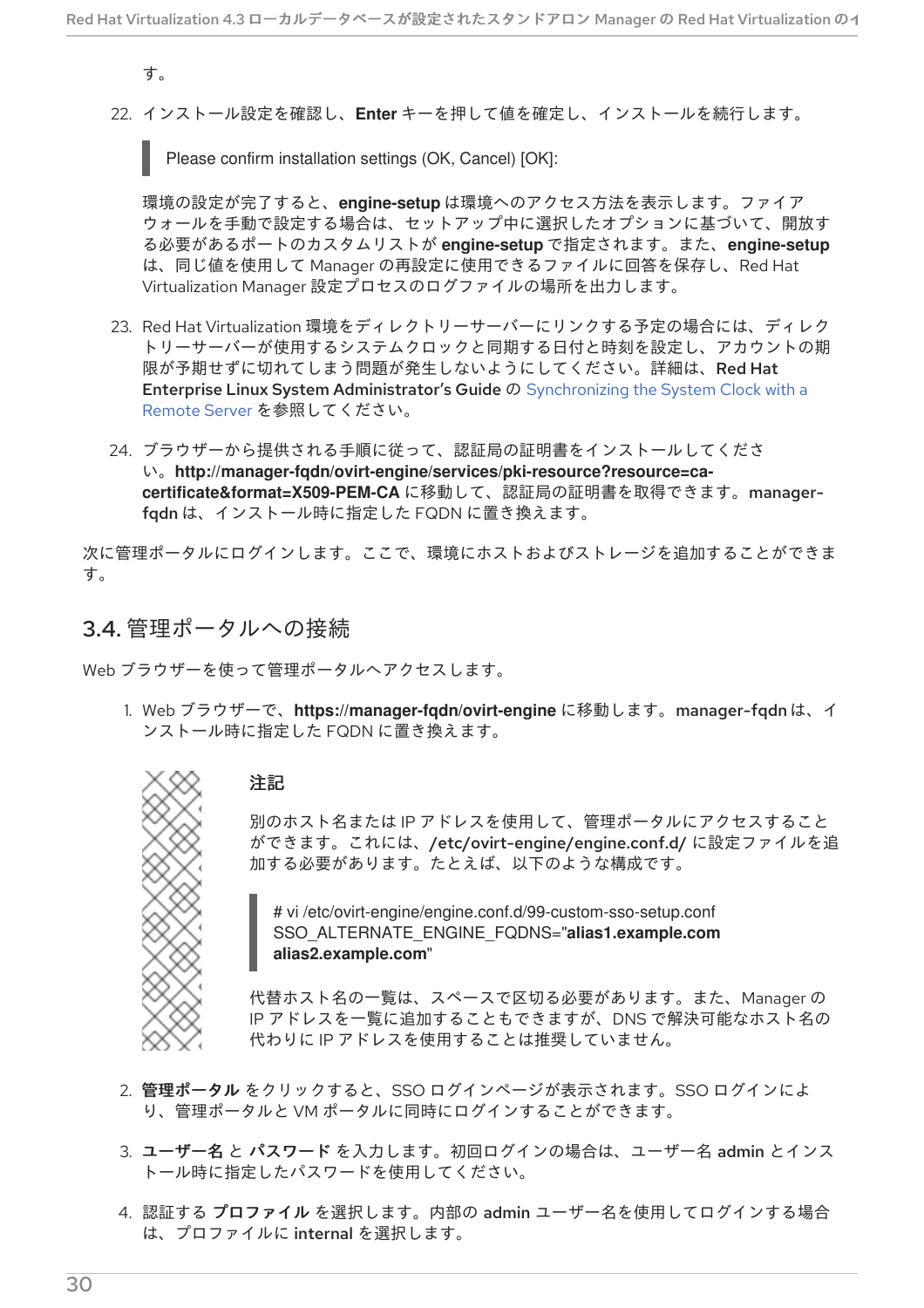す。

22. インストール設定を確認し、**Enter** キーを押して値を確定し、インストールを続行します。

    ```
    Please confirm installation settings (OK, Cancel) [OK]:
    ```

    環境の設定が完了すると、**engine-setup** は環境へのアクセス方法を表示します。ファイアウォールを手動で設定する場合は、セットアップ中に選択したオプションに基づいて、開放する必要があるポートのカスタムリストが **engine-setup** で指定されます。また、**engine-setup** は、同じ値を使用して Manager の再設定に使用できるファイルに回答を保存し、Red Hat Virtualization Manager 設定プロセスのログファイルの場所を出力します。

23. Red Hat Virtualization 環境をディレクトリーサーバーにリンクする予定の場合には、ディレクトリーサーバーが使用するシステムクロックと同期する日付と時刻を設定し、アカウントの期限が予期せずに切れてしまう問題が発生しないようにしてください。詳細は、**Red Hat Enterprise Linux System Administrator's Guide** の Synchronizing the System Clock with a Remote Server を参照してください。

24. ブラウザーから提供される手順に従って、認証局の証明書をインストールしてください。**http://manager-fqdn/ovirt-engine/services/pki-resource?resource=ca-certificate&format=X509-PEM-CA** に移動して、認証局の証明書を取得できます。**manager-fqdn** は、インストール時に指定した FQDN に置き換えます。

次に管理ポータルにログインします。ここで、環境にホストおよびストレージを追加することができます。

## 3.4. 管理ポータルへの接続

Web ブラウザーを使って管理ポータルへアクセスします。

1. Web ブラウザーで、**https://manager-fqdn/ovirt-engine** に移動します。**manager-fqdn** は、インストール時に指定した FQDN に置き換えます。

   **注記**

   別のホスト名または IP アドレスを使用して、管理ポータルにアクセスすることができます。これには、**/etc/ovirt-engine/engine.conf.d/** に設定ファイルを追加する必要があります。たとえば、以下のような構成です。

   ```
   # vi /etc/ovirt-engine/engine.conf.d/99-custom-sso-setup.conf
   SSO_ALTERNATE_ENGINE_FQDNS="alias1.example.com alias2.example.com"
   ```

   代替ホスト名の一覧は、スペースで区切る必要があります。また、Manager の IP アドレスを一覧に追加することもできますが、DNS で解決可能なホスト名の代わりに IP アドレスを使用することは推奨していません。

2. **管理ポータル** をクリックすると、SSO ログインページが表示されます。SSO ログインにより、管理ポータルと VM ポータルに同時にログインすることができます。

3. **ユーザー名** と **パスワード** を入力します。初回ログインの場合は、ユーザー名 **admin** とインストール時に指定したパスワードを使用してください。

4. 認証する **プロファイル** を選択します。内部の **admin** ユーザー名を使用してログインする場合は、プロファイルに **internal** を選択します。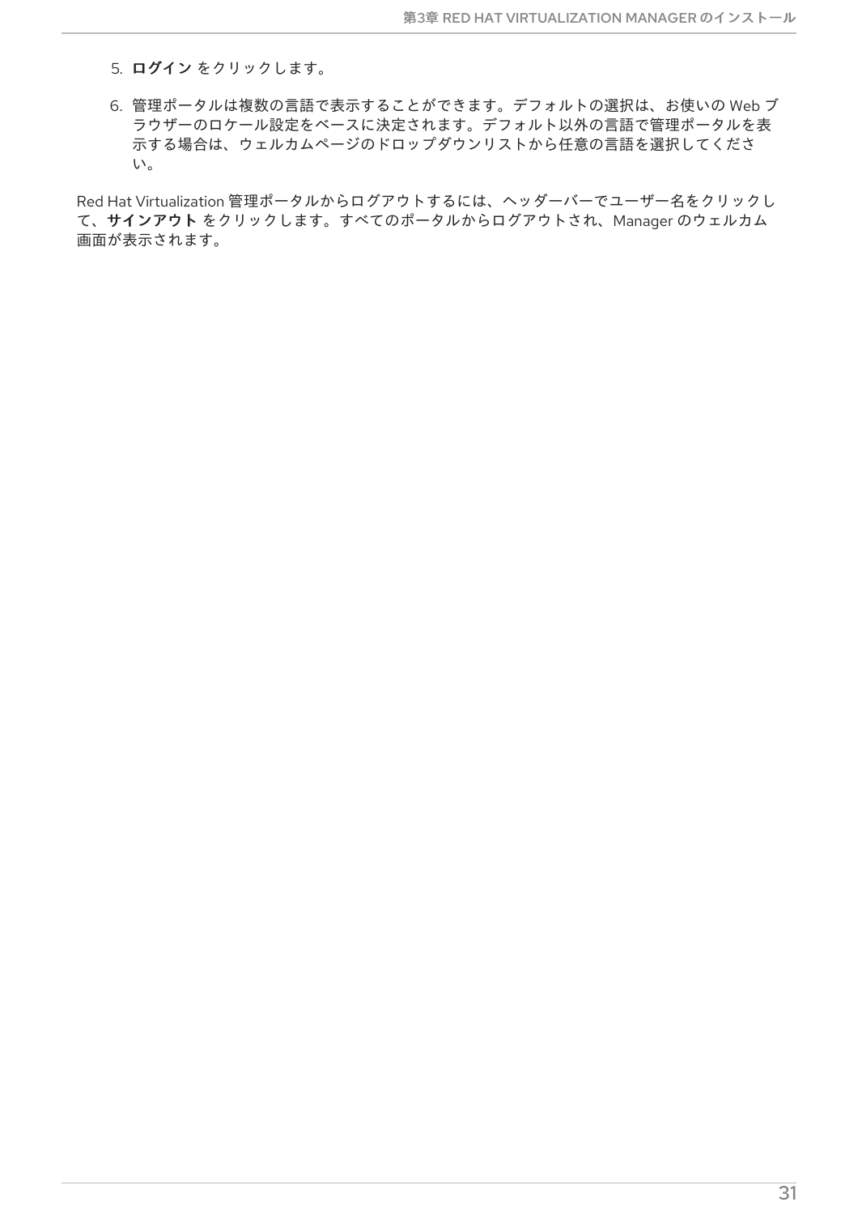5. **ログイン** をクリックします。

6. 管理ポータルは複数の言語で表示することができます。デフォルトの選択は、お使いの Web ブラウザーのロケール設定をベースに決定されます。デフォルト以外の言語で管理ポータルを表示する場合は、ウェルカムページのドロップダウンリストから任意の言語を選択してください。

Red Hat Virtualization 管理ポータルからログアウトするには、ヘッダーバーでユーザー名をクリックして、**サインアウト** をクリックします。すべてのポータルからログアウトされ、Manager のウェルカム画面が表示されます。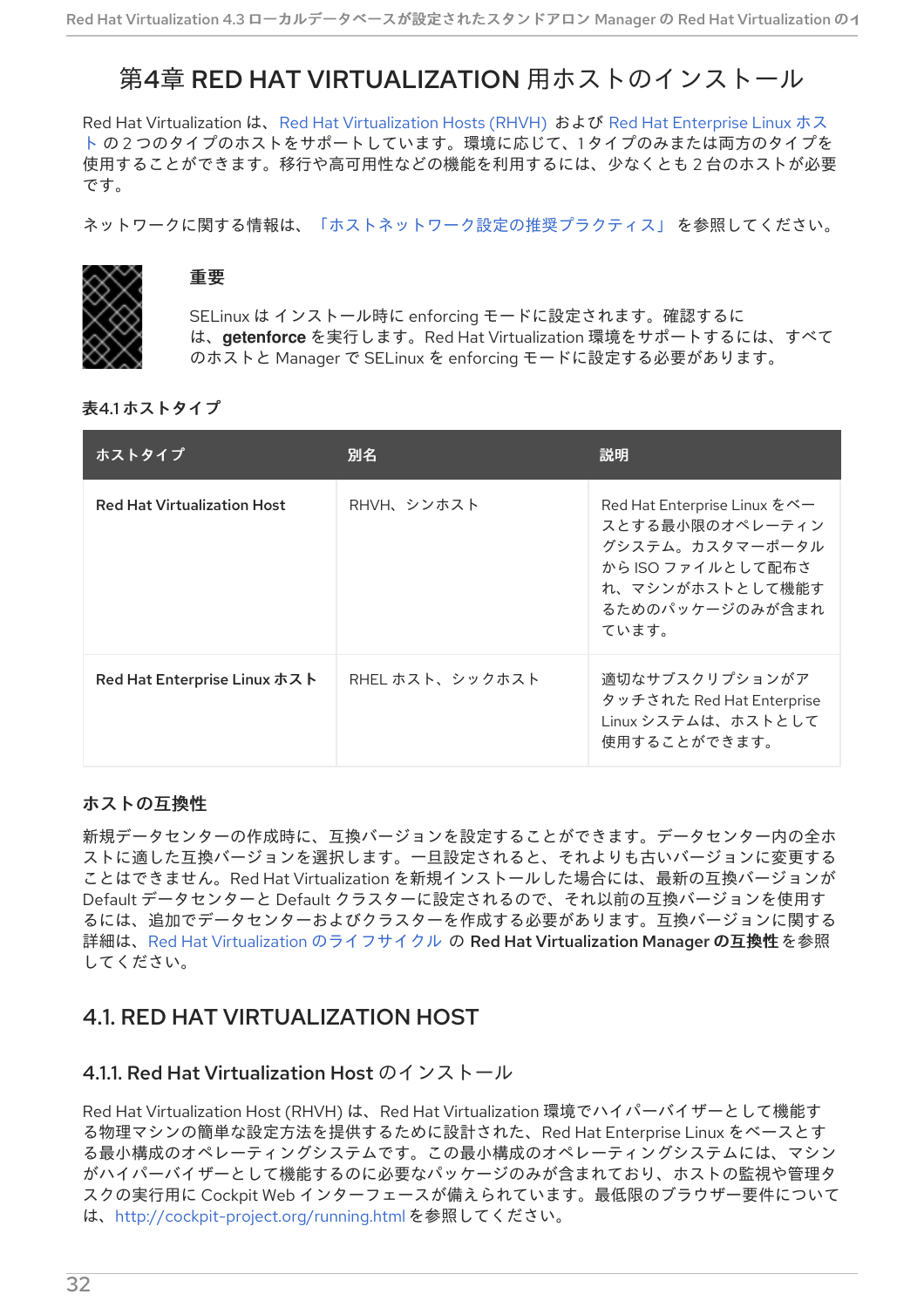# 第4章 RED HAT VIRTUALIZATION 用ホストのインストール

Red Hat Virtualization は、Red Hat Virtualization Hosts (RHVH) および Red Hat Enterprise Linux ホスト の 2 つのタイプのホストをサポートしています。環境に応じて、1 タイプのみまたは両方のタイプを使用することができます。移行や高可用性などの機能を利用するには、少なくとも 2 台のホストが必要です。

ネットワークに関する情報は、「ホストネットワーク設定の推奨プラクティス」を参照してください。

**重要**

SELinux は インストール時に enforcing モードに設定されます。確認するには、**getenforce** を実行します。Red Hat Virtualization 環境をサポートするには、すべてのホストと Manager で SELinux を enforcing モードに設定する必要があります。

**表4.1 ホストタイプ**

| ホストタイプ | 別名 | 説明 |
| --- | --- | --- |
| **Red Hat Virtualization Host** | RHVH、シンホスト | Red Hat Enterprise Linux をベースとする最小限のオペレーティングシステム。カスタマーポータルから ISO ファイルとして配布され、マシンがホストとして機能するためのパッケージのみが含まれています。 |
| **Red Hat Enterprise Linux ホスト** | RHEL ホスト、シックホスト | 適切なサブスクリプションがアタッチされた Red Hat Enterprise Linux システムは、ホストとして使用することができます。 |

### ホストの互換性

新規データセンターの作成時に、互換バージョンを設定することができます。データセンター内の全ホストに適した互換バージョンを選択します。一旦設定されると、それよりも古いバージョンに変更することはできません。Red Hat Virtualization を新規インストールした場合には、最新の互換バージョンが Default データセンターと Default クラスターに設定されるので、それ以前の互換バージョンを使用するには、追加でデータセンターおよびクラスターを作成する必要があります。互換バージョンに関する詳細は、Red Hat Virtualization のライフサイクル の **Red Hat Virtualization Manager の互換性** を参照してください。

## 4.1. RED HAT VIRTUALIZATION HOST

### 4.1.1. Red Hat Virtualization Host のインストール

Red Hat Virtualization Host (RHVH) は、Red Hat Virtualization 環境でハイパーバイザーとして機能する物理マシンの簡単な設定方法を提供するために設計された、Red Hat Enterprise Linux をベースとする最小構成のオペレーティングシステムです。この最小構成のオペレーティングシステムには、マシンがハイパーバイザーとして機能するのに必要なパッケージのみが含まれており、ホストの監視や管理タスクの実行用に Cockpit Web インターフェースが備えられています。最低限のブラウザー要件については、http://cockpit-project.org/running.html を参照してください。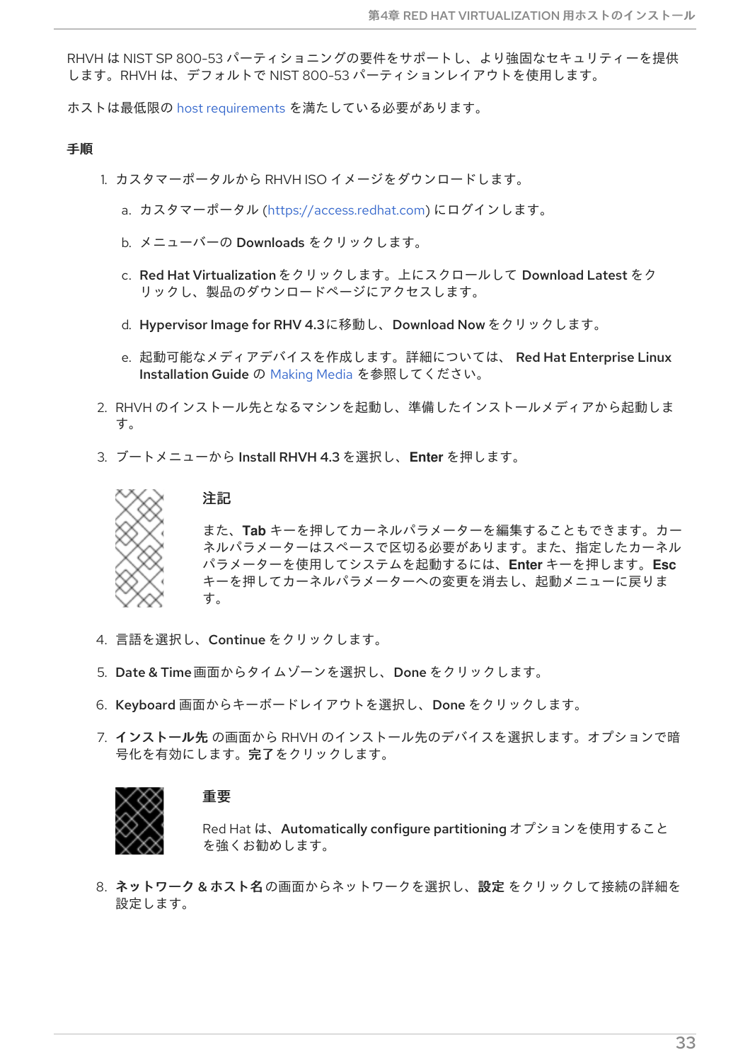RHVH は NIST SP 800-53 パーティショニングの要件をサポートし、より強固なセキュリティーを提供します。RHVH は、デフォルトで NIST 800-53 パーティションレイアウトを使用します。

ホストは最低限の host requirements を満たしている必要があります。

**手順**

1. カスタマーポータルから RHVH ISO イメージをダウンロードします。
   a. カスタマーポータル (https://access.redhat.com) にログインします。
   b. メニューバーの **Downloads** をクリックします。
   c. **Red Hat Virtualization** をクリックします。上にスクロールして **Download Latest** をクリックし、製品のダウンロードページにアクセスします。
   d. **Hypervisor Image for RHV 4.3**に移動し、**Download Now** をクリックします。
   e. 起動可能なメディアデバイスを作成します。詳細については、 **Red Hat Enterprise Linux Installation Guide** の Making Media を参照してください。
2. RHVH のインストール先となるマシンを起動し、準備したインストールメディアから起動します。
3. ブートメニューから **Install RHVH 4.3** を選択し、**Enter** を押します。

> **注記**
>
> また、**Tab** キーを押してカーネルパラメーターを編集することもできます。カーネルパラメーターはスペースで区切る必要があります。また、指定したカーネルパラメーターを使用してシステムを起動するには、**Enter** キーを押します。**Esc** キーを押してカーネルパラメーターへの変更を消去し、起動メニューに戻ります。

4. 言語を選択し、**Continue** をクリックします。
5. **Date & Time**画面からタイムゾーンを選択し、**Done** をクリックします。
6. **Keyboard** 画面からキーボードレイアウトを選択し、**Done** をクリックします。
7. **インストール先** の画面から RHVH のインストール先のデバイスを選択します。オプションで暗号化を有効にします。**完了**をクリックします。

> **重要**
>
> Red Hat は、**Automatically configure partitioning** オプションを使用することを強くお勧めします。

8. **ネットワーク & ホスト名** の画面からネットワークを選択し、**設定** をクリックして接続の詳細を設定します。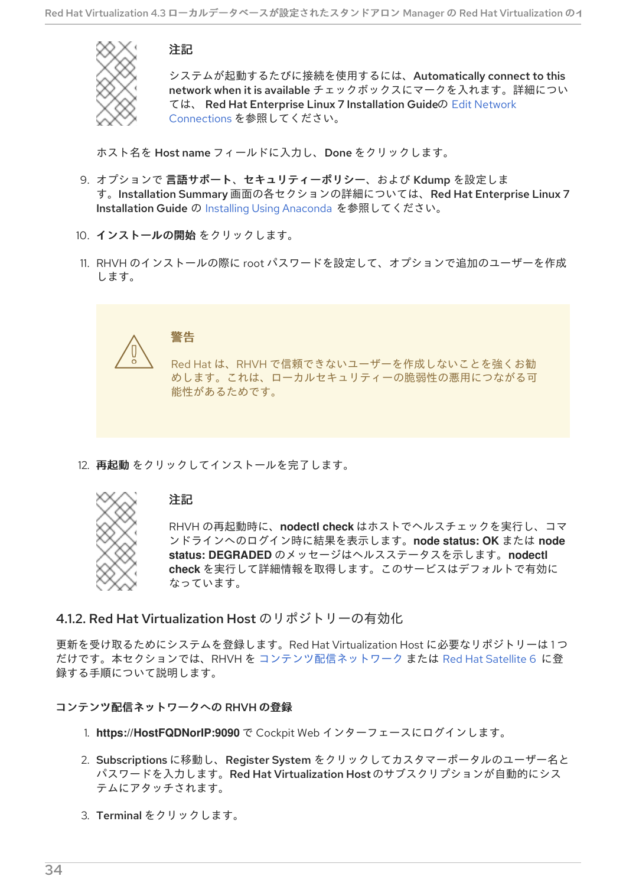**注記**

システムが起動するたびに接続を使用するには、**Automatically connect to this network when it is available** チェックボックスにマークを入れます。詳細については、 **Red Hat Enterprise Linux 7 Installation Guide**の Edit Network Connections を参照してください。

ホスト名を **Host name** フィールドに入力し、 **Done** をクリックします。

9. オプションで **言語サポート**、**セキュリティーポリシー**、および **Kdump** を設定します。**Installation Summary** 画面の各セクションの詳細については、**Red Hat Enterprise Linux 7 Installation Guide** の Installing Using Anaconda を参照してください。

10. **インストールの開始** をクリックします。

11. RHVH のインストールの際に root パスワードを設定して、オプションで追加のユーザーを作成します。

**警告**

Red Hat は、RHVH で信頼できないユーザーを作成しないことを強くお勧めします。これは、ローカルセキュリティーの脆弱性の悪用につながる可能性があるためです。

12. **再起動** をクリックしてインストールを完了します。

**注記**

RHVH の再起動時に、**nodectl check** はホストでヘルスチェックを実行し、コマンドラインへのログイン時に結果を表示します。**node status: OK** または **node status: DEGRADED** のメッセージはヘルスステータスを示します。**nodectl check** を実行して詳細情報を取得します。このサービスはデフォルトで有効になっています。

### 4.1.2. Red Hat Virtualization Host のリポジトリーの有効化

更新を受け取るためにシステムを登録します。Red Hat Virtualization Host に必要なリポジトリーは1つだけです。本セクションでは、RHVH を コンテンツ配信ネットワーク または Red Hat Satellite 6 に登録する手順について説明します。

**コンテンツ配信ネットワークへの RHVH の登録**

1. **https://HostFQDNorIP:9090** で Cockpit Web インターフェースにログインします。

2. **Subscriptions** に移動し、**Register System** をクリックしてカスタマーポータルのユーザー名とパスワードを入力します。**Red Hat Virtualization Host** のサブスクリプションが自動的にシステムにアタッチされます。

3. **Terminal** をクリックします。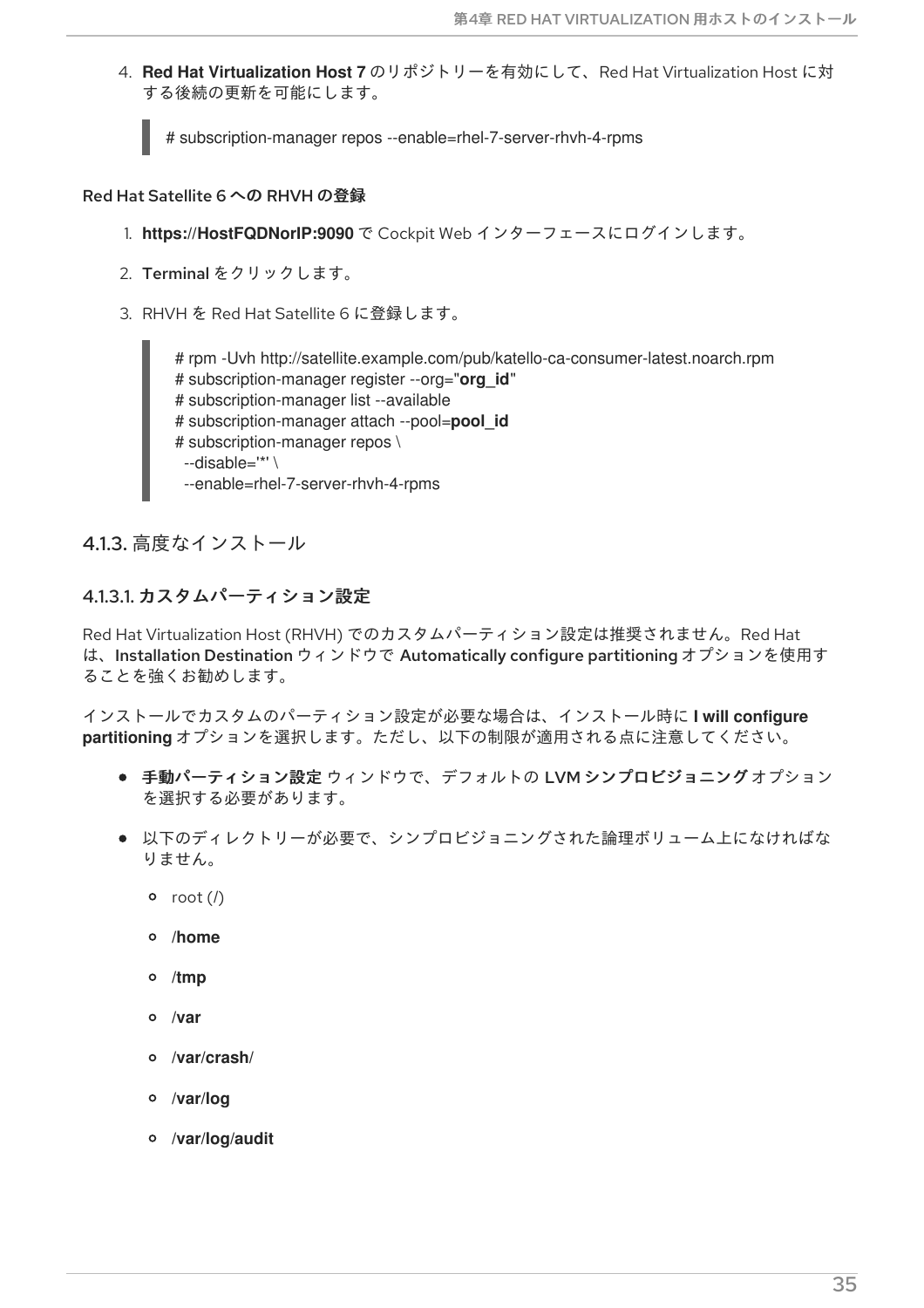4. **Red Hat Virtualization Host 7** のリポジトリーを有効にして、Red Hat Virtualization Host に対する後続の更新を可能にします。

```
# subscription-manager repos --enable=rhel-7-server-rhvh-4-rpms
```

**Red Hat Satellite 6 への RHVH の登録**

1. **https://HostFQDNorIP:9090** で Cockpit Web インターフェースにログインします。
2. **Terminal** をクリックします。
3. RHVH を Red Hat Satellite 6 に登録します。

```
# rpm -Uvh http://satellite.example.com/pub/katello-ca-consumer-latest.noarch.rpm
# subscription-manager register --org="org_id"
# subscription-manager list --available
# subscription-manager attach --pool=pool_id
# subscription-manager repos \
  --disable='*' \
  --enable=rhel-7-server-rhvh-4-rpms
```

## 4.1.3. 高度なインストール

### 4.1.3.1. カスタムパーティション設定

Red Hat Virtualization Host (RHVH) でのカスタムパーティション設定は推奨されません。Red Hat は、**Installation Destination** ウィンドウで **Automatically configure partitioning** オプションを使用することを強くお勧めします。

インストールでカスタムのパーティション設定が必要な場合は、インストール時に **I will configure partitioning** オプションを選択します。ただし、以下の制限が適用される点に注意してください。

- **手動パーティション設定** ウィンドウで、デフォルトの **LVM シンプロビジョニング** オプションを選択する必要があります。
- 以下のディレクトリーが必要で、シンプロビジョニングされた論理ボリューム上になければなりません。
  - root (/)
  - **/home**
  - **/tmp**
  - **/var**
  - **/var/crash/**
  - **/var/log**
  - **/var/log/audit**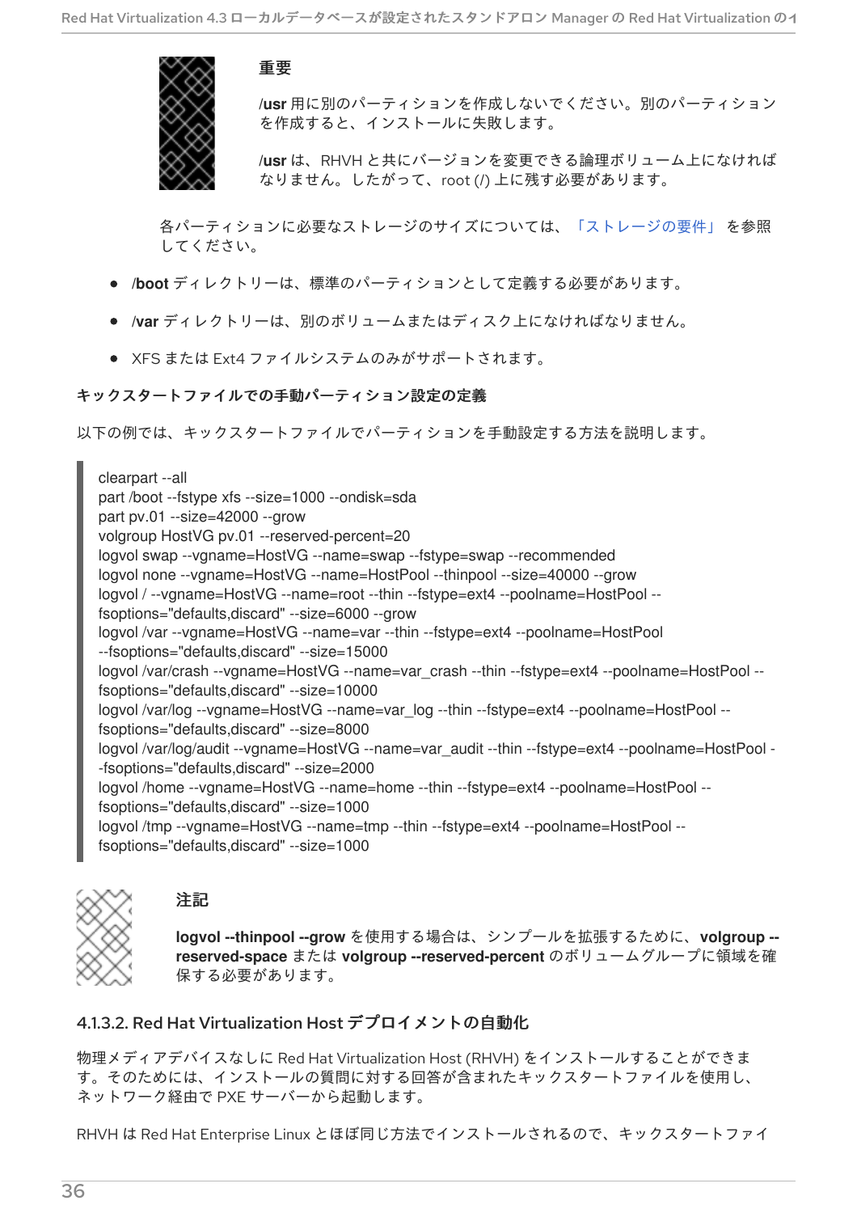**重要**

**/usr** 用に別のパーティションを作成しないでください。別のパーティションを作成すると、インストールに失敗します。

**/usr** は、RHVH と共にバージョンを変更できる論理ボリューム上になければなりません。したがって、root (/) 上に残す必要があります。

各パーティションに必要なストレージのサイズについては、「ストレージの要件」を参照してください。

- **/boot** ディレクトリーは、標準のパーティションとして定義する必要があります。
- **/var** ディレクトリーは、別のボリュームまたはディスク上になければなりません。
- XFS または Ext4 ファイルシステムのみがサポートされます。

**キックスタートファイルでの手動パーティション設定の定義**

以下の例では、キックスタートファイルでパーティションを手動設定する方法を説明します。

```
clearpart --all
part /boot --fstype xfs --size=1000 --ondisk=sda
part pv.01 --size=42000 --grow
volgroup HostVG pv.01 --reserved-percent=20
logvol swap --vgname=HostVG --name=swap --fstype=swap --recommended
logvol none --vgname=HostVG --name=HostPool --thinpool --size=40000 --grow
logvol / --vgname=HostVG --name=root --thin --fstype=ext4 --poolname=HostPool --fsoptions="defaults,discard" --size=6000 --grow
logvol /var --vgname=HostVG --name=var --thin --fstype=ext4 --poolname=HostPool --fsoptions="defaults,discard" --size=15000
logvol /var/crash --vgname=HostVG --name=var_crash --thin --fstype=ext4 --poolname=HostPool --fsoptions="defaults,discard" --size=10000
logvol /var/log --vgname=HostVG --name=var_log --thin --fstype=ext4 --poolname=HostPool --fsoptions="defaults,discard" --size=8000
logvol /var/log/audit --vgname=HostVG --name=var_audit --thin --fstype=ext4 --poolname=HostPool --fsoptions="defaults,discard" --size=2000
logvol /home --vgname=HostVG --name=home --thin --fstype=ext4 --poolname=HostPool --fsoptions="defaults,discard" --size=1000
logvol /tmp --vgname=HostVG --name=tmp --thin --fstype=ext4 --poolname=HostPool --fsoptions="defaults,discard" --size=1000
```

**注記**

**logvol --thinpool --grow** を使用する場合は、シンプールを拡張するために、**volgroup --reserved-space** または **volgroup --reserved-percent** のボリュームグループに領域を確保する必要があります。

#### 4.1.3.2. Red Hat Virtualization Host デプロイメントの自動化

物理メディアデバイスなしに Red Hat Virtualization Host (RHVH) をインストールすることができます。そのためには、インストールの質問に対する回答が含まれたキックスタートファイルを使用し、ネットワーク経由で PXE サーバーから起動します。

RHVH は Red Hat Enterprise Linux とほぼ同じ方法でインストールされるので、キックスタートファイ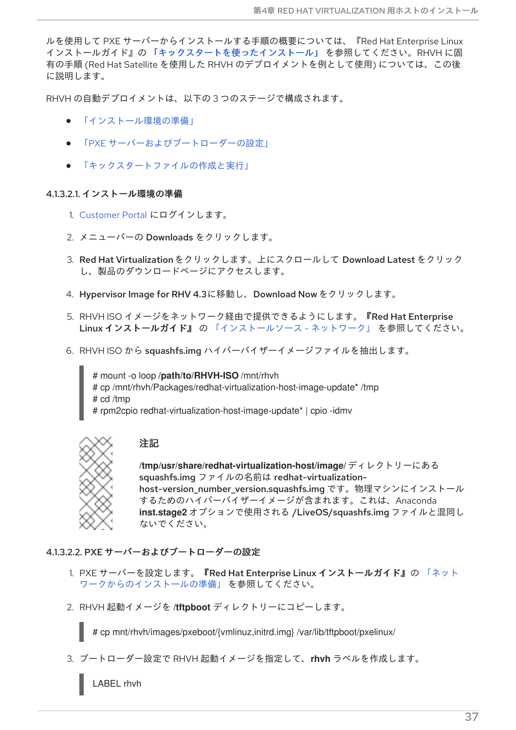ルを使用して PXE サーバーからインストールする手順の概要については、『Red Hat Enterprise Linux インストールガイド』の **「キックスタートを使ったインストール」** を参照してください。RHVH に固有の手順 (Red Hat Satellite を使用した RHVH のデプロイメントを例として使用) については、この後に説明します。

RHVH の自動デプロイメントは、以下の 3 つのステージで構成されます。

- 「インストール環境の準備」
- 「PXE サーバーおよびブートローダーの設定」
- 「キックスタートファイルの作成と実行」

#### 4.1.3.2.1. インストール環境の準備

1. Customer Portal にログインします。
2. メニューバーの **Downloads** をクリックします。
3. **Red Hat Virtualization** をクリックします。上にスクロールして **Download Latest** をクリックし、製品のダウンロードページにアクセスします。
4. **Hypervisor Image for RHV 4.3**に移動し、**Download Now** をクリックします。
5. RHVH ISO イメージをネットワーク経由で提供できるようにします。**『Red Hat Enterprise Linux インストールガイド』** の 「インストールソース - ネットワーク」 を参照してください。
6. RHVH ISO から **squashfs.img** ハイパーバイザーイメージファイルを抽出します。

```
# mount -o loop /path/to/RHVH-ISO /mnt/rhvh
# cp /mnt/rhvh/Packages/redhat-virtualization-host-image-update* /tmp
# cd /tmp
# rpm2cpio redhat-virtualization-host-image-update* | cpio -idmv
```

**注記**

**/tmp/usr/share/redhat-virtualization-host/image/** ディレクトリーにある **squashfs.img** ファイルの名前は **redhat-virtualization-host-version_number_version.squashfs.img** です。物理マシンにインストールするためのハイパーバイザーイメージが含まれます。これは、Anaconda **inst.stage2** オプションで使用される **/LiveOS/squashfs.img** ファイルと混同しないでください。

#### 4.1.3.2.2. PXE サーバーおよびブートローダーの設定

1. PXE サーバーを設定します。**『Red Hat Enterprise Linux インストールガイド』** の 「ネットワークからのインストールの準備」 を参照してください。
2. RHVH 起動イメージを **/tftpboot** ディレクトリーにコピーします。

```
# cp mnt/rhvh/images/pxeboot/{vmlinuz,initrd.img} /var/lib/tftpboot/pxelinux/
```

3. ブートローダー設定で RHVH 起動イメージを指定して、**rhvh** ラベルを作成します。

```
LABEL rhvh
```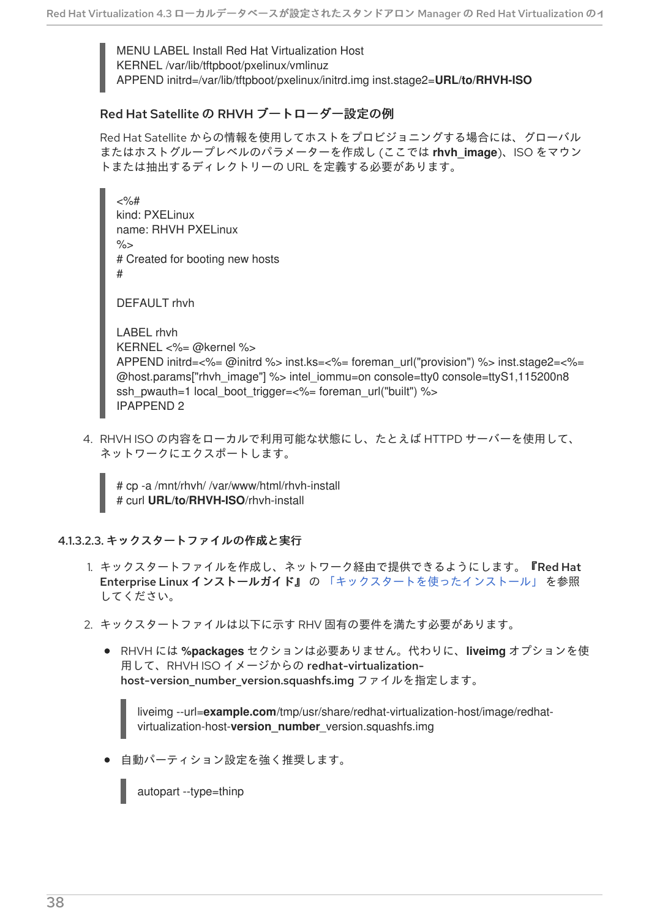```
MENU LABEL Install Red Hat Virtualization Host
KERNEL /var/lib/tftpboot/pxelinux/vmlinuz
APPEND initrd=/var/lib/tftpboot/pxelinux/initrd.img inst.stage2=URL/to/RHVH-ISO
```

**Red Hat Satellite の RHVH ブートローダー設定の例**

Red Hat Satellite からの情報を使用してホストをプロビジョニングする場合には、グローバルまたはホストグループレベルのパラメーターを作成し (ここでは **rhvh_image**)、ISO をマウントまたは抽出するディレクトリーの URL を定義する必要があります。

```
<%#
kind: PXELinux
name: RHVH PXELinux
%>
# Created for booting new hosts
#

DEFAULT rhvh

LABEL rhvh
KERNEL <%= @kernel %>
APPEND initrd=<%= @initrd %> inst.ks=<%= foreman_url("provision") %> inst.stage2=<%=
@host.params["rhvh_image"] %> intel_iommu=on console=tty0 console=ttyS1,115200n8
ssh_pwauth=1 local_boot_trigger=<%= foreman_url("built") %>
IPAPPEND 2
```

4. RHVH ISO の内容をローカルで利用可能な状態にし、たとえば HTTPD サーバーを使用して、ネットワークにエクスポートします。

```
# cp -a /mnt/rhvh/ /var/www/html/rhvh-install
# curl URL/to/RHVH-ISO/rhvh-install
```

#### 4.1.3.2.3. キックスタートファイルの作成と実行

1. キックスタートファイルを作成し、ネットワーク経由で提供できるようにします。**『Red Hat Enterprise Linux インストールガイド』** の 「キックスタートを使ったインストール」 を参照してください。

2. キックスタートファイルは以下に示す RHV 固有の要件を満たす必要があります。

   - RHVH には **%packages** セクションは必要ありません。代わりに、**liveimg** オプションを使用して、RHVH ISO イメージからの **redhat-virtualization-host-version_number_version.squashfs.img** ファイルを指定します。

     ```
     liveimg --url=example.com/tmp/usr/share/redhat-virtualization-host/image/redhat-virtualization-host-version_number_version.squashfs.img
     ```

   - 自動パーティション設定を強く推奨します。

     ```
     autopart --type=thinp
     ```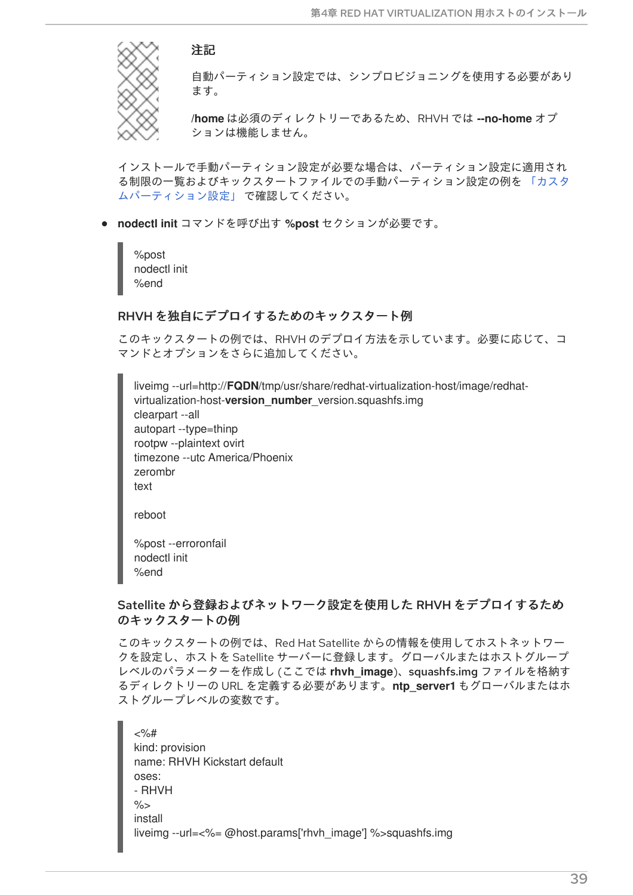> **注記**
>
> 自動パーティション設定では、シンプロビジョニングを使用する必要があります。
>
> **/home** は必須のディレクトリーであるため、RHVH では **--no-home** オプションは機能しません。

インストールで手動パーティション設定が必要な場合は、パーティション設定に適用される制限の一覧およびキックスタートファイルでの手動パーティション設定の例を 「カスタムパーティション設定」 で確認してください。

- **nodectl init** コマンドを呼び出す **%post** セクションが必要です。

```
%post
nodectl init
%end
```

### RHVH を独自にデプロイするためのキックスタート例

このキックスタートの例では、RHVH のデプロイ方法を示しています。必要に応じて、コマンドとオプションをさらに追加してください。

```
liveimg --url=http://FQDN/tmp/usr/share/redhat-virtualization-host/image/redhat-virtualization-host-version_number_version.squashfs.img
clearpart --all
autopart --type=thinp
rootpw --plaintext ovirt
timezone --utc America/Phoenix
zerombr
text

reboot

%post --erroronfail
nodectl init
%end
```

### Satellite から登録およびネットワーク設定を使用した RHVH をデプロイするためのキックスタートの例

このキックスタートの例では、Red Hat Satellite からの情報を使用してホストネットワークを設定し、ホストを Satellite サーバーに登録します。グローバルまたはホストグループレベルのパラメーターを作成し (ここでは **rhvh_image**)、squashfs.img ファイルを格納するディレクトリーの URL を定義する必要があります。**ntp_server1** もグローバルまたはホストグループレベルの変数です。

```
<%#
kind: provision
name: RHVH Kickstart default
oses:
- RHVH
%>
install
liveimg --url=<%= @host.params['rhvh_image'] %>squashfs.img
```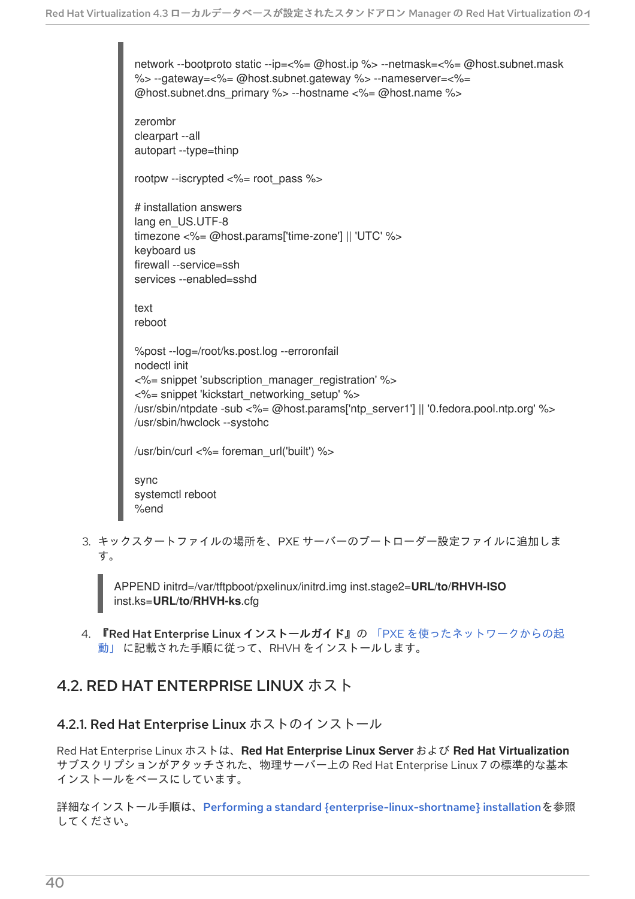```
network --bootproto static --ip=<%= @host.ip %> --netmask=<%= @host.subnet.mask
%> --gateway=<%= @host.subnet.gateway %> --nameserver=<%=
@host.subnet.dns_primary %> --hostname <%= @host.name %>

zerombr
clearpart --all
autopart --type=thinp

rootpw --iscrypted <%= root_pass %>

# installation answers
lang en_US.UTF-8
timezone <%= @host.params['time-zone'] || 'UTC' %>
keyboard us
firewall --service=ssh
services --enabled=sshd

text
reboot

%post --log=/root/ks.post.log --erroronfail
nodectl init
<%= snippet 'subscription_manager_registration' %>
<%= snippet 'kickstart_networking_setup' %>
/usr/sbin/ntpdate -sub <%= @host.params['ntp_server1'] || '0.fedora.pool.ntp.org' %>
/usr/sbin/hwclock --systohc

/usr/bin/curl <%= foreman_url('built') %>

sync
systemctl reboot
%end
```

3. キックスタートファイルの場所を、PXE サーバーのブートローダー設定ファイルに追加します。

```
APPEND initrd=/var/tftpboot/pxelinux/initrd.img inst.stage2=URL/to/RHVH-ISO
inst.ks=URL/to/RHVH-ks.cfg
```

4. **『Red Hat Enterprise Linux インストールガイド』** の 「PXE を使ったネットワークからの起動」 に記載された手順に従って、RHVH をインストールします。

## 4.2. RED HAT ENTERPRISE LINUX ホスト

### 4.2.1. Red Hat Enterprise Linux ホストのインストール

Red Hat Enterprise Linux ホストは、**Red Hat Enterprise Linux Server** および **Red Hat Virtualization** サブスクリプションがアタッチされた、物理サーバー上の Red Hat Enterprise Linux 7 の標準的な基本インストールをベースにしています。

詳細なインストール手順は、**Performing a standard {enterprise-linux-shortname} installation** を参照してください。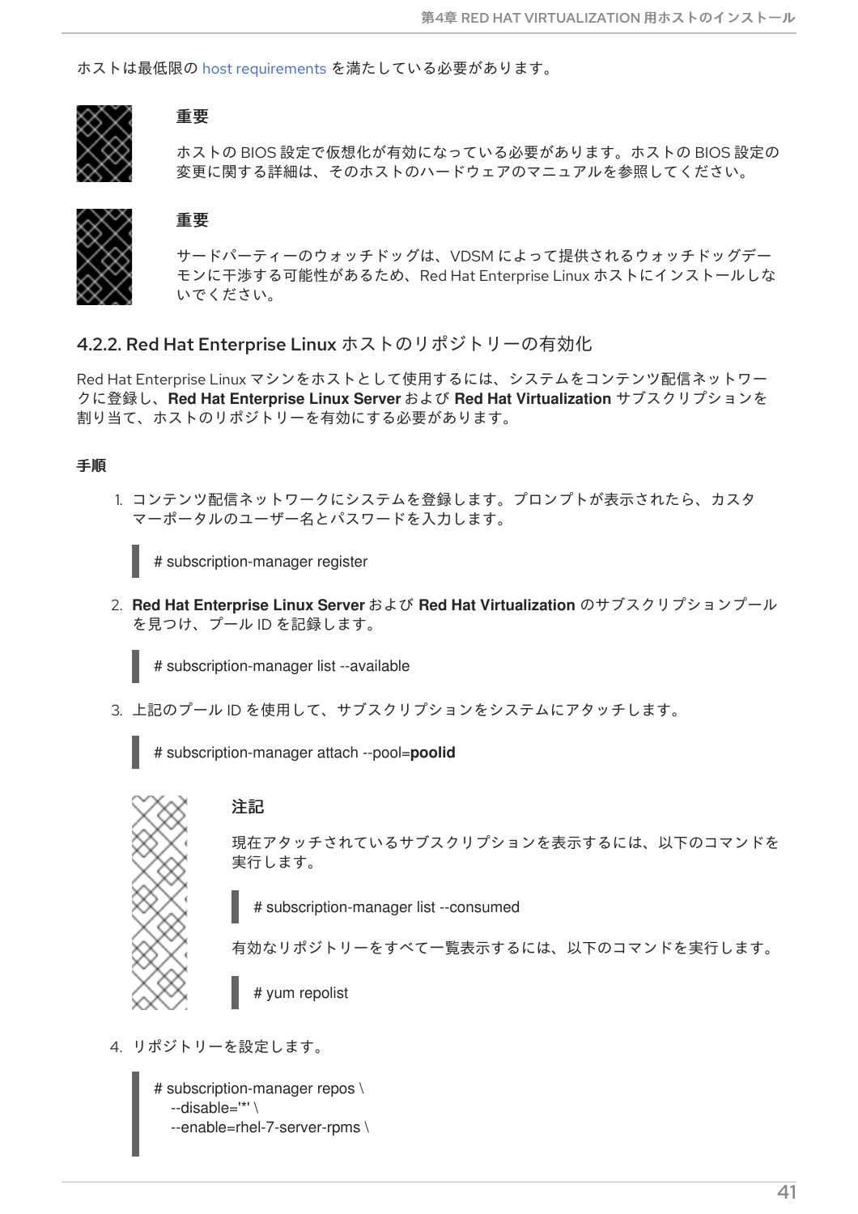ホストは最低限の host requirements を満たしている必要があります。

> **重要**
>
> ホストの BIOS 設定で仮想化が有効になっている必要があります。ホストの BIOS 設定の変更に関する詳細は、そのホストのハードウェアのマニュアルを参照してください。

> **重要**
>
> サードパーティーのウォッチドッグは、VDSM によって提供されるウォッチドッグデーモンに干渉する可能性があるため、Red Hat Enterprise Linux ホストにインストールしないでください。

### 4.2.2. Red Hat Enterprise Linux ホストのリポジトリーの有効化

Red Hat Enterprise Linux マシンをホストとして使用するには、システムをコンテンツ配信ネットワークに登録し、**Red Hat Enterprise Linux Server** および **Red Hat Virtualization** サブスクリプションを割り当て、ホストのリポジトリーを有効にする必要があります。

**手順**

1. コンテンツ配信ネットワークにシステムを登録します。プロンプトが表示されたら、カスタマーポータルのユーザー名とパスワードを入力します。

   ```
   # subscription-manager register
   ```

2. **Red Hat Enterprise Linux Server** および **Red Hat Virtualization** のサブスクリプションプールを見つけ、プール ID を記録します。

   ```
   # subscription-manager list --available
   ```

3. 上記のプール ID を使用して、サブスクリプションをシステムにアタッチします。

   ```
   # subscription-manager attach --pool=poolid
   ```

   > **注記**
   >
   > 現在アタッチされているサブスクリプションを表示するには、以下のコマンドを実行します。
   >
   > ```
   > # subscription-manager list --consumed
   > ```
   >
   > 有効なリポジトリーをすべて一覧表示するには、以下のコマンドを実行します。
   >
   > ```
   > # yum repolist
   > ```

4. リポジトリーを設定します。

   ```
   # subscription-manager repos \
       --disable='*' \
       --enable=rhel-7-server-rpms \
   ```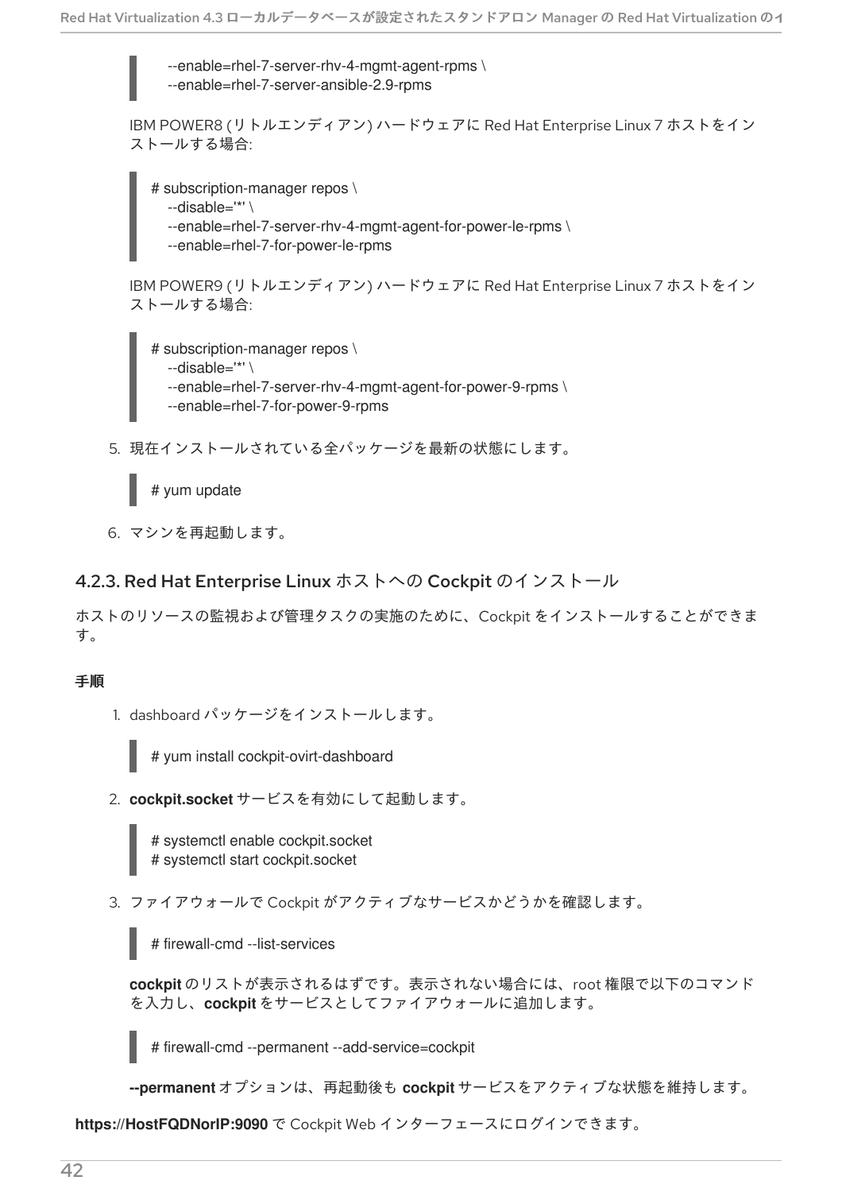```
    --enable=rhel-7-server-rhv-4-mgmt-agent-rpms \
    --enable=rhel-7-server-ansible-2.9-rpms
```

IBM POWER8 (リトルエンディアン) ハードウェアに Red Hat Enterprise Linux 7 ホストをインストールする場合:

```
# subscription-manager repos \
    --disable='*' \
    --enable=rhel-7-server-rhv-4-mgmt-agent-for-power-le-rpms \
    --enable=rhel-7-for-power-le-rpms
```

IBM POWER9 (リトルエンディアン) ハードウェアに Red Hat Enterprise Linux 7 ホストをインストールする場合:

```
# subscription-manager repos \
    --disable='*' \
    --enable=rhel-7-server-rhv-4-mgmt-agent-for-power-9-rpms \
    --enable=rhel-7-for-power-9-rpms
```

5. 現在インストールされている全パッケージを最新の状態にします。

```
# yum update
```

6. マシンを再起動します。

### 4.2.3. Red Hat Enterprise Linux ホストへの Cockpit のインストール

ホストのリソースの監視および管理タスクの実施のために、Cockpit をインストールすることができます。

**手順**

1. dashboard パッケージをインストールします。

```
# yum install cockpit-ovirt-dashboard
```

2. **cockpit.socket** サービスを有効にして起動します。

```
# systemctl enable cockpit.socket
# systemctl start cockpit.socket
```

3. ファイアウォールで Cockpit がアクティブなサービスかどうかを確認します。

```
# firewall-cmd --list-services
```

**cockpit** のリストが表示されるはずです。表示されない場合には、root 権限で以下のコマンドを入力し、**cockpit** をサービスとしてファイアウォールに追加します。

```
# firewall-cmd --permanent --add-service=cockpit
```

**--permanent** オプションは、再起動後も **cockpit** サービスをアクティブな状態を維持します。

**https://HostFQDNorIP:9090** で Cockpit Web インターフェースにログインできます。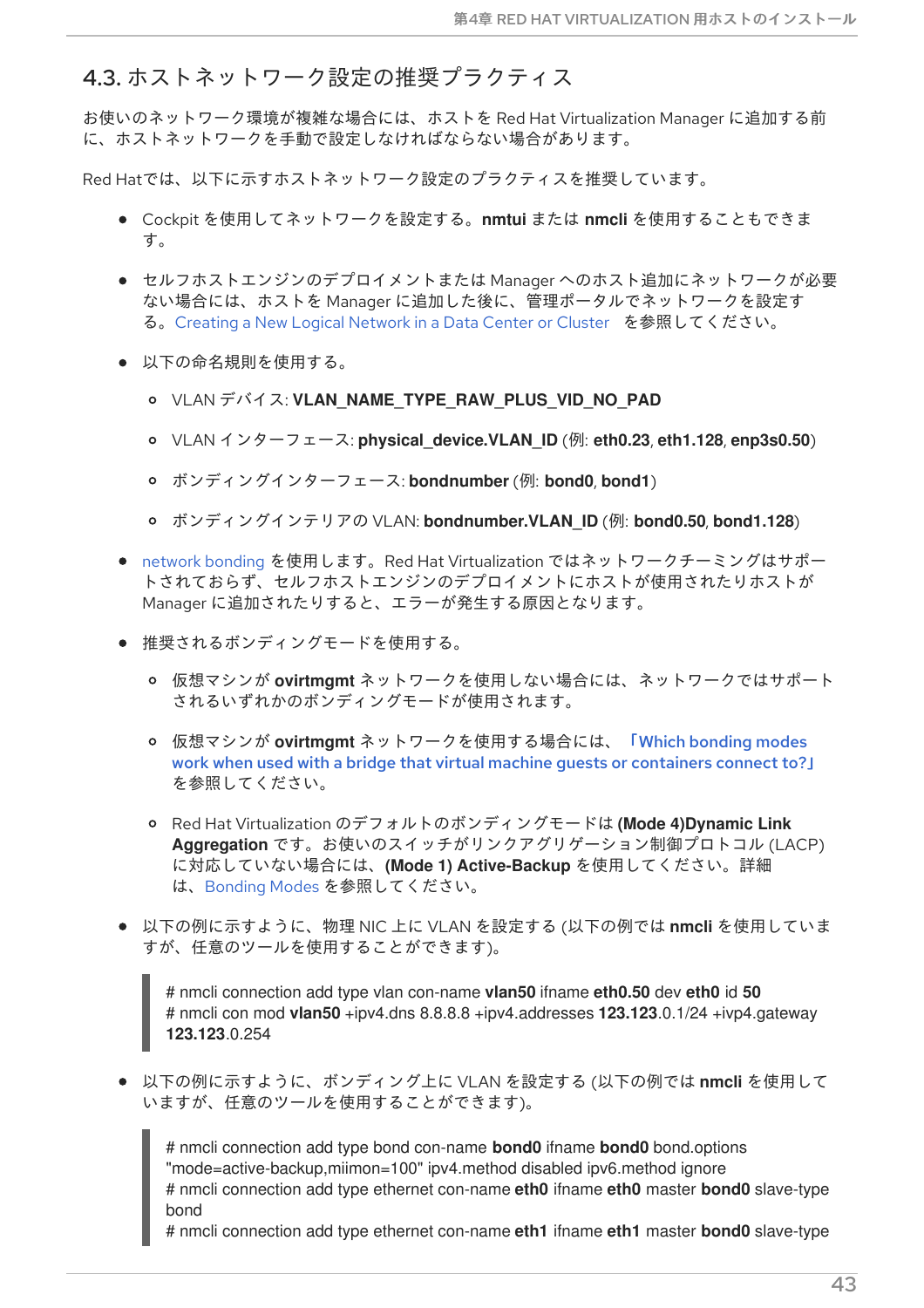## 4.3. ホストネットワーク設定の推奨プラクティス

お使いのネットワーク環境が複雑な場合には、ホストを Red Hat Virtualization Manager に追加する前に、ホストネットワークを手動で設定しなければならない場合があります。

Red Hatでは、以下に示すホストネットワーク設定のプラクティスを推奨しています。

- Cockpit を使用してネットワークを設定する。**nmtui** または **nmcli** を使用することもできます。
- セルフホストエンジンのデプロイメントまたは Manager へのホスト追加にネットワークが必要ない場合には、ホストを Manager に追加した後に、管理ポータルでネットワークを設定する。Creating a New Logical Network in a Data Center or Cluster を参照してください。
- 以下の命名規則を使用する。
  - VLAN デバイス: **VLAN_NAME_TYPE_RAW_PLUS_VID_NO_PAD**
  - VLAN インターフェース: **physical_device.VLAN_ID** (例: **eth0.23**, **eth1.128**, **enp3s0.50**)
  - ボンディングインターフェース: **bondnumber** (例: **bond0**, **bond1**)
  - ボンディングインテリアの VLAN: **bondnumber.VLAN_ID** (例: **bond0.50**, **bond1.128**)
- network bonding を使用します。Red Hat Virtualization ではネットワークチーミングはサポートされておらず、セルフホストエンジンのデプロイメントにホストが使用されたりホストが Manager に追加されたりすると、エラーが発生する原因となります。
- 推奨されるボンディングモードを使用する。
  - 仮想マシンが **ovirtmgmt** ネットワークを使用しない場合には、ネットワークではサポートされるいずれかのボンディングモードが使用されます。
  - 仮想マシンが **ovirtmgmt** ネットワークを使用する場合には、**「Which bonding modes work when used with a bridge that virtual machine guests or containers connect to?」** を参照してください。
  - Red Hat Virtualization のデフォルトのボンディングモードは **(Mode 4)Dynamic Link Aggregation** です。お使いのスイッチがリンクアグリゲーション制御プロトコル (LACP) に対応していない場合には、**(Mode 1) Active-Backup** を使用してください。詳細は、Bonding Modes を参照してください。
- 以下の例に示すように、物理 NIC 上に VLAN を設定する (以下の例では **nmcli** を使用していますが、任意のツールを使用することができます)。

```
# nmcli connection add type vlan con-name vlan50 ifname eth0.50 dev eth0 id 50
# nmcli con mod vlan50 +ipv4.dns 8.8.8.8 +ipv4.addresses 123.123.0.1/24 +ivp4.gateway
123.123.0.254
```

- 以下の例に示すように、ボンディング上に VLAN を設定する (以下の例では **nmcli** を使用していますが、任意のツールを使用することができます)。

```
# nmcli connection add type bond con-name bond0 ifname bond0 bond.options
"mode=active-backup,miimon=100" ipv4.method disabled ipv6.method ignore
# nmcli connection add type ethernet con-name eth0 ifname eth0 master bond0 slave-type
bond
# nmcli connection add type ethernet con-name eth1 ifname eth1 master bond0 slave-type
```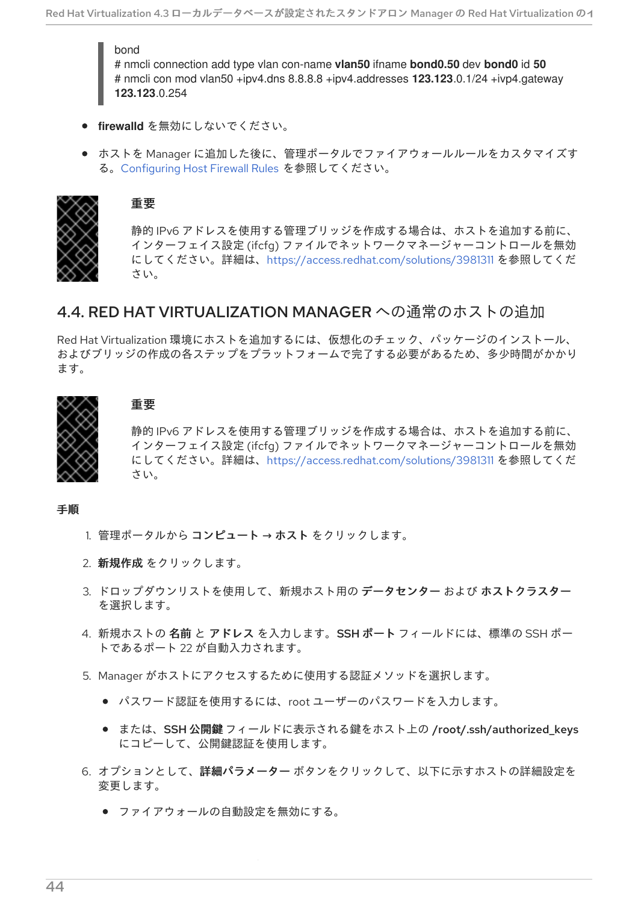```
bond
# nmcli connection add type vlan con-name vlan50 ifname bond0.50 dev bond0 id 50
# nmcli con mod vlan50 +ipv4.dns 8.8.8.8 +ipv4.addresses 123.123.0.1/24 +ivp4.gateway
123.123.0.254
```

- **firewalld** を無効にしないでください。
- ホストを Manager に追加した後に、管理ポータルでファイアウォールルールをカスタマイズする。Configuring Host Firewall Rules を参照してください。

> **重要**
>
> 静的 IPv6 アドレスを使用する管理ブリッジを作成する場合は、ホストを追加する前に、インターフェイス設定 (ifcfg) ファイルでネットワークマネージャーコントロールを無効にしてください。詳細は、https://access.redhat.com/solutions/3981311 を参照してください。

## 4.4. RED HAT VIRTUALIZATION MANAGER への通常のホストの追加

Red Hat Virtualization 環境にホストを追加するには、仮想化のチェック、パッケージのインストール、およびブリッジの作成の各ステップをプラットフォームで完了する必要があるため、多少時間がかかります。

> **重要**
>
> 静的 IPv6 アドレスを使用する管理ブリッジを作成する場合は、ホストを追加する前に、インターフェイス設定 (ifcfg) ファイルでネットワークマネージャーコントロールを無効にしてください。詳細は、https://access.redhat.com/solutions/3981311 を参照してください。

**手順**

1. 管理ポータルから **コンピュート → ホスト** をクリックします。
2. **新規作成** をクリックします。
3. ドロップダウンリストを使用して、新規ホスト用の **データセンター** および **ホストクラスター** を選択します。
4. 新規ホストの **名前** と **アドレス** を入力します。**SSH ポート** フィールドには、標準の SSH ポートであるポート 22 が自動入力されます。
5. Manager がホストにアクセスするために使用する認証メソッドを選択します。
   - パスワード認証を使用するには、root ユーザーのパスワードを入力します。
   - または、**SSH 公開鍵** フィールドに表示される鍵をホスト上の **/root/.ssh/authorized_keys** にコピーして、公開鍵認証を使用します。
6. オプションとして、**詳細パラメーター** ボタンをクリックして、以下に示すホストの詳細設定を変更します。
   - ファイアウォールの自動設定を無効にする。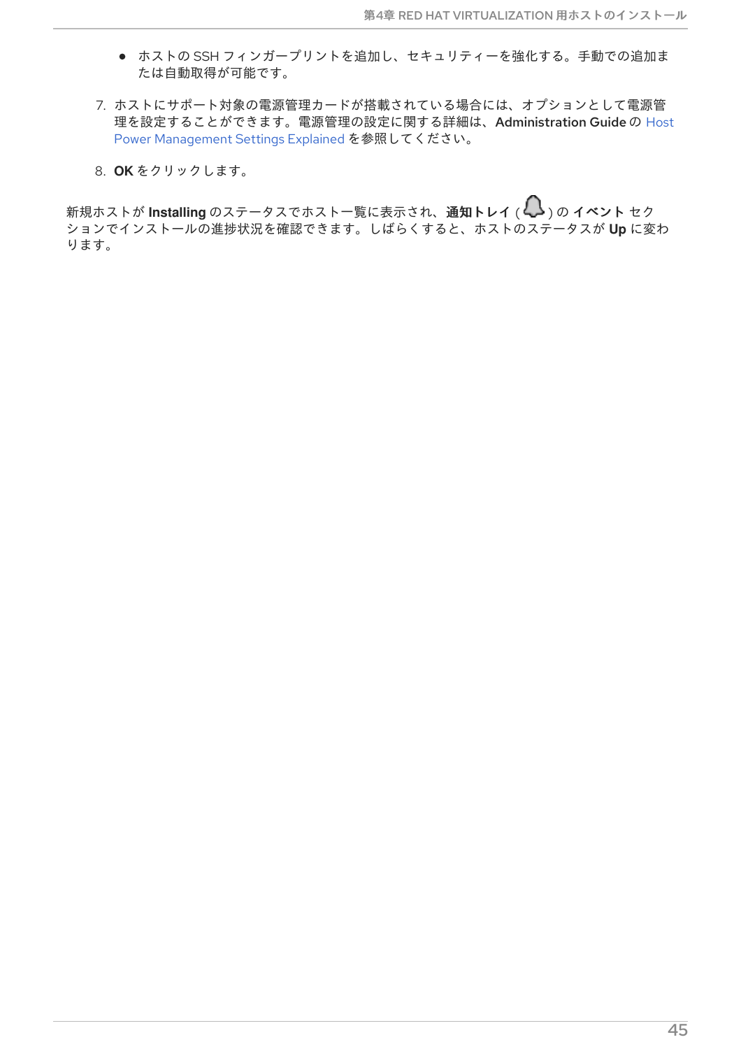- ホストの SSH フィンガープリントを追加し、セキュリティーを強化する。手動での追加または自動取得が可能です。

7. ホストにサポート対象の電源管理カードが搭載されている場合には、オプションとして電源管理を設定することができます。電源管理の設定に関する詳細は、Administration Guide の Host Power Management Settings Explained を参照してください。

8. **OK** をクリックします。

新規ホストが **Installing** のステータスでホスト一覧に表示され、**通知トレイ** ( ) の **イベント** セクションでインストールの進捗状況を確認できます。しばらくすると、ホストのステータスが **Up** に変わります。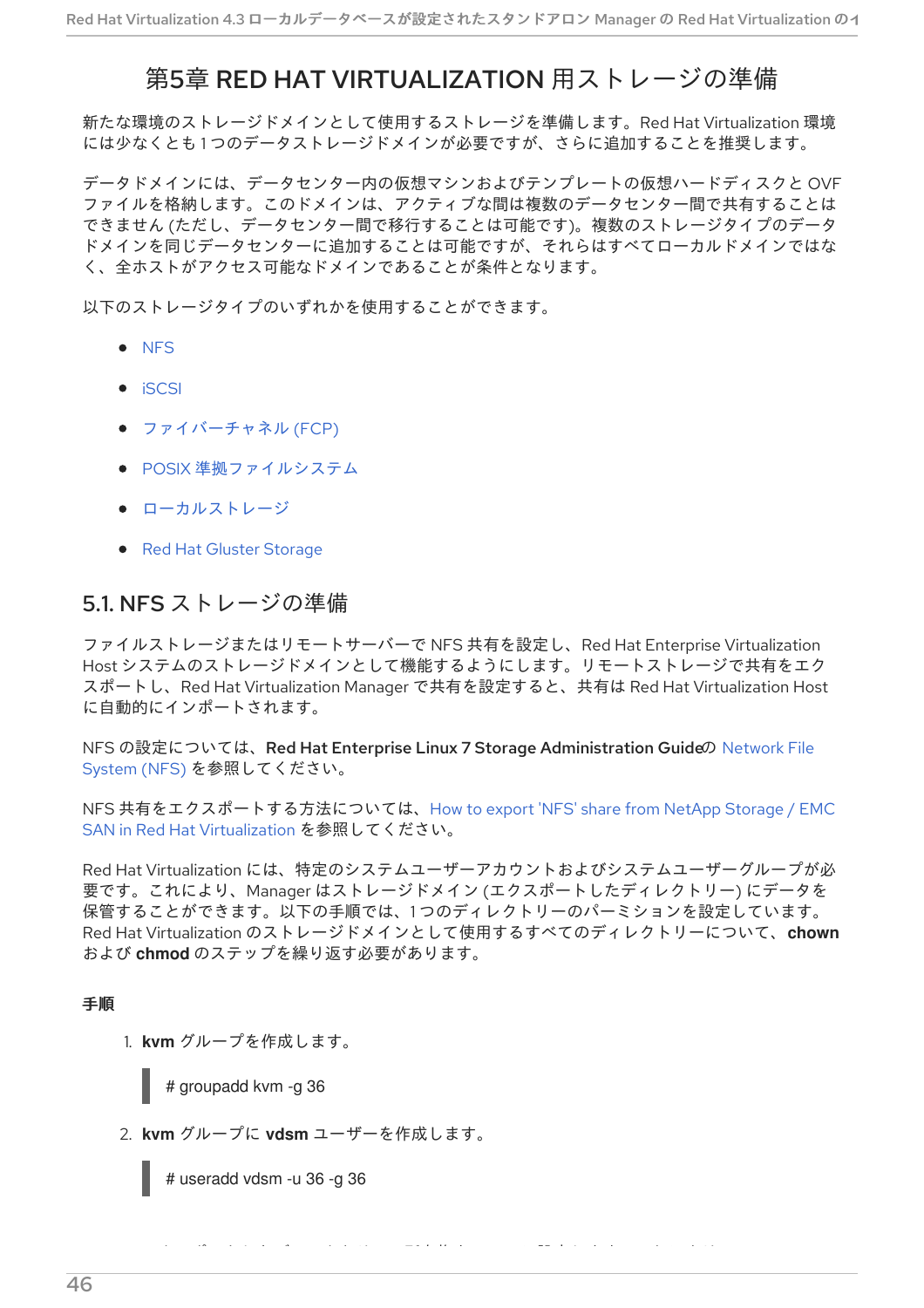# 第5章 RED HAT VIRTUALIZATION 用ストレージの準備

新たな環境のストレージドメインとして使用するストレージを準備します。Red Hat Virtualization 環境には少なくとも 1 つのデータストレージドメインが必要ですが、さらに追加することを推奨します。

データドメインには、データセンター内の仮想マシンおよびテンプレートの仮想ハードディスクと OVF ファイルを格納します。このドメインは、アクティブな間は複数のデータセンター間で共有することはできません (ただし、データセンター間で移行することは可能です)。複数のストレージタイプのデータドメインを同じデータセンターに追加することは可能ですが、それらはすべてローカルドメインではなく、全ホストがアクセス可能なドメインであることが条件となります。

以下のストレージタイプのいずれかを使用することができます。

- NFS
- iSCSI
- ファイバーチャネル (FCP)
- POSIX 準拠ファイルシステム
- ローカルストレージ
- Red Hat Gluster Storage

## 5.1. NFS ストレージの準備

ファイルストレージまたはリモートサーバーで NFS 共有を設定し、Red Hat Enterprise Virtualization Host システムのストレージドメインとして機能するようにします。リモートストレージで共有をエクスポートし、Red Hat Virtualization Manager で共有を設定すると、共有は Red Hat Virtualization Host に自動的にインポートされます。

NFS の設定については、**Red Hat Enterprise Linux 7 Storage Administration Guide**の Network File System (NFS) を参照してください。

NFS 共有をエクスポートする方法については、How to export 'NFS' share from NetApp Storage / EMC SAN in Red Hat Virtualization を参照してください。

Red Hat Virtualization には、特定のシステムユーザーアカウントおよびシステムユーザーグループが必要です。これにより、Manager はストレージドメイン (エクスポートしたディレクトリー) にデータを保管することができます。以下の手順では、1 つのディレクトリーのパーミッションを設定しています。Red Hat Virtualization のストレージドメインとして使用するすべてのディレクトリーについて、**chown** および **chmod** のステップを繰り返す必要があります。

**手順**

1. **kvm** グループを作成します。

```
# groupadd kvm -g 36
```

2. **kvm** グループに **vdsm** ユーザーを作成します。

```
# useradd vdsm -u 36 -g 36
```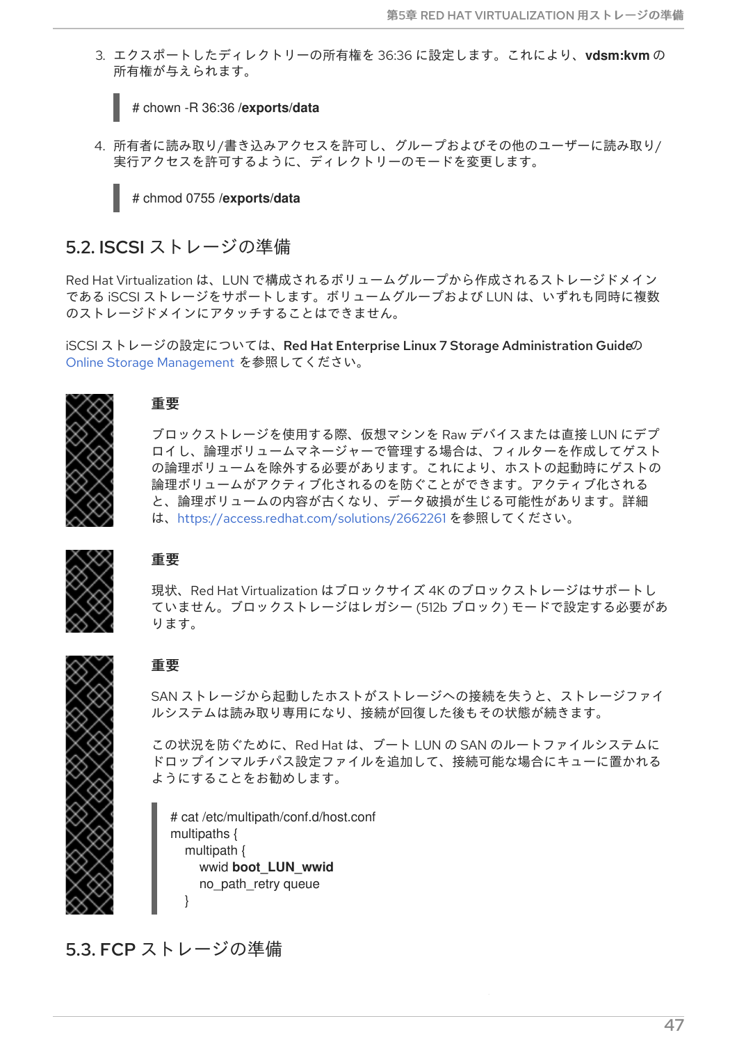3. エクスポートしたディレクトリーの所有権を 36:36 に設定します。これにより、**vdsm:kvm** の所有権が与えられます。

```
# chown -R 36:36 /exports/data
```

4. 所有者に読み取り/書き込みアクセスを許可し、グループおよびその他のユーザーに読み取り/実行アクセスを許可するように、ディレクトリーのモードを変更します。

```
# chmod 0755 /exports/data
```

## 5.2. ISCSI ストレージの準備

Red Hat Virtualization は、LUN で構成されるボリュームグループから作成されるストレージドメインである iSCSI ストレージをサポートします。ボリュームグループおよび LUN は、いずれも同時に複数のストレージドメインにアタッチすることはできません。

iSCSI ストレージの設定については、**Red Hat Enterprise Linux 7 Storage Administration Guide**の Online Storage Management を参照してください。

**重要**

ブロックストレージを使用する際、仮想マシンを Raw デバイスまたは直接 LUN にデプロイし、論理ボリュームマネージャーで管理する場合は、フィルターを作成してゲストの論理ボリュームを除外する必要があります。これにより、ホストの起動時にゲストの論理ボリュームがアクティブ化されるのを防ぐことができます。アクティブ化されると、論理ボリュームの内容が古くなり、データ破損が生じる可能性があります。詳細は、https://access.redhat.com/solutions/2662261 を参照してください。

**重要**

現状、Red Hat Virtualization はブロックサイズ 4K のブロックストレージはサポートしていません。ブロックストレージはレガシー (512b ブロック) モードで設定する必要があります。

**重要**

SAN ストレージから起動したホストがストレージへの接続を失うと、ストレージファイルシステムは読み取り専用になり、接続が回復した後もその状態が続きます。

この状況を防ぐために、Red Hat は、ブート LUN の SAN のルートファイルシステムにドロップインマルチパス設定ファイルを追加して、接続可能な場合にキューに置かれるようにすることをお勧めします。

```
# cat /etc/multipath/conf.d/host.conf
multipaths {
    multipath {
        wwid boot_LUN_wwid
        no_path_retry queue
    }
```

## 5.3. FCP ストレージの準備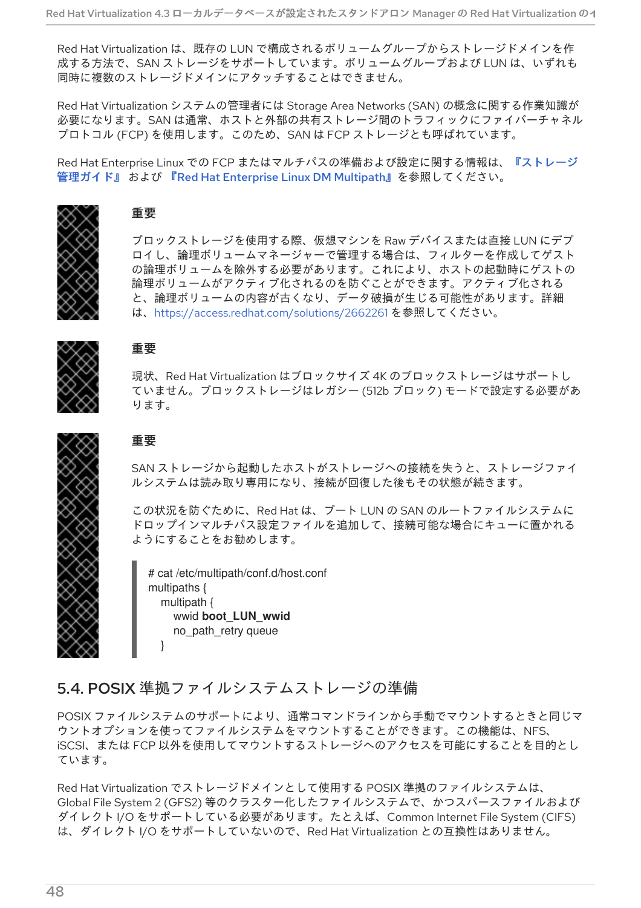Red Hat Virtualization は、既存の LUN で構成されるボリュームグループからストレージドメインを作成する方法で、SAN ストレージをサポートしています。ボリュームグループおよび LUN は、いずれも同時に複数のストレージドメインにアタッチすることはできません。

Red Hat Virtualization システムの管理者には Storage Area Networks (SAN) の概念に関する作業知識が必要になります。SAN は通常、ホストと外部の共有ストレージ間のトラフィックにファイバーチャネルプロトコル (FCP) を使用します。このため、SAN は FCP ストレージとも呼ばれています。

Red Hat Enterprise Linux での FCP またはマルチパスの準備および設定に関する情報は、**『ストレージ管理ガイド』** および **『Red Hat Enterprise Linux DM Multipath』** を参照してください。

> **重要**
>
> ブロックストレージを使用する際、仮想マシンを Raw デバイスまたは直接 LUN にデプロイし、論理ボリュームマネージャーで管理する場合は、フィルターを作成してゲストの論理ボリュームを除外する必要があります。これにより、ホストの起動時にゲストの論理ボリュームがアクティブ化されるのを防ぐことができます。アクティブ化されると、論理ボリュームの内容が古くなり、データ破損が生じる可能性があります。詳細は、https://access.redhat.com/solutions/2662261 を参照してください。

> **重要**
>
> 現状、Red Hat Virtualization はブロックサイズ 4K のブロックストレージはサポートしていません。ブロックストレージはレガシー (512b ブロック) モードで設定する必要があります。

> **重要**
>
> SAN ストレージから起動したホストがストレージへの接続を失うと、ストレージファイルシステムは読み取り専用になり、接続が回復した後もその状態が続きます。
>
> この状況を防ぐために、Red Hat は、ブート LUN の SAN のルートファイルシステムにドロップインマルチパス設定ファイルを追加して、接続可能な場合にキューに置かれるようにすることをお勧めします。
>
> ```
> # cat /etc/multipath/conf.d/host.conf
> multipaths {
>     multipath {
>         wwid boot_LUN_wwid
>         no_path_retry queue
>     }
> ```

## 5.4. POSIX 準拠ファイルシステムストレージの準備

POSIX ファイルシステムのサポートにより、通常コマンドラインから手動でマウントするときと同じマウントオプションを使ってファイルシステムをマウントすることができます。この機能は、NFS、iSCSI、または FCP 以外を使用してマウントするストレージへのアクセスを可能にすることを目的としています。

Red Hat Virtualization でストレージドメインとして使用する POSIX 準拠のファイルシステムは、Global File System 2 (GFS2) 等のクラスター化したファイルシステムで、かつスパースファイルおよびダイレクト I/O をサポートしている必要があります。たとえば、Common Internet File System (CIFS) は、ダイレクト I/O をサポートしていないので、Red Hat Virtualization との互換性はありません。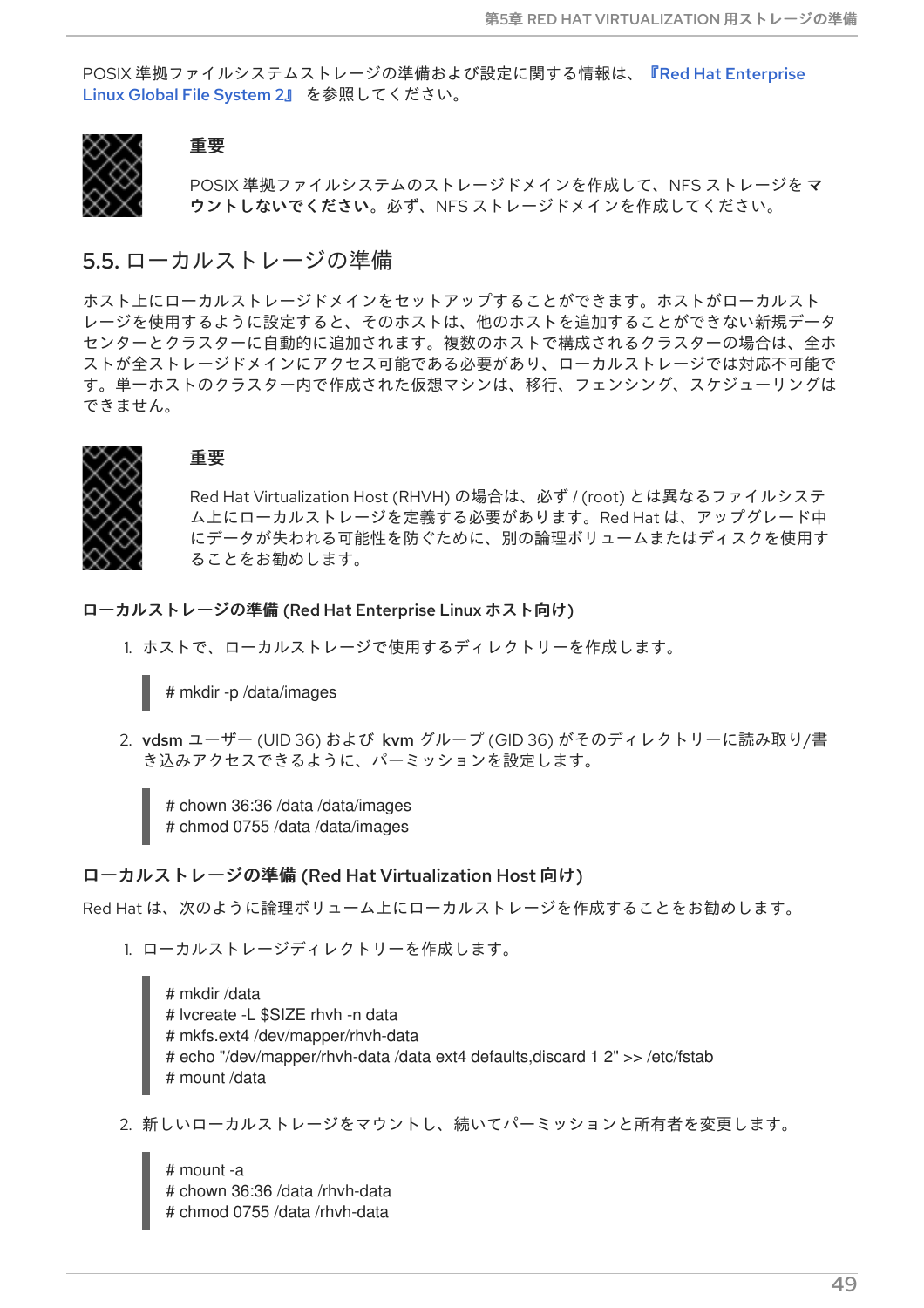POSIX 準拠ファイルシステムストレージの準備および設定に関する情報は、『Red Hat Enterprise Linux Global File System 2』 を参照してください。

> **重要**
>
> POSIX 準拠ファイルシステムのストレージドメインを作成して、NFS ストレージを **マウントしないでください**。必ず、NFS ストレージドメインを作成してください。

## 5.5. ローカルストレージの準備

ホスト上にローカルストレージドメインをセットアップすることができます。ホストがローカルストレージを使用するように設定すると、そのホストは、他のホストを追加することができない新規データセンターとクラスターに自動的に追加されます。複数のホストで構成されるクラスターの場合は、全ホストが全ストレージドメインにアクセス可能である必要があり、ローカルストレージでは対応不可能です。単一ホストのクラスター内で作成された仮想マシンは、移行、フェンシング、スケジューリングはできません。

> **重要**
>
> Red Hat Virtualization Host (RHVH) の場合は、必ず / (root) とは異なるファイルシステム上にローカルストレージを定義する必要があります。Red Hat は、アップグレード中にデータが失われる可能性を防ぐために、別の論理ボリュームまたはディスクを使用することをお勧めします。

**ローカルストレージの準備 (Red Hat Enterprise Linux ホスト向け)**

1. ホストで、ローカルストレージで使用するディレクトリーを作成します。

```
# mkdir -p /data/images
```

2. **vdsm** ユーザー (UID 36) および **kvm** グループ (GID 36) がそのディレクトリーに読み取り/書き込みアクセスできるように、パーミッションを設定します。

```
# chown 36:36 /data /data/images
# chmod 0755 /data /data/images
```

**ローカルストレージの準備 (Red Hat Virtualization Host 向け)**

Red Hat は、次のように論理ボリューム上にローカルストレージを作成することをお勧めします。

1. ローカルストレージディレクトリーを作成します。

```
# mkdir /data
# lvcreate -L $SIZE rhvh -n data
# mkfs.ext4 /dev/mapper/rhvh-data
# echo "/dev/mapper/rhvh-data /data ext4 defaults,discard 1 2" >> /etc/fstab
# mount /data
```

2. 新しいローカルストレージをマウントし、続いてパーミッションと所有者を変更します。

```
# mount -a
# chown 36:36 /data /rhvh-data
# chmod 0755 /data /rhvh-data
```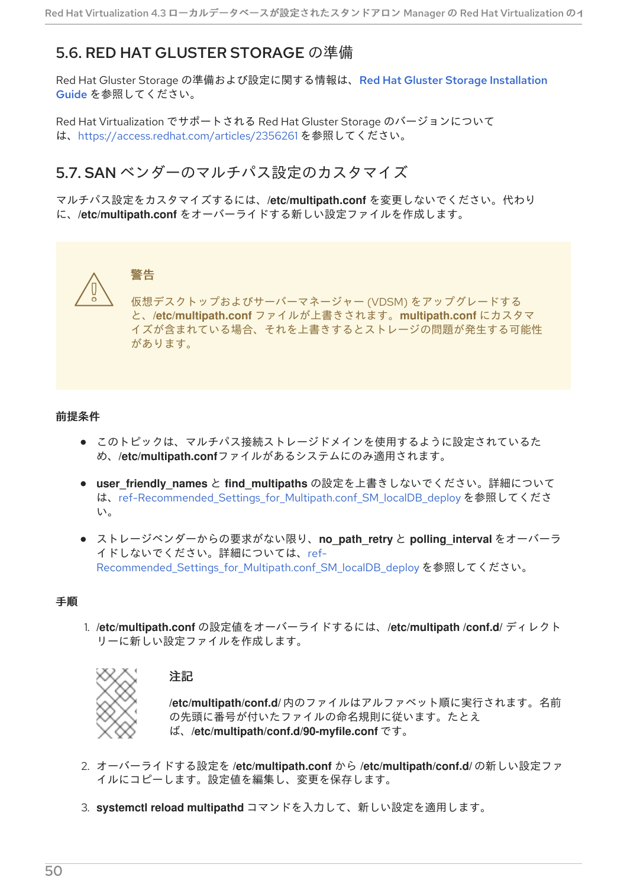## 5.6. RED HAT GLUSTER STORAGE の準備

Red Hat Gluster Storage の準備および設定に関する情報は、Red Hat Gluster Storage Installation Guide を参照してください。

Red Hat Virtualization でサポートされる Red Hat Gluster Storage のバージョンについては、https://access.redhat.com/articles/2356261 を参照してください。

## 5.7. SAN ベンダーのマルチパス設定のカスタマイズ

マルチパス設定をカスタマイズするには、**/etc/multipath.conf** を変更しないでください。代わりに、**/etc/multipath.conf** をオーバーライドする新しい設定ファイルを作成します。

> **警告**
>
> 仮想デスクトップおよびサーバーマネージャー (VDSM) をアップグレードすると、**/etc/multipath.conf** ファイルが上書きされます。**multipath.conf** にカスタマイズが含まれている場合、それを上書きするとストレージの問題が発生する可能性があります。

**前提条件**

- このトピックは、マルチパス接続ストレージドメインを使用するように設定されているため、**/etc/multipath.conf**ファイルがあるシステムにのみ適用されます。
- **user_friendly_names** と **find_multipaths** の設定を上書きしないでください。詳細については、ref-Recommended_Settings_for_Multipath.conf_SM_localDB_deploy を参照してください。
- ストレージベンダーからの要求がない限り、**no_path_retry** と **polling_interval** をオーバーライドしないでください。詳細については、ref-Recommended_Settings_for_Multipath.conf_SM_localDB_deploy を参照してください。

**手順**

1. **/etc/multipath.conf** の設定値をオーバーライドするには、**/etc/multipath /conf.d/** ディレクトリーに新しい設定ファイルを作成します。

   > **注記**
   >
   > **/etc/multipath/conf.d/** 内のファイルはアルファベット順に実行されます。名前の先頭に番号が付いたファイルの命名規則に従います。たとえば、**/etc/multipath/conf.d/90-myfile.conf** です。

2. オーバーライドする設定を **/etc/multipath.conf** から **/etc/multipath/conf.d/** の新しい設定ファイルにコピーします。設定値を編集し、変更を保存します。

3. **systemctl reload multipathd** コマンドを入力して、新しい設定を適用します。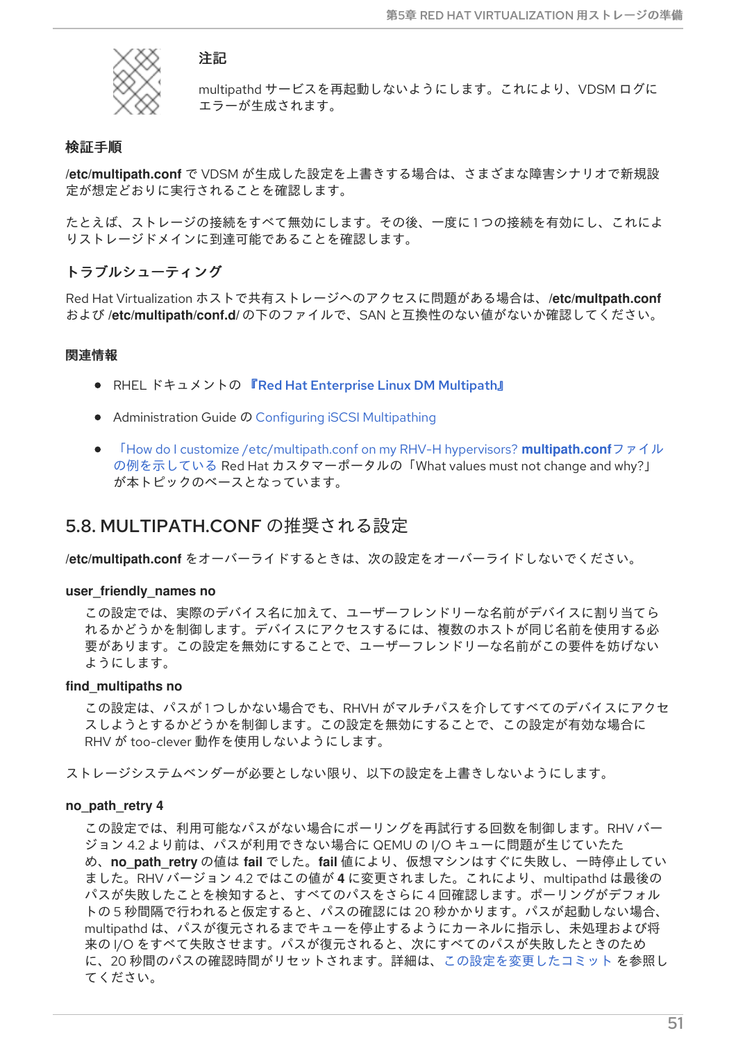> **注記**
>
> multipathd サービスを再起動しないようにします。これにより、VDSM ログにエラーが生成されます。

### 検証手順

**/etc/multipath.conf** で VDSM が生成した設定を上書きする場合は、さまざまな障害シナリオで新規設定が想定どおりに実行されることを確認します。

たとえば、ストレージの接続をすべて無効にします。その後、一度に 1 つの接続を有効にし、これによりストレージドメインに到達可能であることを確認します。

### トラブルシューティング

Red Hat Virtualization ホストで共有ストレージへのアクセスに問題がある場合は、**/etc/multpath.conf** および **/etc/multipath/conf.d/** の下のファイルで、SAN と互換性のない値がないか確認してください。

#### 関連情報

- RHEL ドキュメントの 『**Red Hat Enterprise Linux DM Multipath**』
- Administration Guide の Configuring iSCSI Multipathing
- 「How do I customize /etc/multipath.conf on my RHV-H hypervisors? **multipath.conf** ファイルの例を示している Red Hat カスタマーポータルの「What values must not change and why?」が本トピックのベースとなっています。

## 5.8. MULTIPATH.CONF の推奨される設定

**/etc/multipath.conf** をオーバーライドするときは、次の設定をオーバーライドしないでください。

**user_friendly_names no**

この設定では、実際のデバイス名に加えて、ユーザーフレンドリーな名前がデバイスに割り当てられるかどうかを制御します。デバイスにアクセスするには、複数のホストが同じ名前を使用する必要があります。この設定を無効にすることで、ユーザーフレンドリーな名前がこの要件を妨げないようにします。

**find_multipaths no**

この設定は、パスが 1 つしかない場合でも、RHVH がマルチパスを介してすべてのデバイスにアクセスしようとするかどうかを制御します。この設定を無効にすることで、この設定が有効な場合に RHV が too-clever 動作を使用しないようにします。

ストレージシステムベンダーが必要としない限り、以下の設定を上書きしないようにします。

**no_path_retry 4**

この設定では、利用可能なパスがない場合にポーリングを再試行する回数を制御します。RHV バージョン 4.2 より前は、パスが利用できない場合に QEMU の I/O キューに問題が生じていたため、**no_path_retry** の値は **fail** でした。**fail** 値により、仮想マシンはすぐに失敗し、一時停止していました。RHV バージョン 4.2 ではこの値が **4** に変更されました。これにより、multipathd は最後のパスが失敗したことを検知すると、すべてのパスをさらに 4 回確認します。ポーリングがデフォルトの 5 秒間隔で行われると仮定すると、パスの確認には 20 秒かかります。パスが起動しない場合、multipathd は、パスが復元されるまでキューを停止するようにカーネルに指示し、未処理および将来の I/O をすべて失敗させます。パスが復元されると、次にすべてのパスが失敗したときのために、20 秒間のパスの確認時間がリセットされます。詳細は、この設定を変更したコミット を参照してください。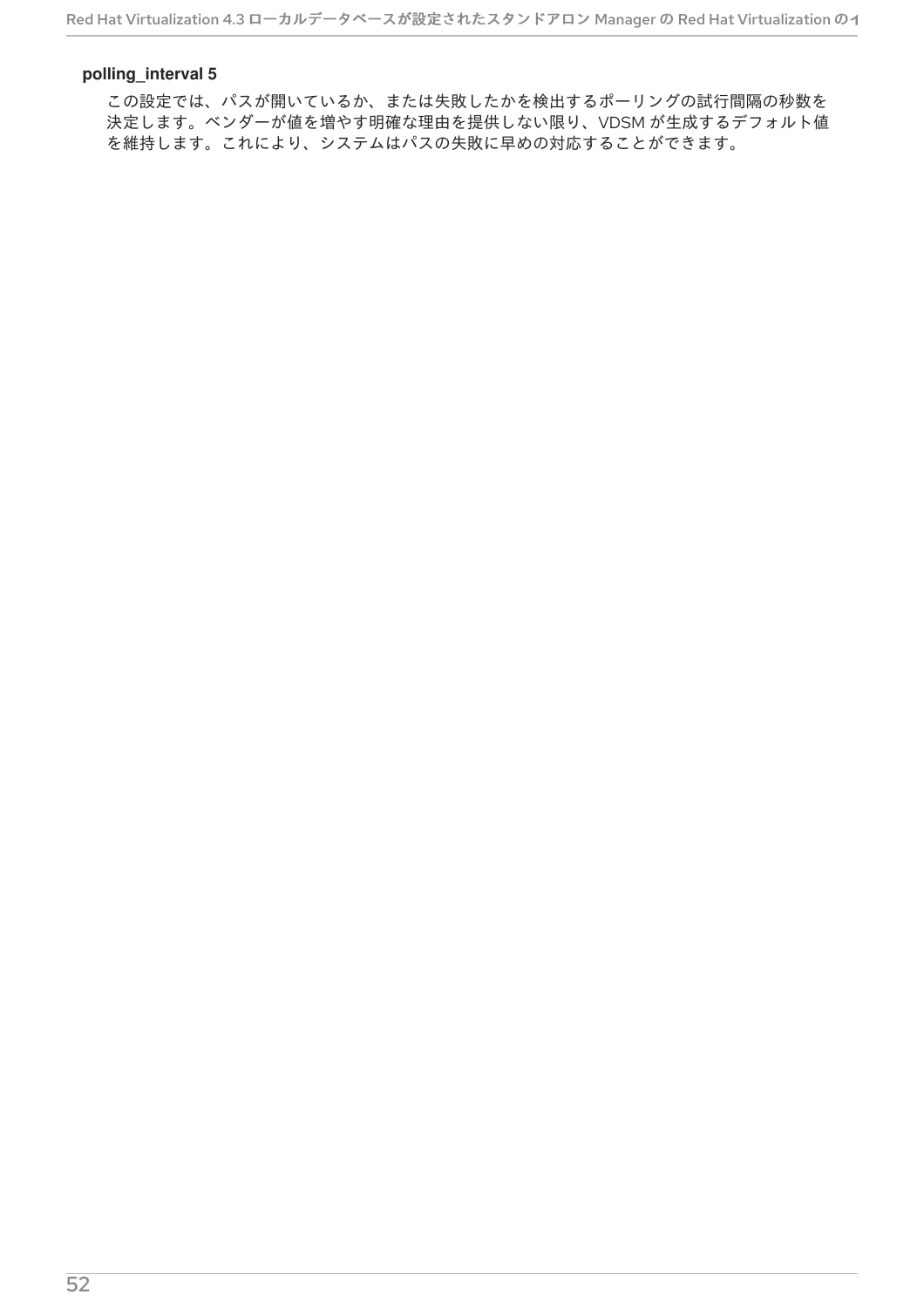**polling_interval 5**

この設定では、パスが開いているか、または失敗したかを検出するポーリングの試行間隔の秒数を決定します。ベンダーが値を増やす明確な理由を提供しない限り、VDSM が生成するデフォルト値を維持します。これにより、システムはパスの失敗に早めの対応することができます。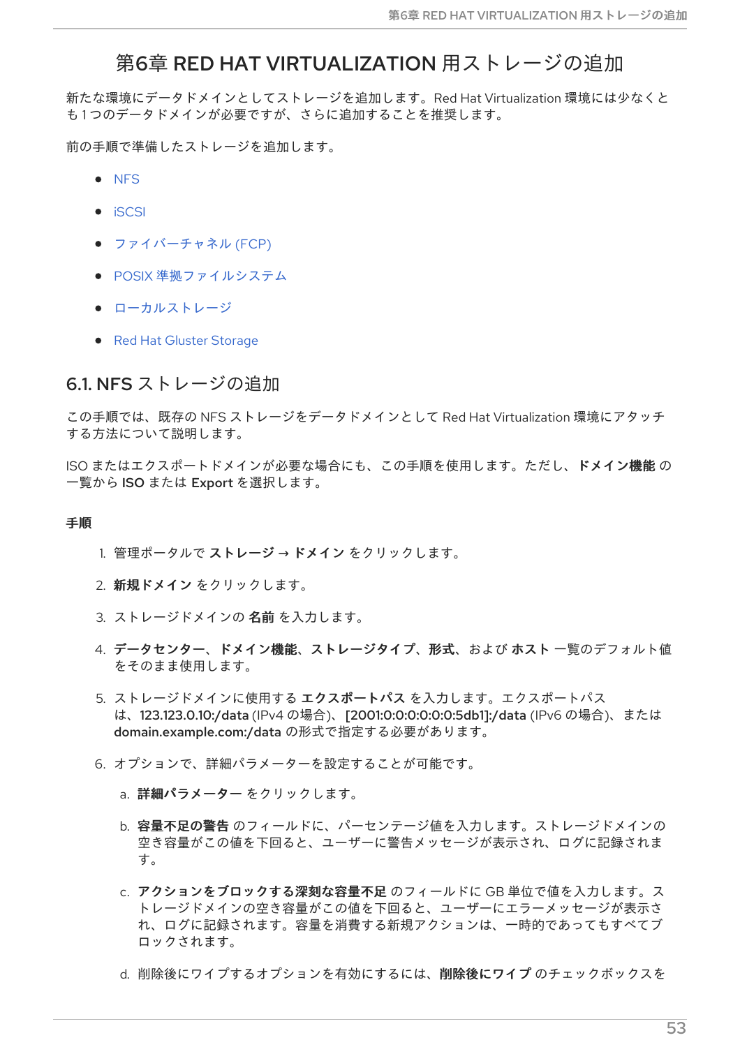# 第6章 RED HAT VIRTUALIZATION 用ストレージの追加

新たな環境にデータドメインとしてストレージを追加します。Red Hat Virtualization 環境には少なくとも 1 つのデータドメインが必要ですが、さらに追加することを推奨します。

前の手順で準備したストレージを追加します。

- NFS
- iSCSI
- ファイバーチャネル (FCP)
- POSIX 準拠ファイルシステム
- ローカルストレージ
- Red Hat Gluster Storage

## 6.1. NFS ストレージの追加

この手順では、既存の NFS ストレージをデータドメインとして Red Hat Virtualization 環境にアタッチする方法について説明します。

ISO またはエクスポートドメインが必要な場合にも、この手順を使用します。ただし、**ドメイン機能** の一覧から **ISO** または **Export** を選択します。

### 手順

1. 管理ポータルで **ストレージ → ドメイン** をクリックします。
2. **新規ドメイン** をクリックします。
3. ストレージドメインの **名前** を入力します。
4. **データセンター**、**ドメイン機能**、**ストレージタイプ**、**形式**、および **ホスト** 一覧のデフォルト値をそのまま使用します。
5. ストレージドメインに使用する **エクスポートパス** を入力します。エクスポートパスは、**123.123.0.10:/data** (IPv4 の場合)、**[2001:0:0:0:0:0:0:5db1]:/data** (IPv6 の場合)、または **domain.example.com:/data** の形式で指定する必要があります。
6. オプションで、詳細パラメーターを設定することが可能です。
   a. **詳細パラメーター** をクリックします。
   b. **容量不足の警告** のフィールドに、パーセンテージ値を入力します。ストレージドメインの空き容量がこの値を下回ると、ユーザーに警告メッセージが表示され、ログに記録されます。
   c. **アクションをブロックする深刻な容量不足** のフィールドに GB 単位で値を入力します。ストレージドメインの空き容量がこの値を下回ると、ユーザーにエラーメッセージが表示され、ログに記録されます。容量を消費する新規アクションは、一時的であってもすべてブロックされます。
   d. 削除後にワイプするオプションを有効にするには、**削除後にワイプ** のチェックボックスを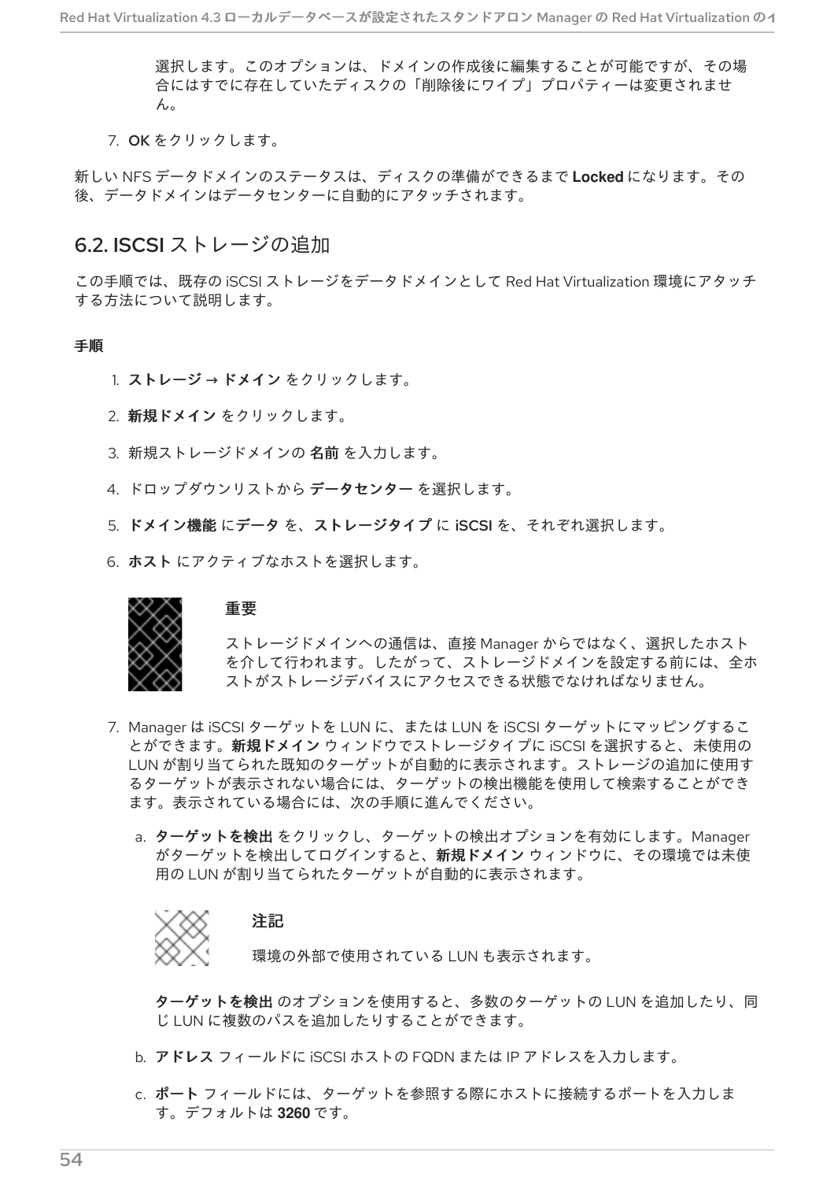選択します。このオプションは、ドメインの作成後に編集することが可能ですが、その場合にはすでに存在していたディスクの「削除後にワイプ」プロパティーは変更されません。

7. **OK** をクリックします。

新しい NFS データドメインのステータスは、ディスクの準備ができるまで **Locked** になります。その後、データドメインはデータセンターに自動的にアタッチされます。

## 6.2. ISCSI ストレージの追加

この手順では、既存の iSCSI ストレージをデータドメインとして Red Hat Virtualization 環境にアタッチする方法について説明します。

**手順**

1. **ストレージ → ドメイン** をクリックします。
2. **新規ドメイン** をクリックします。
3. 新規ストレージドメインの **名前** を入力します。
4. ドロップダウンリストから **データセンター** を選択します。
5. **ドメイン機能** に**データ** を、**ストレージタイプ** に **iSCSI** を、それぞれ選択します。
6. **ホスト** にアクティブなホストを選択します。

> **重要**
>
> ストレージドメインへの通信は、直接 Manager からではなく、選択したホストを介して行われます。したがって、ストレージドメインを設定する前には、全ホストがストレージデバイスにアクセスできる状態でなければなりません。

7. Manager は iSCSI ターゲットを LUN に、または LUN を iSCSI ターゲットにマッピングすることができます。**新規ドメイン** ウィンドウでストレージタイプに iSCSI を選択すると、未使用の LUN が割り当てられた既知のターゲットが自動的に表示されます。ストレージの追加に使用するターゲットが表示されない場合には、ターゲットの検出機能を使用して検索することができます。表示されている場合には、次の手順に進んでください。

    a. **ターゲットを検出** をクリックし、ターゲットの検出オプションを有効にします。Manager がターゲットを検出してログインすると、**新規ドメイン** ウィンドウに、その環境では未使用の LUN が割り当てられたターゲットが自動的に表示されます。

    > **注記**
    >
    > 環境の外部で使用されている LUN も表示されます。

    **ターゲットを検出** のオプションを使用すると、多数のターゲットの LUN を追加したり、同じ LUN に複数のパスを追加したりすることができます。

    b. **アドレス** フィールドに iSCSI ホストの FQDN または IP アドレスを入力します。

    c. **ポート** フィールドには、ターゲットを参照する際にホストに接続するポートを入力します。デフォルトは **3260** です。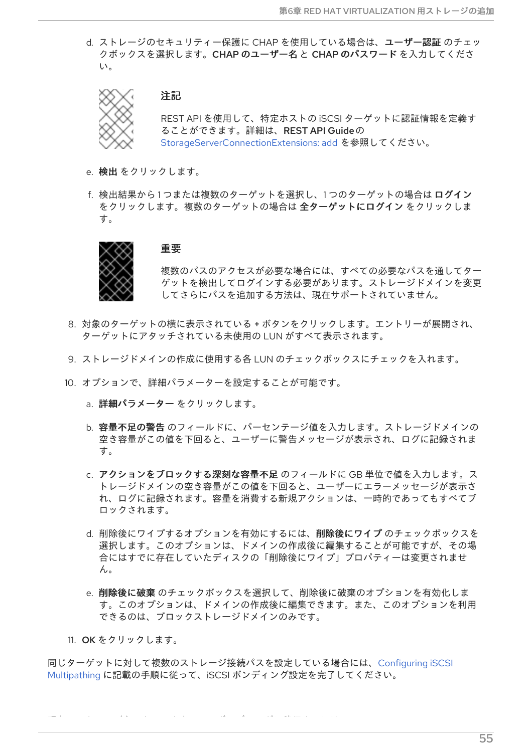d. ストレージのセキュリティー保護に CHAP を使用している場合は、**ユーザー認証** のチェックボックスを選択します。**CHAP のユーザー名** と **CHAP のパスワード** を入力してください。

**注記**

REST API を使用して、特定ホストの iSCSI ターゲットに認証情報を定義することができます。詳細は、**REST API Guide** の StorageServerConnectionExtensions: add を参照してください。

e. **検出** をクリックします。

f. 検出結果から 1 つまたは複数のターゲットを選択し、1 つのターゲットの場合は **ログイン** をクリックします。複数のターゲットの場合は **全ターゲットにログイン** をクリックします。

**重要**

複数のパスのアクセスが必要な場合には、すべての必要なパスを通してターゲットを検出してログインする必要があります。ストレージドメインを変更してさらにパスを追加する方法は、現在サポートされていません。

8. 対象のターゲットの横に表示されている **+** ボタンをクリックします。エントリーが展開され、ターゲットにアタッチされている未使用の LUN がすべて表示されます。

9. ストレージドメインの作成に使用する各 LUN のチェックボックスにチェックを入れます。

10. オプションで、詳細パラメーターを設定することが可能です。

a. **詳細パラメーター** をクリックします。

b. **容量不足の警告** のフィールドに、パーセンテージ値を入力します。ストレージドメインの空き容量がこの値を下回ると、ユーザーに警告メッセージが表示され、ログに記録されます。

c. **アクションをブロックする深刻な容量不足** のフィールドに GB 単位で値を入力します。ストレージドメインの空き容量がこの値を下回ると、ユーザーにエラーメッセージが表示され、ログに記録されます。容量を消費する新規アクションは、一時的であってもすべてブロックされます。

d. 削除後にワイプするオプションを有効にするには、**削除後にワイプ** のチェックボックスを選択します。このオプションは、ドメインの作成後に編集することが可能ですが、その場合にはすでに存在していたディスクの「削除後にワイプ」プロパティーは変更されません。

e. **削除後に破棄** のチェックボックスを選択して、削除後に破棄のオプションを有効化します。このオプションは、ドメインの作成後に編集できます。また、このオプションを利用できるのは、ブロックストレージドメインのみです。

11. **OK** をクリックします。

同じターゲットに対して複数のストレージ接続パスを設定している場合には、Configuring iSCSI Multipathing に記載の手順に従って、iSCSI ボンディング設定を完了してください。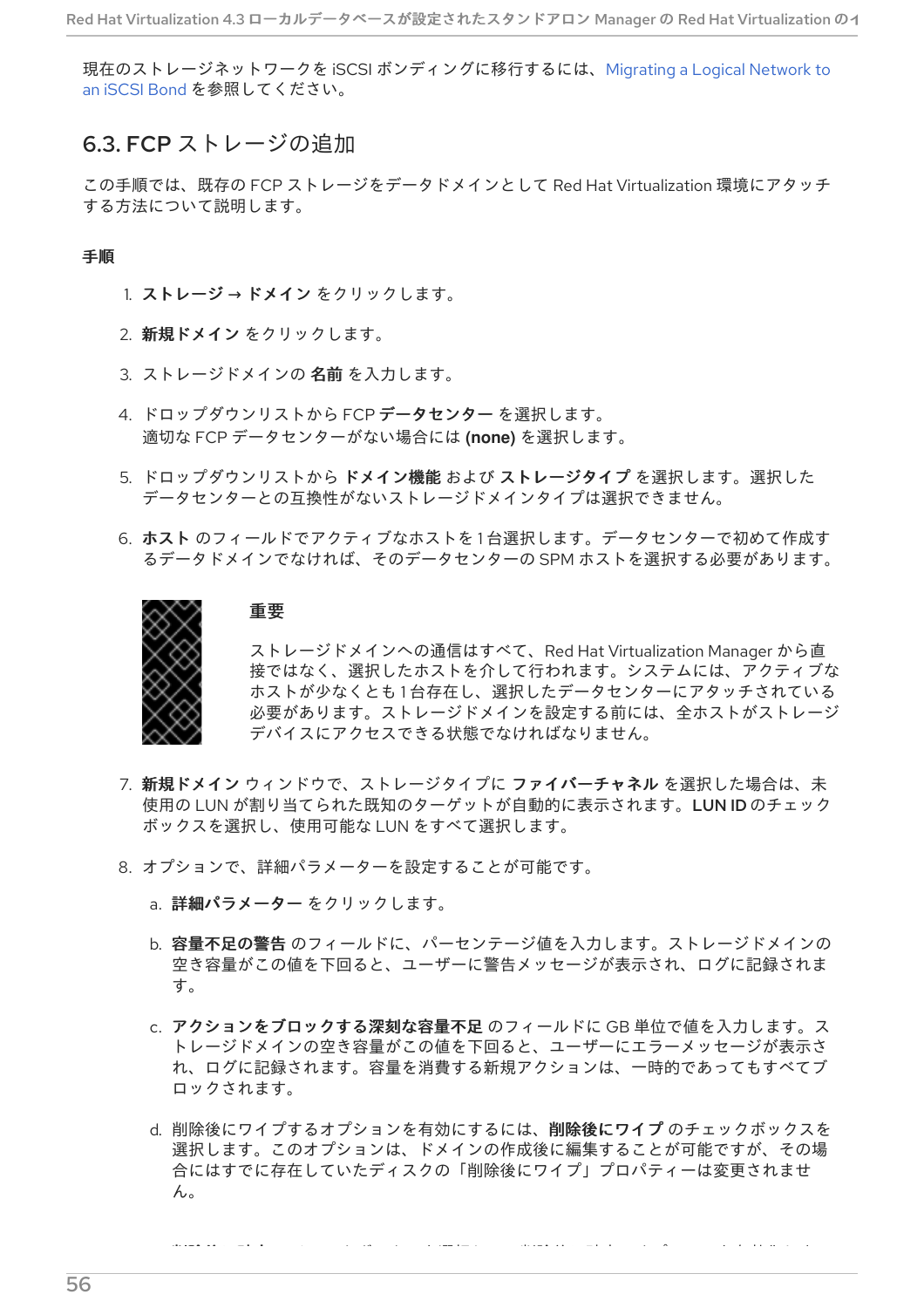現在のストレージネットワークを iSCSI ボンディングに移行するには、Migrating a Logical Network to an iSCSI Bond を参照してください。

## 6.3. FCP ストレージの追加

この手順では、既存の FCP ストレージをデータドメインとして Red Hat Virtualization 環境にアタッチする方法について説明します。

**手順**

1. **ストレージ → ドメイン** をクリックします。
2. **新規ドメイン** をクリックします。
3. ストレージドメインの **名前** を入力します。
4. ドロップダウンリストから FCP **データセンター** を選択します。
   適切な FCP データセンターがない場合には **(none)** を選択します。
5. ドロップダウンリストから **ドメイン機能** および **ストレージタイプ** を選択します。選択したデータセンターとの互換性がないストレージドメインタイプは選択できません。
6. **ホスト** のフィールドでアクティブなホストを 1 台選択します。データセンターで初めて作成するデータドメインでなければ、そのデータセンターの SPM ホストを選択する必要があります。

> **重要**
>
> ストレージドメインへの通信はすべて、Red Hat Virtualization Manager から直接ではなく、選択したホストを介して行われます。システムには、アクティブなホストが少なくとも 1 台存在し、選択したデータセンターにアタッチされている必要があります。ストレージドメインを設定する前には、全ホストがストレージデバイスにアクセスできる状態でなければなりません。

7. **新規ドメイン** ウィンドウで、ストレージタイプに **ファイバーチャネル** を選択した場合は、未使用の LUN が割り当てられた既知のターゲットが自動的に表示されます。**LUN ID** のチェックボックスを選択し、使用可能な LUN をすべて選択します。
8. オプションで、詳細パラメーターを設定することが可能です。
   a. **詳細パラメーター** をクリックします。
   b. **容量不足の警告** のフィールドに、パーセンテージ値を入力します。ストレージドメインの空き容量がこの値を下回ると、ユーザーに警告メッセージが表示され、ログに記録されます。
   c. **アクションをブロックする深刻な容量不足** のフィールドに GB 単位で値を入力します。ストレージドメインの空き容量がこの値を下回ると、ユーザーにエラーメッセージが表示され、ログに記録されます。容量を消費する新規アクションは、一時的であってもすべてブロックされます。
   d. 削除後にワイプするオプションを有効にするには、**削除後にワイプ** のチェックボックスを選択します。このオプションは、ドメインの作成後に編集することが可能ですが、その場合にはすでに存在していたディスクの「削除後にワイプ」プロパティーは変更されません。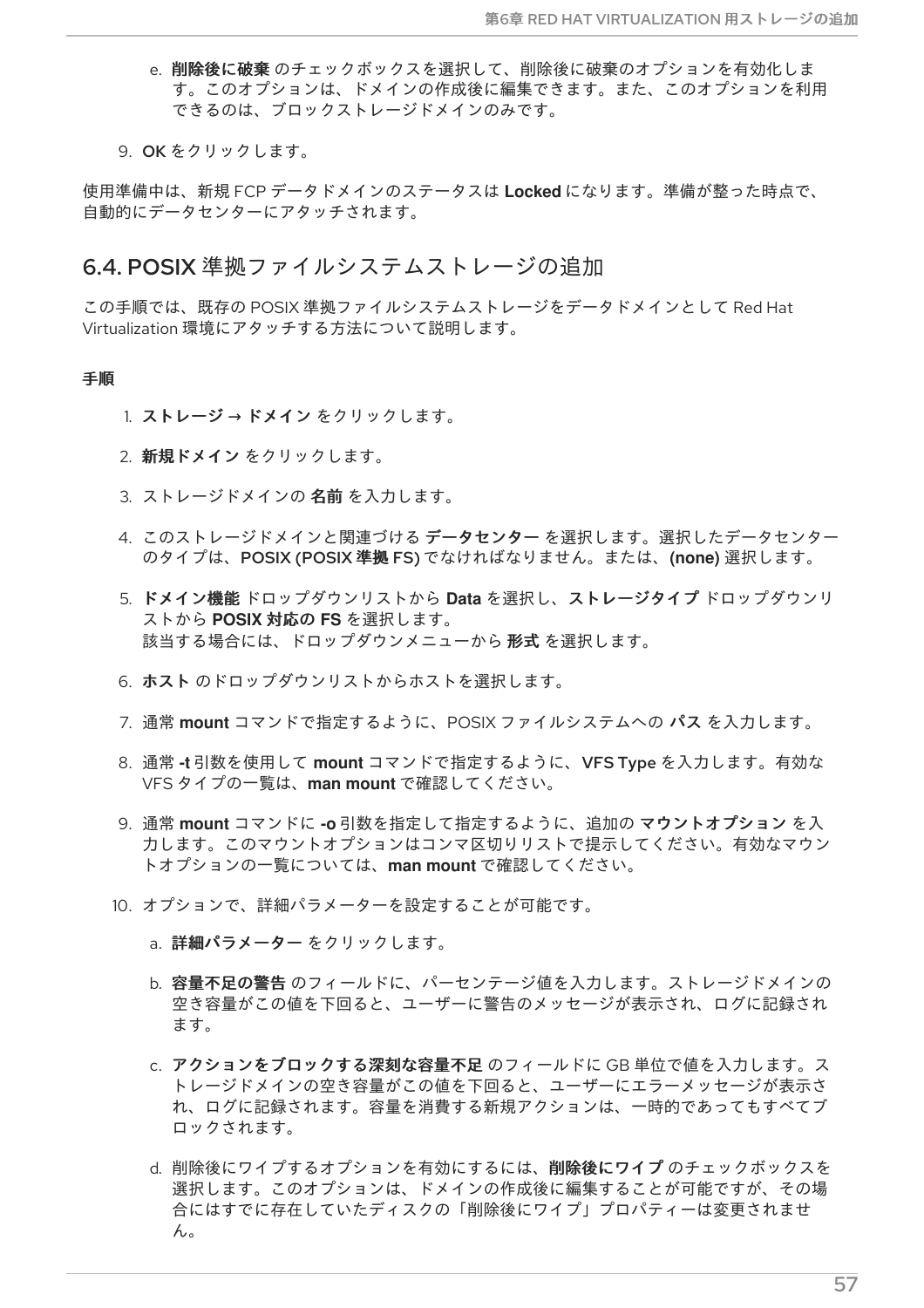e. **削除後に破棄** のチェックボックスを選択して、削除後に破棄のオプションを有効化します。このオプションは、ドメインの作成後に編集できます。また、このオプションを利用できるのは、ブロックストレージドメインのみです。

9. **OK** をクリックします。

使用準備中は、新規 FCP データドメインのステータスは **Locked** になります。準備が整った時点で、自動的にデータセンターにアタッチされます。

## 6.4. POSIX 準拠ファイルシステムストレージの追加

この手順では、既存の POSIX 準拠ファイルシステムストレージをデータドメインとして Red Hat Virtualization 環境にアタッチする方法について説明します。

**手順**

1. **ストレージ → ドメイン** をクリックします。
2. **新規ドメイン** をクリックします。
3. ストレージドメインの **名前** を入力します。
4. このストレージドメインと関連づける **データセンター** を選択します。選択したデータセンターのタイプは、**POSIX (POSIX 準拠 FS)** でなければなりません。または、**(none)** 選択します。
5. **ドメイン機能** ドロップダウンリストから **Data** を選択し、**ストレージタイプ** ドロップダウンリストから **POSIX 対応の FS** を選択します。
   該当する場合には、ドロップダウンメニューから **形式** を選択します。
6. **ホスト** のドロップダウンリストからホストを選択します。
7. 通常 **mount** コマンドで指定するように、POSIX ファイルシステムへの **パス** を入力します。
8. 通常 **-t** 引数を使用して **mount** コマンドで指定するように、**VFS Type** を入力します。有効な VFS タイプの一覧は、**man mount** で確認してください。
9. 通常 **mount** コマンドに **-o** 引数を指定して指定するように、追加の **マウントオプション** を入力します。このマウントオプションはコンマ区切りリストで提示してください。有効なマウントオプションの一覧については、**man mount** で確認してください。
10. オプションで、詳細パラメーターを設定することが可能です。
    a. **詳細パラメーター** をクリックします。
    b. **容量不足の警告** のフィールドに、パーセンテージ値を入力します。ストレージドメインの空き容量がこの値を下回ると、ユーザーに警告のメッセージが表示され、ログに記録されます。
    c. **アクションをブロックする深刻な容量不足** のフィールドに GB 単位で値を入力します。ストレージドメインの空き容量がこの値を下回ると、ユーザーにエラーメッセージが表示され、ログに記録されます。容量を消費する新規アクションは、一時的であってもすべてブロックされます。
    d. 削除後にワイプするオプションを有効にするには、**削除後にワイプ** のチェックボックスを選択します。このオプションは、ドメインの作成後に編集することが可能ですが、その場合にはすでに存在していたディスクの「削除後にワイプ」プロパティーは変更されません。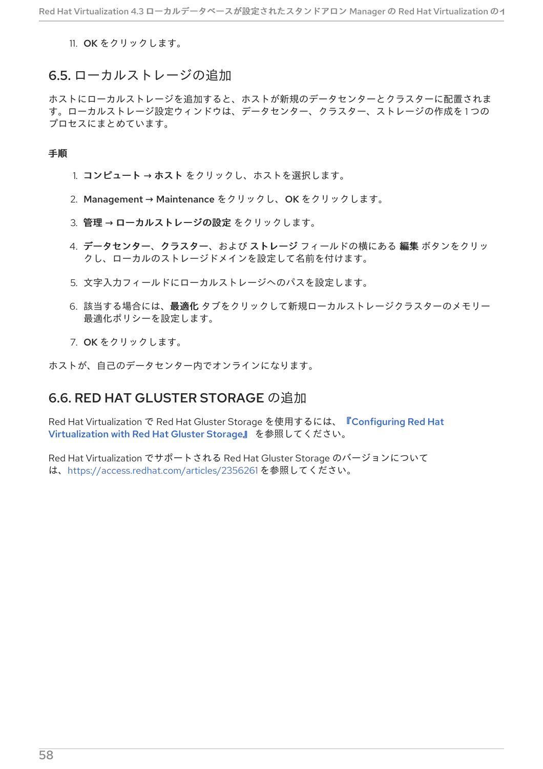11. **OK** をクリックします。

## 6.5. ローカルストレージの追加

ホストにローカルストレージを追加すると、ホストが新規のデータセンターとクラスターに配置されます。ローカルストレージ設定ウィンドウは、データセンター、クラスター、ストレージの作成を 1 つのプロセスにまとめています。

**手順**

1. **コンピュート → ホスト** をクリックし、ホストを選択します。
2. **Management → Maintenance** をクリックし、**OK** をクリックします。
3. **管理 → ローカルストレージの設定** をクリックします。
4. **データセンター**、**クラスター**、および **ストレージ** フィールドの横にある **編集** ボタンをクリックし、ローカルのストレージドメインを設定して名前を付けます。
5. 文字入力フィールドにローカルストレージへのパスを設定します。
6. 該当する場合には、**最適化** タブをクリックして新規ローカルストレージクラスターのメモリー最適化ポリシーを設定します。
7. **OK** をクリックします。

ホストが、自己のデータセンター内でオンラインになります。

## 6.6. RED HAT GLUSTER STORAGE の追加

Red Hat Virtualization で Red Hat Gluster Storage を使用するには、 **『Configuring Red Hat Virtualization with Red Hat Gluster Storage』** を参照してください。

Red Hat Virtualization でサポートされる Red Hat Gluster Storage のバージョンについては、https://access.redhat.com/articles/2356261 を参照してください。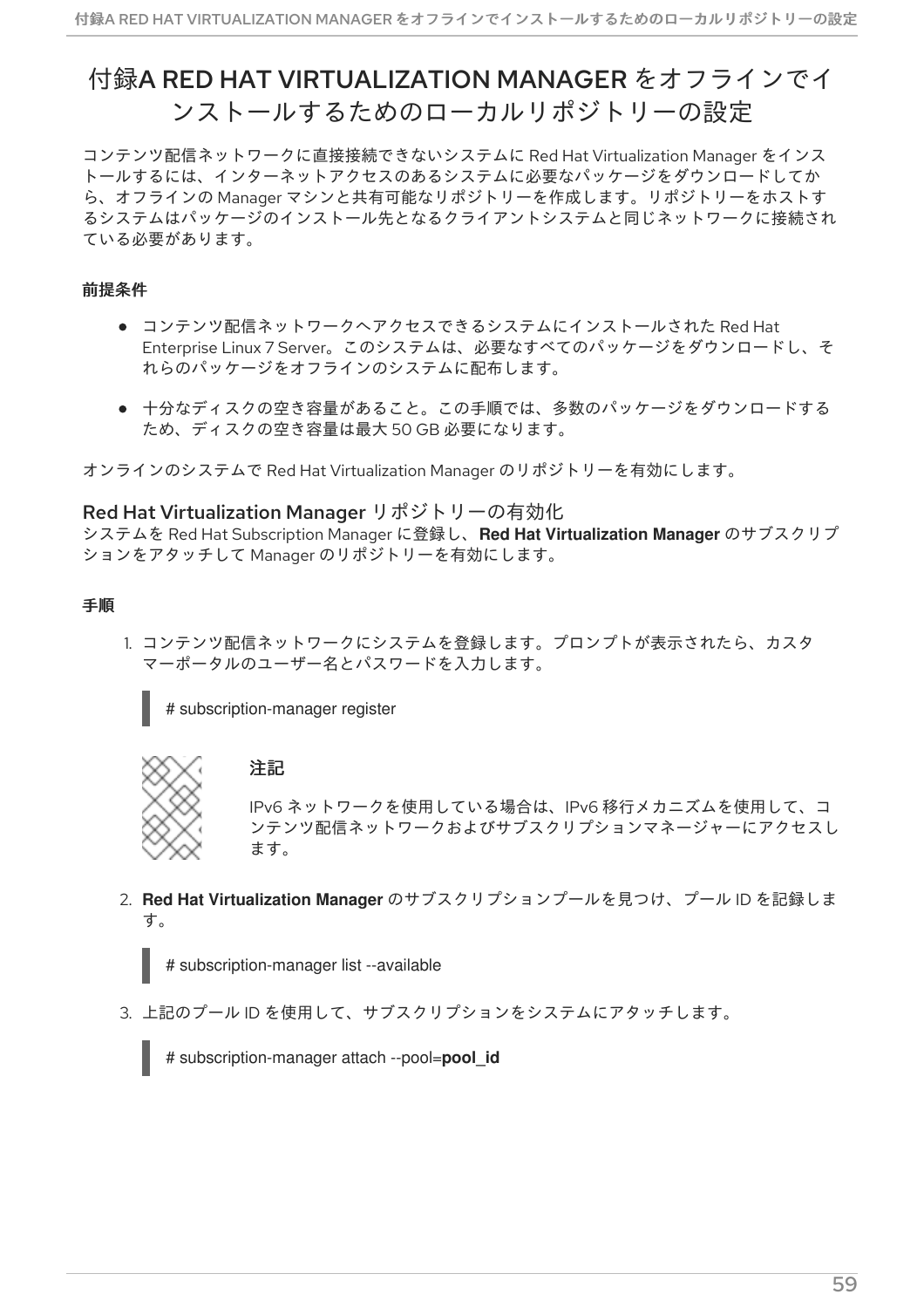# 付録A RED HAT VIRTUALIZATION MANAGER をオフラインでインストールするためのローカルリポジトリーの設定

コンテンツ配信ネットワークに直接接続できないシステムに Red Hat Virtualization Manager をインストールするには、インターネットアクセスのあるシステムに必要なパッケージをダウンロードしてから、オフラインの Manager マシンと共有可能なリポジトリーを作成します。リポジトリーをホストするシステムはパッケージのインストール先となるクライアントシステムと同じネットワークに接続されている必要があります。

**前提条件**

- コンテンツ配信ネットワークへアクセスできるシステムにインストールされた Red Hat Enterprise Linux 7 Server。このシステムは、必要なすべてのパッケージをダウンロードし、それらのパッケージをオフラインのシステムに配布します。
- 十分なディスクの空き容量があること。この手順では、多数のパッケージをダウンロードするため、ディスクの空き容量は最大 50 GB 必要になります。

オンラインのシステムで Red Hat Virtualization Manager のリポジトリーを有効にします。

## Red Hat Virtualization Manager リポジトリーの有効化

システムを Red Hat Subscription Manager に登録し、**Red Hat Virtualization Manager** のサブスクリプションをアタッチして Manager のリポジトリーを有効にします。

**手順**

1. コンテンツ配信ネットワークにシステムを登録します。プロンプトが表示されたら、カスタマーポータルのユーザー名とパスワードを入力します。

```
# subscription-manager register
```

> **注記**
>
> IPv6 ネットワークを使用している場合は、IPv6 移行メカニズムを使用して、コンテンツ配信ネットワークおよびサブスクリプションマネージャーにアクセスします。

2. **Red Hat Virtualization Manager** のサブスクリプションプールを見つけ、プール ID を記録します。

```
# subscription-manager list --available
```

3. 上記のプール ID を使用して、サブスクリプションをシステムにアタッチします。

```
# subscription-manager attach --pool=pool_id
```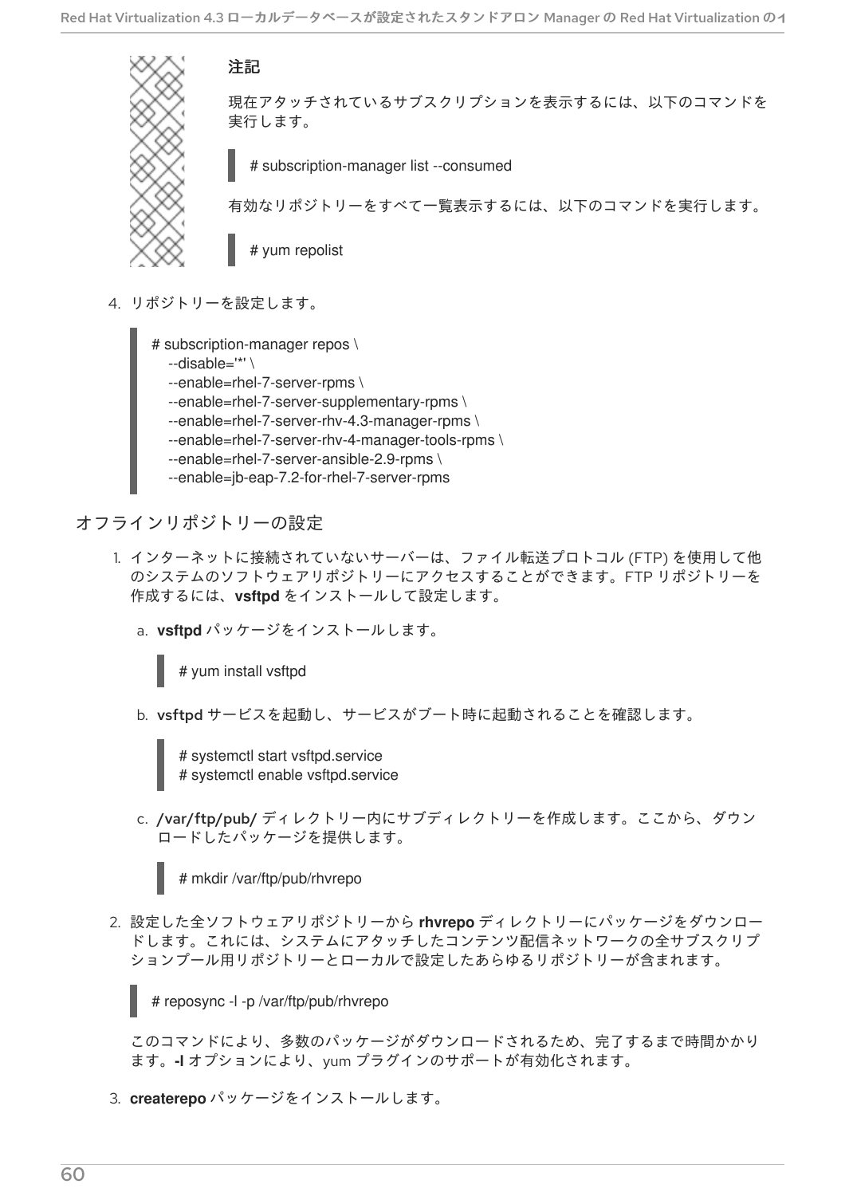> **注記**
>
> 現在アタッチされているサブスクリプションを表示するには、以下のコマンドを実行します。
>
> ```
> # subscription-manager list --consumed
> ```
>
> 有効なリポジトリーをすべて一覧表示するには、以下のコマンドを実行します。
>
> ```
> # yum repolist
> ```

4. リポジトリーを設定します。

```
# subscription-manager repos \
    --disable='*' \
    --enable=rhel-7-server-rpms \
    --enable=rhel-7-server-supplementary-rpms \
    --enable=rhel-7-server-rhv-4.3-manager-rpms \
    --enable=rhel-7-server-rhv-4-manager-tools-rpms \
    --enable=rhel-7-server-ansible-2.9-rpms \
    --enable=jb-eap-7.2-for-rhel-7-server-rpms
```

オフラインリポジトリーの設定

1. インターネットに接続されていないサーバーは、ファイル転送プロトコル (FTP) を使用して他のシステムのソフトウェアリポジトリーにアクセスすることができます。FTP リポジトリーを作成するには、**vsftpd** をインストールして設定します。

   a. **vsftpd** パッケージをインストールします。

   ```
   # yum install vsftpd
   ```

   b. **vsftpd** サービスを起動し、サービスがブート時に起動されることを確認します。

   ```
   # systemctl start vsftpd.service
   # systemctl enable vsftpd.service
   ```

   c. **/var/ftp/pub/** ディレクトリー内にサブディレクトリーを作成します。ここから、ダウンロードしたパッケージを提供します。

   ```
   # mkdir /var/ftp/pub/rhvrepo
   ```

2. 設定した全ソフトウェアリポジトリーから **rhvrepo** ディレクトリーにパッケージをダウンロードします。これには、システムにアタッチしたコンテンツ配信ネットワークの全サブスクリプションプール用リポジトリーとローカルで設定したあらゆるリポジトリーが含まれます。

   ```
   # reposync -l -p /var/ftp/pub/rhvrepo
   ```

   このコマンドにより、多数のパッケージがダウンロードされるため、完了するまで時間かかります。**-l** オプションにより、yum プラグインのサポートが有効化されます。

3. **createrepo** パッケージをインストールします。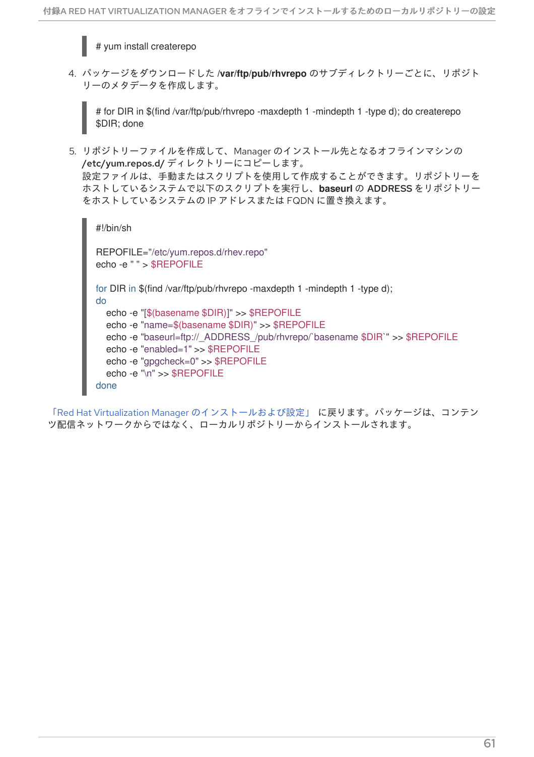```
# yum install createrepo
```

4. パッケージをダウンロードした **/var/ftp/pub/rhvrepo** のサブディレクトリーごとに、リポジトリーのメタデータを作成します。

```
# for DIR in $(find /var/ftp/pub/rhvrepo -maxdepth 1 -mindepth 1 -type d); do createrepo $DIR; done
```

5. リポジトリーファイルを作成して、Manager のインストール先となるオフラインマシンの **/etc/yum.repos.d/** ディレクトリーにコピーします。
設定ファイルは、手動またはスクリプトを使用して作成することができます。リポジトリーをホストしているシステムで以下のスクリプトを実行し、**baseurl** の **ADDRESS** をリポジトリーをホストしているシステムの IP アドレスまたは FQDN に置き換えます。

```
#!/bin/sh

REPOFILE="/etc/yum.repos.d/rhev.repo"
echo -e " " > $REPOFILE

for DIR in $(find /var/ftp/pub/rhvrepo -maxdepth 1 -mindepth 1 -type d);
do
  echo -e "[$(basename $DIR)]" >> $REPOFILE
  echo -e "name=$(basename $DIR)" >> $REPOFILE
  echo -e "baseurl=ftp://_ADDRESS_/pub/rhvrepo/`basename $DIR`" >> $REPOFILE
  echo -e "enabled=1" >> $REPOFILE
  echo -e "gpgcheck=0" >> $REPOFILE
  echo -e "\n" >> $REPOFILE
done
```

「Red Hat Virtualization Manager のインストールおよび設定」 に戻ります。パッケージは、コンテンツ配信ネットワークからではなく、ローカルリポジトリーからインストールされます。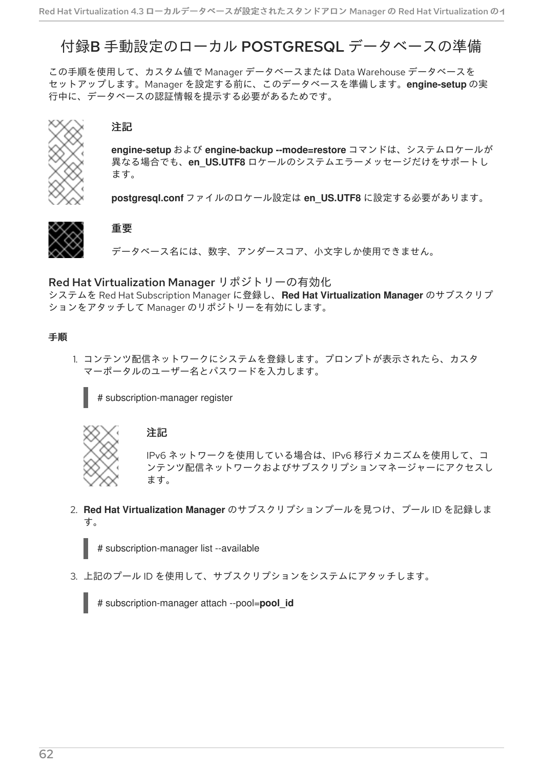# 付録B 手動設定のローカル POSTGRESQL データベースの準備

この手順を使用して、カスタム値で Manager データベースまたは Data Warehouse データベースをセットアップします。Manager を設定する前に、このデータベースを準備します。**engine-setup** の実行中に、データベースの認証情報を提示する必要があるためです。

> **注記**
>
> **engine-setup** および **engine-backup --mode=restore** コマンドは、システムロケールが異なる場合でも、**en_US.UTF8** ロケールのシステムエラーメッセージだけをサポートします。
>
> **postgresql.conf** ファイルのロケール設定は **en_US.UTF8** に設定する必要があります。

> **重要**
>
> データベース名には、数字、アンダースコア、小文字しか使用できません。

## Red Hat Virtualization Manager リポジトリーの有効化

システムを Red Hat Subscription Manager に登録し、**Red Hat Virtualization Manager** のサブスクリプションをアタッチして Manager のリポジトリーを有効にします。

**手順**

1. コンテンツ配信ネットワークにシステムを登録します。プロンプトが表示されたら、カスタマーポータルのユーザー名とパスワードを入力します。

```
# subscription-manager register
```

> **注記**
>
> IPv6 ネットワークを使用している場合は、IPv6 移行メカニズムを使用して、コンテンツ配信ネットワークおよびサブスクリプションマネージャーにアクセスします。

2. **Red Hat Virtualization Manager** のサブスクリプションプールを見つけ、プール ID を記録します。

```
# subscription-manager list --available
```

3. 上記のプール ID を使用して、サブスクリプションをシステムにアタッチします。

```
# subscription-manager attach --pool=pool_id
```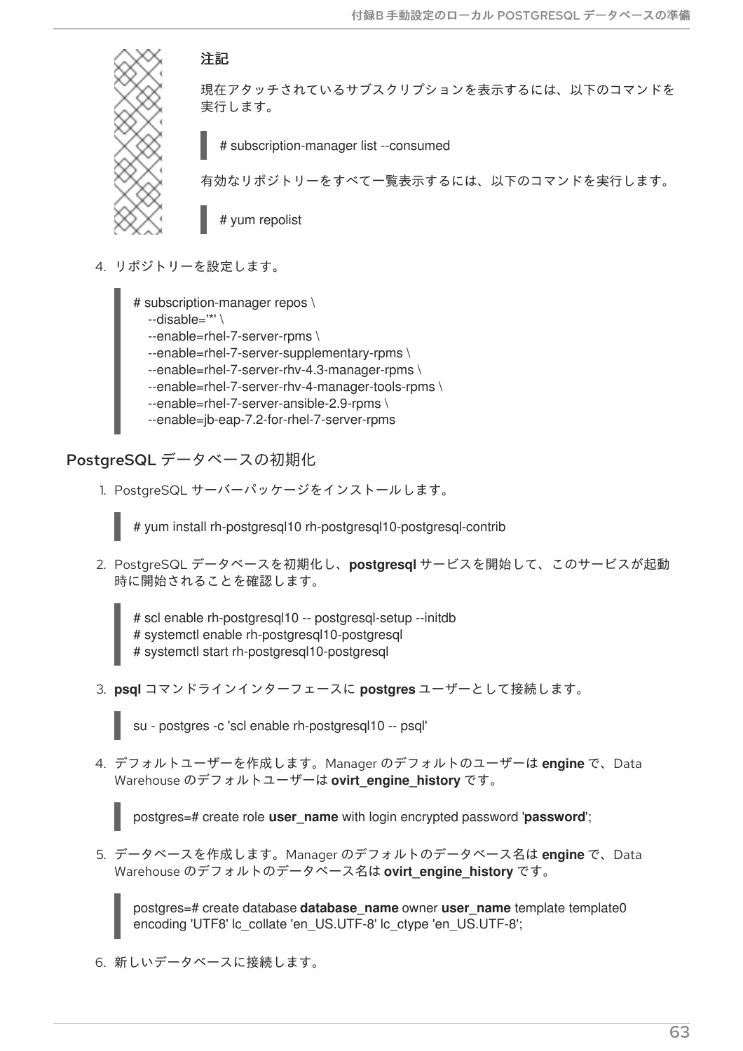注記

現在アタッチされているサブスクリプションを表示するには、以下のコマンドを実行します。

```
# subscription-manager list --consumed
```

有効なリポジトリーをすべて一覧表示するには、以下のコマンドを実行します。

```
# yum repolist
```

4. リポジトリーを設定します。

```
# subscription-manager repos \
    --disable='*' \
    --enable=rhel-7-server-rpms \
    --enable=rhel-7-server-supplementary-rpms \
    --enable=rhel-7-server-rhv-4.3-manager-rpms \
    --enable=rhel-7-server-rhv-4-manager-tools-rpms \
    --enable=rhel-7-server-ansible-2.9-rpms \
    --enable=jb-eap-7.2-for-rhel-7-server-rpms
```

## PostgreSQL データベースの初期化

1. PostgreSQL サーバーパッケージをインストールします。

```
# yum install rh-postgresql10 rh-postgresql10-postgresql-contrib
```

2. PostgreSQL データベースを初期化し、**postgresql** サービスを開始して、このサービスが起動時に開始されることを確認します。

```
# scl enable rh-postgresql10 -- postgresql-setup --initdb
# systemctl enable rh-postgresql10-postgresql
# systemctl start rh-postgresql10-postgresql
```

3. **psql** コマンドラインインターフェースに **postgres** ユーザーとして接続します。

```
su - postgres -c 'scl enable rh-postgresql10 -- psql'
```

4. デフォルトユーザーを作成します。Manager のデフォルトのユーザーは **engine** で、Data Warehouse のデフォルトユーザーは **ovirt_engine_history** です。

```
postgres=# create role user_name with login encrypted password 'password';
```

5. データベースを作成します。Manager のデフォルトのデータベース名は **engine** で、Data Warehouse のデフォルトのデータベース名は **ovirt_engine_history** です。

```
postgres=# create database database_name owner user_name template template0
encoding 'UTF8' lc_collate 'en_US.UTF-8' lc_ctype 'en_US.UTF-8';
```

6. 新しいデータベースに接続します。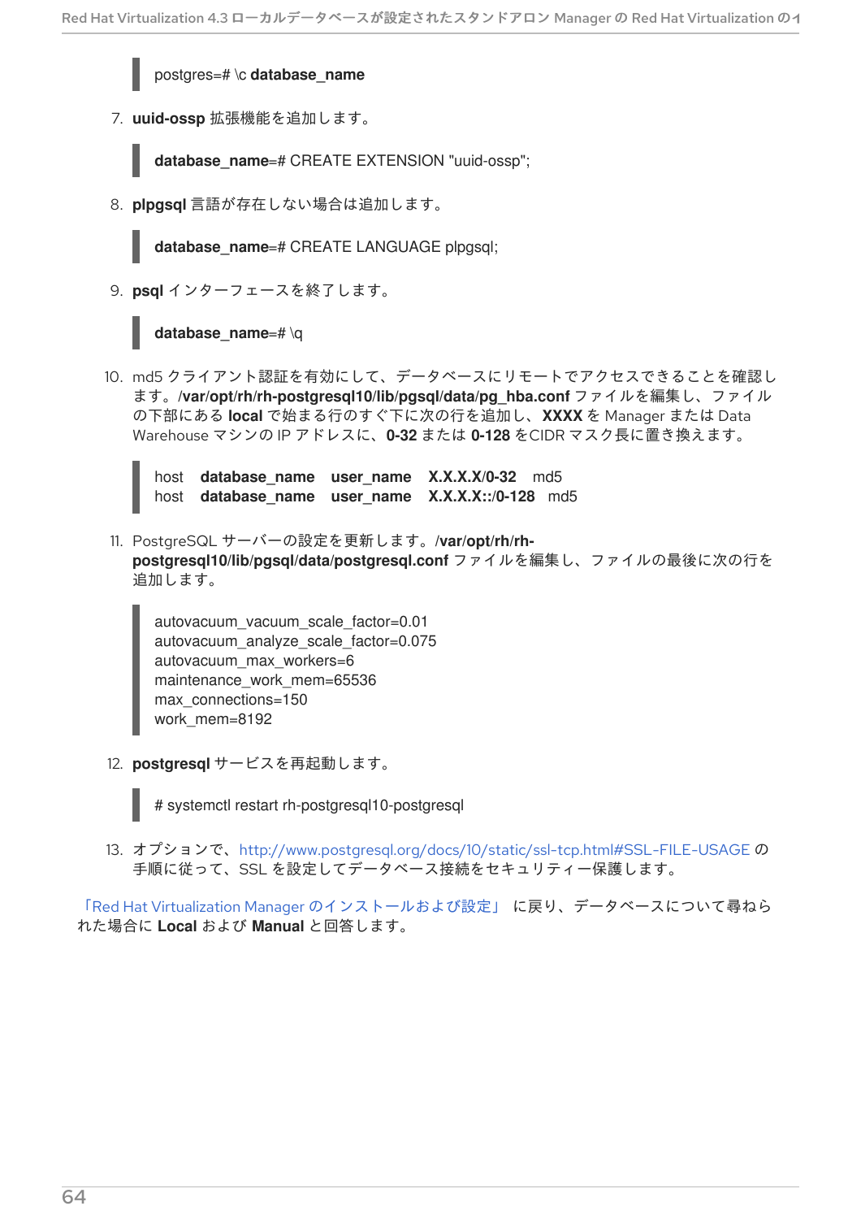```
postgres=# \c database_name
```

7. **uuid-ossp** 拡張機能を追加します。

```
database_name=# CREATE EXTENSION "uuid-ossp";
```

8. **plpgsql** 言語が存在しない場合は追加します。

```
database_name=# CREATE LANGUAGE plpgsql;
```

9. **psql** インターフェースを終了します。

```
database_name=# \q
```

10. md5 クライアント認証を有効にして、データベースにリモートでアクセスできることを確認します。**/var/opt/rh/rh-postgresql10/lib/pgsql/data/pg_hba.conf** ファイルを編集し、ファイルの下部にある **local** で始まる行のすぐ下に次の行を追加し、**XXXX** を Manager または Data Warehouse マシンの IP アドレスに、**0-32** または **0-128** をCIDR マスク長に置き換えます。

```
host    database_name    user_name    X.X.X.X/0-32    md5
host    database_name    user_name    X.X.X.X::/0-128   md5
```

11. PostgreSQL サーバーの設定を更新します。**/var/opt/rh/rh-postgresql10/lib/pgsql/data/postgresql.conf** ファイルを編集し、ファイルの最後に次の行を追加します。

```
autovacuum_vacuum_scale_factor=0.01
autovacuum_analyze_scale_factor=0.075
autovacuum_max_workers=6
maintenance_work_mem=65536
max_connections=150
work_mem=8192
```

12. **postgresql** サービスを再起動します。

```
# systemctl restart rh-postgresql10-postgresql
```

13. オプションで、http://www.postgresql.org/docs/10/static/ssl-tcp.html#SSL-FILE-USAGE の手順に従って、SSL を設定してデータベース接続をセキュリティー保護します。

「Red Hat Virtualization Manager のインストールおよび設定」 に戻り、データベースについて尋ねられた場合に **Local** および **Manual** と回答します。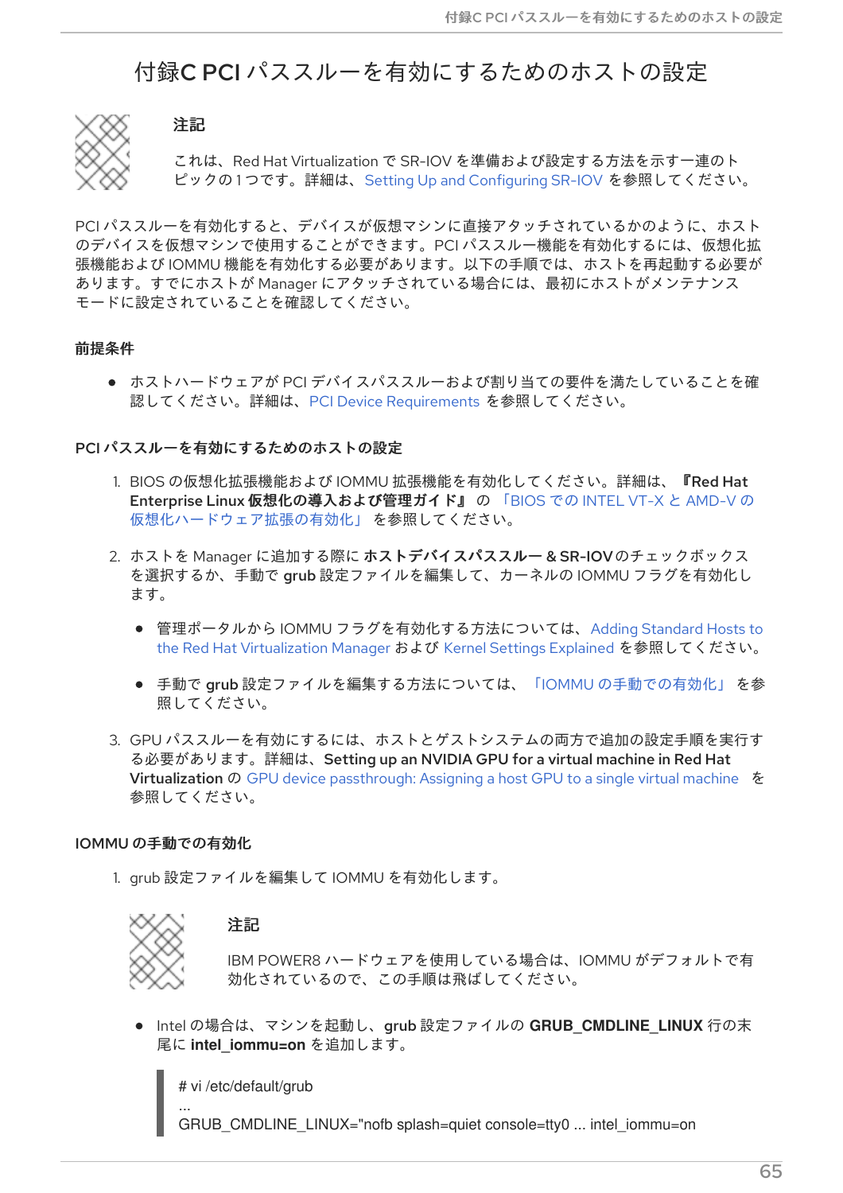# 付録C PCI パススルーを有効にするためのホストの設定

**注記**

これは、Red Hat Virtualization で SR-IOV を準備および設定する方法を示す一連のトピックの 1 つです。詳細は、Setting Up and Configuring SR-IOV を参照してください。

PCI パススルーを有効化すると、デバイスが仮想マシンに直接アタッチされているかのように、ホストのデバイスを仮想マシンで使用することができます。PCI パススルー機能を有効化するには、仮想化拡張機能および IOMMU 機能を有効化する必要があります。以下の手順では、ホストを再起動する必要があります。すでにホストが Manager にアタッチされている場合には、最初にホストがメンテナンスモードに設定されていることを確認してください。

### 前提条件

- ホストハードウェアが PCI デバイスパススルーおよび割り当ての要件を満たしていることを確認してください。詳細は、PCI Device Requirements を参照してください。

### PCI パススルーを有効にするためのホストの設定

1. BIOS の仮想化拡張機能および IOMMU 拡張機能を有効化してください。詳細は、**『Red Hat Enterprise Linux 仮想化の導入および管理ガイド』** の 「BIOS での INTEL VT-X と AMD-V の仮想化ハードウェア拡張の有効化」 を参照してください。
2. ホストを Manager に追加する際に **ホストデバイスパススルー & SR-IOV** のチェックボックスを選択するか、手動で **grub** 設定ファイルを編集して、カーネルの IOMMU フラグを有効化します。
   - 管理ポータルから IOMMU フラグを有効化する方法については、Adding Standard Hosts to the Red Hat Virtualization Manager および Kernel Settings Explained を参照してください。
   - 手動で **grub** 設定ファイルを編集する方法については、「IOMMU の手動での有効化」 を参照してください。
3. GPU パススルーを有効にするには、ホストとゲストシステムの両方で追加の設定手順を実行する必要があります。詳細は、**Setting up an NVIDIA GPU for a virtual machine in Red Hat Virtualization** の GPU device passthrough: Assigning a host GPU to a single virtual machine を参照してください。

### IOMMU の手動での有効化

1. grub 設定ファイルを編集して IOMMU を有効化します。

   **注記**

   IBM POWER8 ハードウェアを使用している場合は、IOMMU がデフォルトで有効化されているので、この手順は飛ばしてください。

   - Intel の場合は、マシンを起動し、**grub** 設定ファイルの **GRUB_CMDLINE_LINUX** 行の末尾に **intel_iommu=on** を追加します。

```
# vi /etc/default/grub
...
GRUB_CMDLINE_LINUX="nofb splash=quiet console=tty0 ... intel_iommu=on
```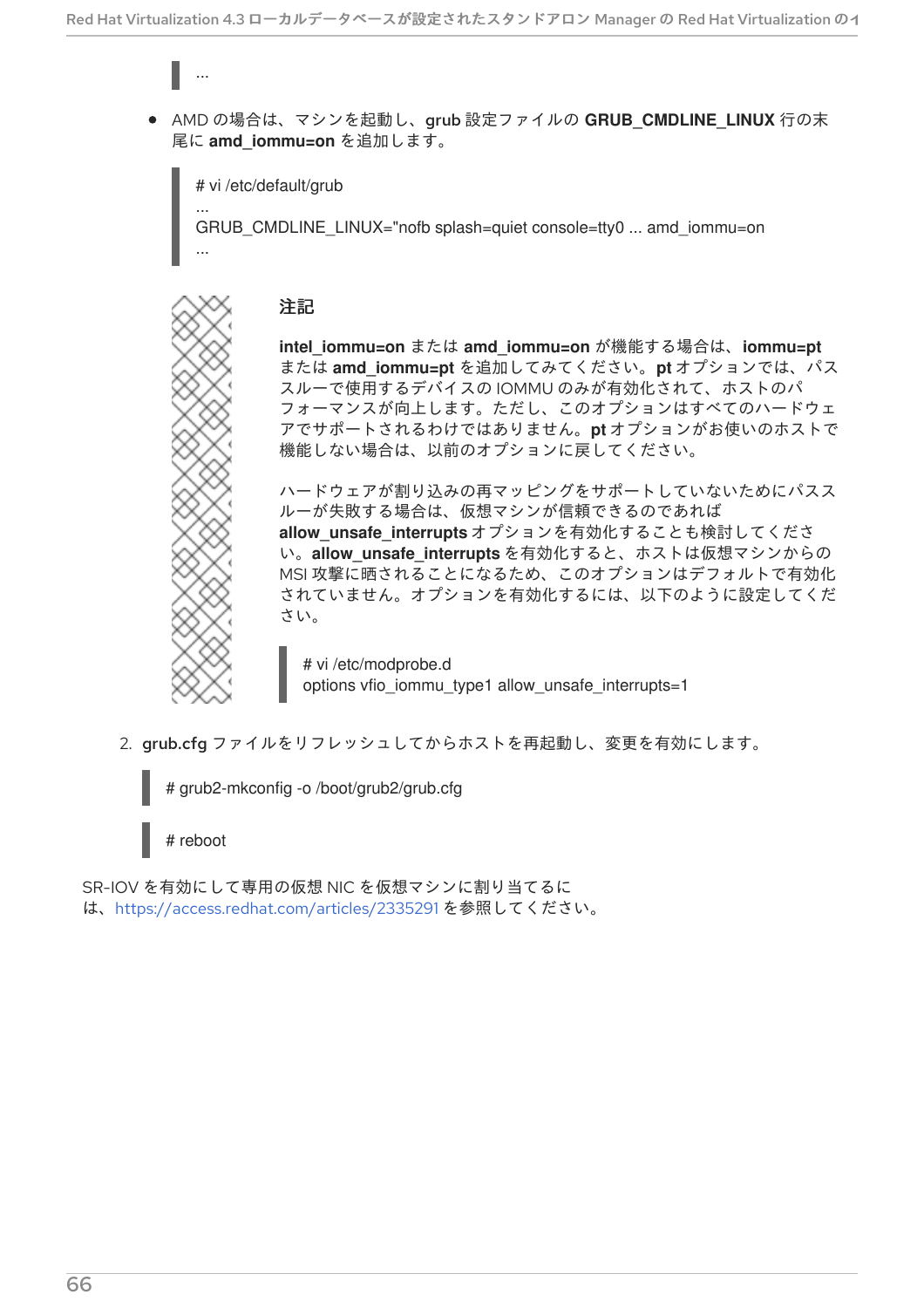```
...
```

- AMD の場合は、マシンを起動し、grub 設定ファイルの **GRUB_CMDLINE_LINUX** 行の末尾に **amd_iommu=on** を追加します。

```
# vi /etc/default/grub
...
GRUB_CMDLINE_LINUX="nofb splash=quiet console=tty0 ... amd_iommu=on
...
```

> **注記**
>
> **intel_iommu=on** または **amd_iommu=on** が機能する場合は、**iommu=pt** または **amd_iommu=pt** を追加してみてください。**pt** オプションでは、パススルーで使用するデバイスの IOMMU のみが有効化されて、ホストのパフォーマンスが向上します。ただし、このオプションはすべてのハードウェアでサポートされるわけではありません。**pt** オプションがお使いのホストで機能しない場合は、以前のオプションに戻してください。
>
> ハードウェアが割り込みの再マッピングをサポートしていないためにパススルーが失敗する場合は、仮想マシンが信頼できるのであれば **allow_unsafe_interrupts** オプションを有効化することも検討してください。**allow_unsafe_interrupts** を有効化すると、ホストは仮想マシンからの MSI 攻撃に晒されることになるため、このオプションはデフォルトで有効化されていません。オプションを有効化するには、以下のように設定してください。
>
> ```
> # vi /etc/modprobe.d
> options vfio_iommu_type1 allow_unsafe_interrupts=1
> ```

2. **grub.cfg** ファイルをリフレッシュしてからホストを再起動し、変更を有効にします。

```
# grub2-mkconfig -o /boot/grub2/grub.cfg
```

```
# reboot
```

SR-IOV を有効にして専用の仮想 NIC を仮想マシンに割り当てるには、https://access.redhat.com/articles/2335291 を参照してください。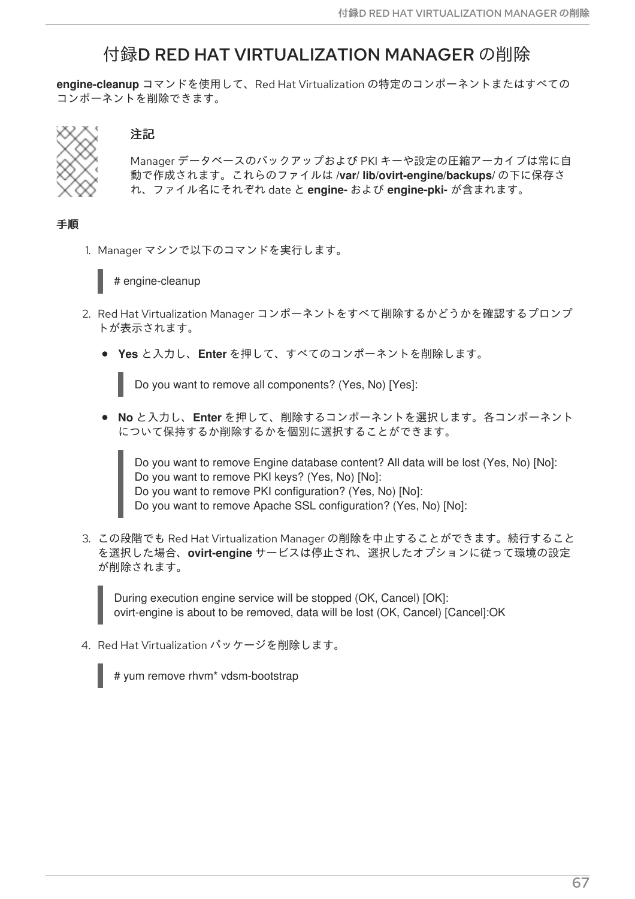// 付録D RED HAT VIRTUALIZATION MANAGER の削除

**engine-cleanup** コマンドを使用して、Red Hat Virtualization の特定のコンポーネントまたはすべてのコンポーネントを削除できます。

> **注記**
>
> Manager データベースのバックアップおよび PKI キーや設定の圧縮アーカイブは常に自動で作成されます。これらのファイルは **/var/ lib/ovirt-engine/backups/** の下に保存され、ファイル名にそれぞれ date と **engine-** および **engine-pki-** が含まれます。

**手順**

1. Manager マシンで以下のコマンドを実行します。

```
# engine-cleanup
```

2. Red Hat Virtualization Manager コンポーネントをすべて削除するかどうかを確認するプロンプトが表示されます。

   - **Yes** と入力し、**Enter** を押して、すべてのコンポーネントを削除します。

   ```
   Do you want to remove all components? (Yes, No) [Yes]:
   ```

   - **No** と入力し、**Enter** を押して、削除するコンポーネントを選択します。各コンポーネントについて保持するか削除するかを個別に選択することができます。

   ```
   Do you want to remove Engine database content? All data will be lost (Yes, No) [No]:
   Do you want to remove PKI keys? (Yes, No) [No]:
   Do you want to remove PKI configuration? (Yes, No) [No]:
   Do you want to remove Apache SSL configuration? (Yes, No) [No]:
   ```

3. この段階でも Red Hat Virtualization Manager の削除を中止することができます。続行することを選択した場合、**ovirt-engine** サービスは停止され、選択したオプションに従って環境の設定が削除されます。

```
During execution engine service will be stopped (OK, Cancel) [OK]:
ovirt-engine is about to be removed, data will be lost (OK, Cancel) [Cancel]:OK
```

4. Red Hat Virtualization パッケージを削除します。

```
# yum remove rhvm* vdsm-bootstrap
```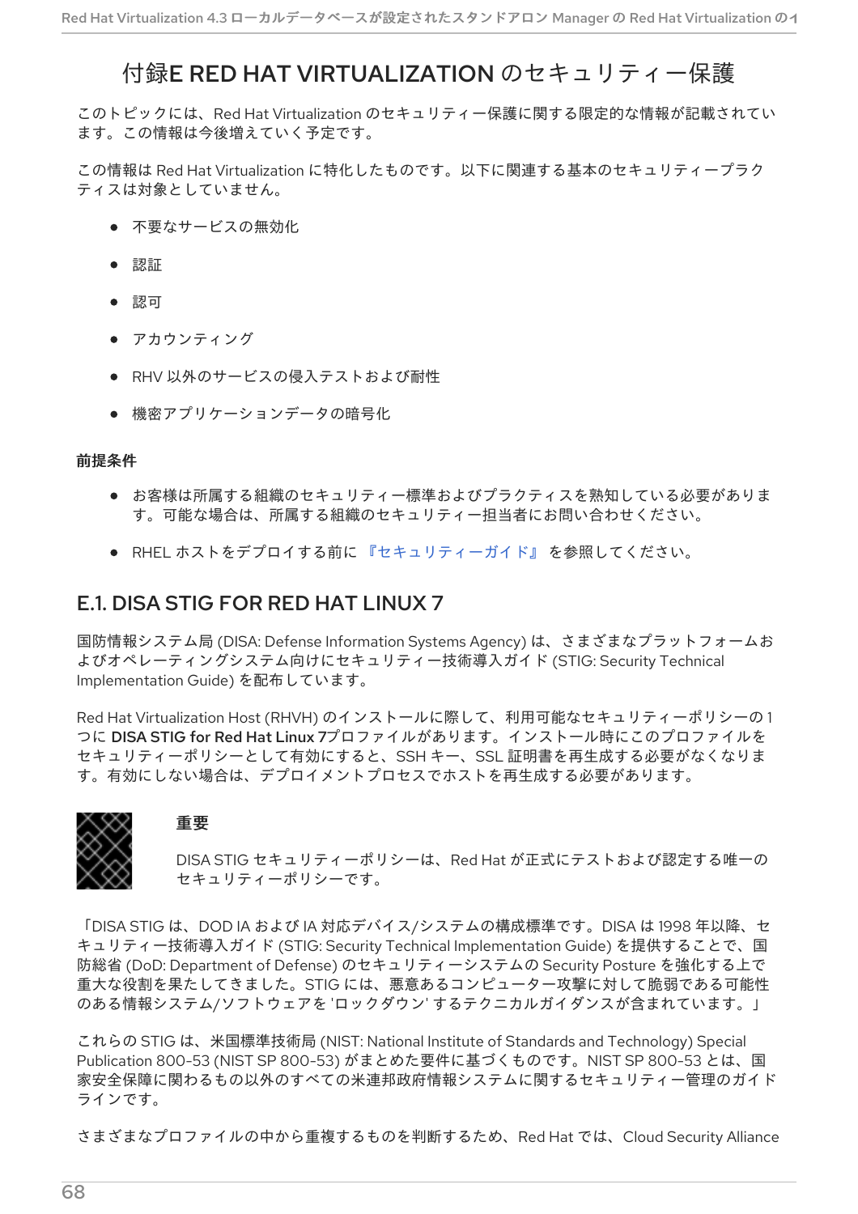# 付録E RED HAT VIRTUALIZATION のセキュリティー保護

このトピックには、Red Hat Virtualization のセキュリティー保護に関する限定的な情報が記載されています。この情報は今後増えていく予定です。

この情報は Red Hat Virtualization に特化したものです。以下に関連する基本のセキュリティープラクティスは対象としていません。

- 不要なサービスの無効化
- 認証
- 認可
- アカウンティング
- RHV 以外のサービスの侵入テストおよび耐性
- 機密アプリケーションデータの暗号化

**前提条件**

- お客様は所属する組織のセキュリティー標準およびプラクティスを熟知している必要があります。可能な場合は、所属する組織のセキュリティー担当者にお問い合わせください。
- RHEL ホストをデプロイする前に 『セキュリティーガイド』 を参照してください。

## E.1. DISA STIG FOR RED HAT LINUX 7

国防情報システム局 (DISA: Defense Information Systems Agency) は、さまざまなプラットフォームおよびオペレーティングシステム向けにセキュリティー技術導入ガイド (STIG: Security Technical Implementation Guide) を配布しています。

Red Hat Virtualization Host (RHVH) のインストールに際して、利用可能なセキュリティーポリシーの 1 つに **DISA STIG for Red Hat Linux 7**プロファイルがあります。インストール時にこのプロファイルをセキュリティーポリシーとして有効にすると、SSH キー、SSL 証明書を再生成する必要がなくなります。有効にしない場合は、デプロイメントプロセスでホストを再生成する必要があります。

> **重要**
>
> DISA STIG セキュリティーポリシーは、Red Hat が正式にテストおよび認定する唯一のセキュリティーポリシーです。

「DISA STIG は、DOD IA および IA 対応デバイス/システムの構成標準です。DISA は 1998 年以降、セキュリティー技術導入ガイド (STIG: Security Technical Implementation Guide) を提供することで、国防総省 (DoD: Department of Defense) のセキュリティーシステムの Security Posture を強化する上で重大な役割を果たしてきました。STIG には、悪意あるコンピューター攻撃に対して脆弱である可能性のある情報システム/ソフトウェアを 'ロックダウン' するテクニカルガイダンスが含まれています。」

これらの STIG は、米国標準技術局 (NIST: National Institute of Standards and Technology) Special Publication 800-53 (NIST SP 800-53) がまとめた要件に基づくものです。NIST SP 800-53 とは、国家安全保障に関わるもの以外のすべての米連邦政府情報システムに関するセキュリティー管理のガイドラインです。

さまざまなプロファイルの中から重複するものを判断するため、Red Hat では、Cloud Security Alliance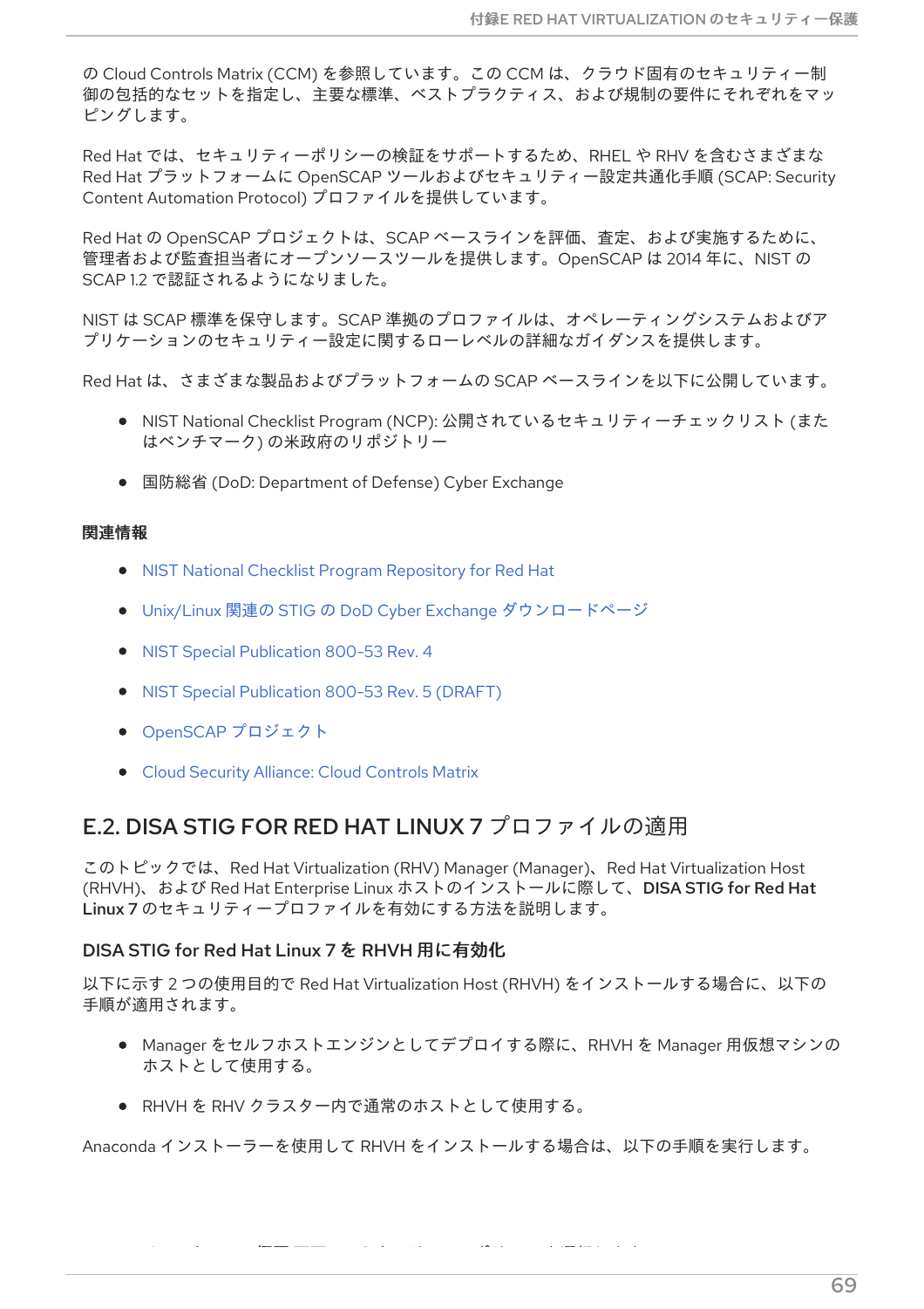の Cloud Controls Matrix (CCM) を参照しています。この CCM は、クラウド固有のセキュリティー制御の包括的なセットを指定し、主要な標準、ベストプラクティス、および規制の要件にそれぞれをマッピングします。

Red Hat では、セキュリティーポリシーの検証をサポートするため、RHEL や RHV を含むさまざまな Red Hat プラットフォームに OpenSCAP ツールおよびセキュリティー設定共通化手順 (SCAP: Security Content Automation Protocol) プロファイルを提供しています。

Red Hat の OpenSCAP プロジェクトは、SCAP ベースラインを評価、査定、および実施するために、管理者および監査担当者にオープンソースツールを提供します。OpenSCAP は 2014 年に、NIST の SCAP 1.2 で認証されるようになりました。

NIST は SCAP 標準を保守します。SCAP 準拠のプロファイルは、オペレーティングシステムおよびアプリケーションのセキュリティー設定に関するローレベルの詳細なガイダンスを提供します。

Red Hat は、さまざまな製品およびプラットフォームの SCAP ベースラインを以下に公開しています。

- NIST National Checklist Program (NCP): 公開されているセキュリティーチェックリスト (またはベンチマーク) の米政府のリポジトリー
- 国防総省 (DoD: Department of Defense) Cyber Exchange

**関連情報**

- NIST National Checklist Program Repository for Red Hat
- Unix/Linux 関連の STIG の DoD Cyber Exchange ダウンロードページ
- NIST Special Publication 800-53 Rev. 4
- NIST Special Publication 800-53 Rev. 5 (DRAFT)
- OpenSCAP プロジェクト
- Cloud Security Alliance: Cloud Controls Matrix

## E.2. DISA STIG FOR RED HAT LINUX 7 プロファイルの適用

このトピックでは、Red Hat Virtualization (RHV) Manager (Manager)、Red Hat Virtualization Host (RHVH)、および Red Hat Enterprise Linux ホストのインストールに際して、**DISA STIG for Red Hat Linux 7** のセキュリティープロファイルを有効にする方法を説明します。

### DISA STIG for Red Hat Linux 7 を RHVH 用に有効化

以下に示す 2 つの使用目的で Red Hat Virtualization Host (RHVH) をインストールする場合に、以下の手順が適用されます。

- Manager をセルフホストエンジンとしてデプロイする際に、RHVH を Manager 用仮想マシンのホストとして使用する。
- RHVH を RHV クラスター内で通常のホストとして使用する。

Anaconda インストーラーを使用して RHVH をインストールする場合は、以下の手順を実行します。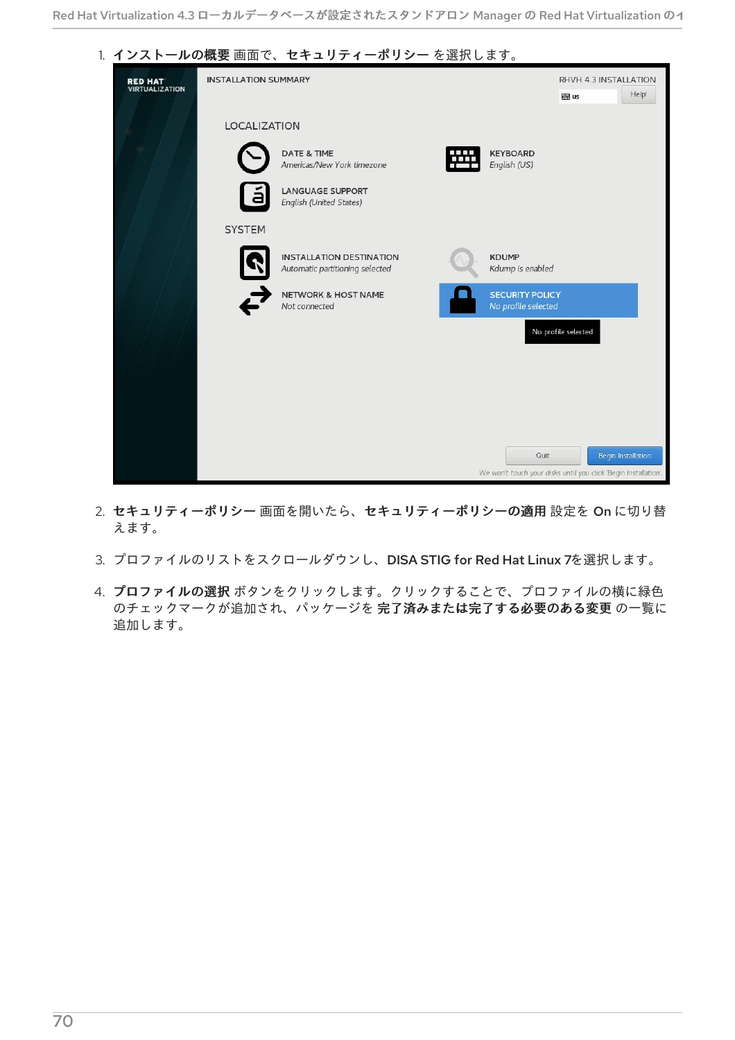1. **インストールの概要** 画面で、**セキュリティーポリシー** を選択します。

2. **セキュリティーポリシー** 画面を開いたら、**セキュリティーポリシーの適用** 設定を On に切り替えます。

3. プロファイルのリストをスクロールダウンし、DISA STIG for Red Hat Linux 7を選択します。

4. **プロファイルの選択** ボタンをクリックします。クリックすることで、プロファイルの横に緑色のチェックマークが追加され、パッケージを **完了済みまたは完了する必要のある変更** の一覧に追加します。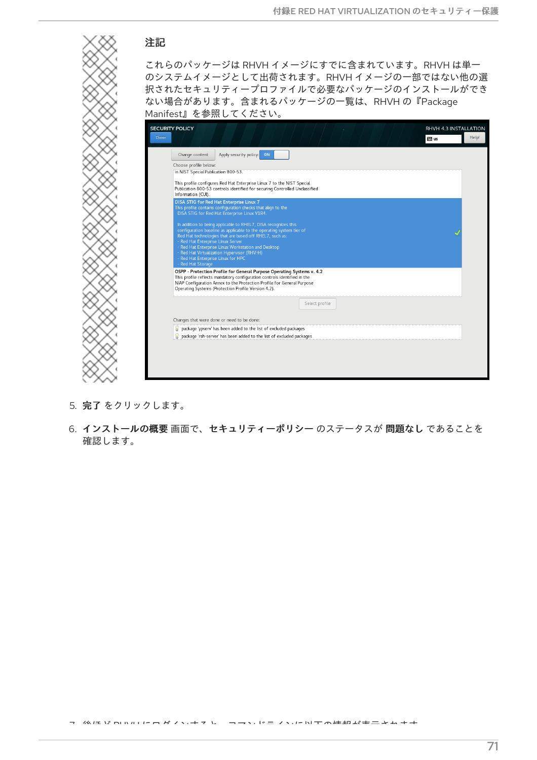## 注記

これらのパッケージは RHVH イメージにすでに含まれています。RHVH は単一のシステムイメージとして出荷されます。RHVH イメージの一部ではない他の選択されたセキュリティープロファイルで必要なパッケージのインストールができない場合があります。含まれるパッケージの一覧は、RHVH の『Package Manifest』を参照してください。

5. **完了** をクリックします。

6. **インストールの概要** 画面で、**セキュリティーポリシー** のステータスが **問題なし** であることを確認します。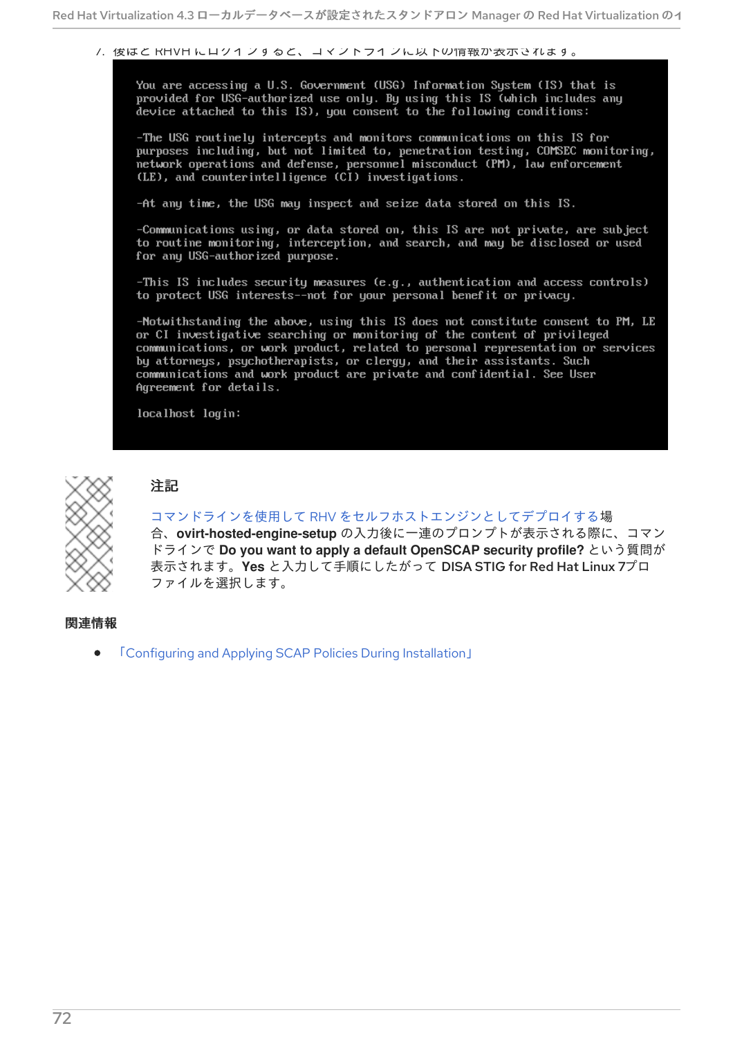7. 後ほど RHVH にログインすると、コマンドラインに以下の情報が表示されます。

```
You are accessing a U.S. Government (USG) Information System (IS) that is
provided for USG-authorized use only. By using this IS (which includes any
device attached to this IS), you consent to the following conditions:

-The USG routinely intercepts and monitors communications on this IS for
purposes including, but not limited to, penetration testing, COMSEC monitoring,
network operations and defense, personnel misconduct (PM), law enforcement
(LE), and counterintelligence (CI) investigations.

-At any time, the USG may inspect and seize data stored on this IS.

-Communications using, or data stored on, this IS are not private, are subject
to routine monitoring, interception, and search, and may be disclosed or used
for any USG-authorized purpose.

-This IS includes security measures (e.g., authentication and access controls)
to protect USG interests--not for your personal benefit or privacy.

-Notwithstanding the above, using this IS does not constitute consent to PM, LE
or CI investigative searching or monitoring of the content of privileged
communications, or work product, related to personal representation or services
by attorneys, psychotherapists, or clergy, and their assistants. Such
communications and work product are private and confidential. See User
Agreement for details.

localhost login:
```

**注記**

コマンドラインを使用して RHV をセルフホストエンジンとしてデプロイする場合、**ovirt-hosted-engine-setup** の入力後に一連のプロンプトが表示される際に、コマンドラインで **Do you want to apply a default OpenSCAP security profile?** という質問が表示されます。**Yes** と入力して手順にしたがって **DISA STIG for Red Hat Linux 7**プロファイルを選択します。

**関連情報**

- 「Configuring and Applying SCAP Policies During Installation」